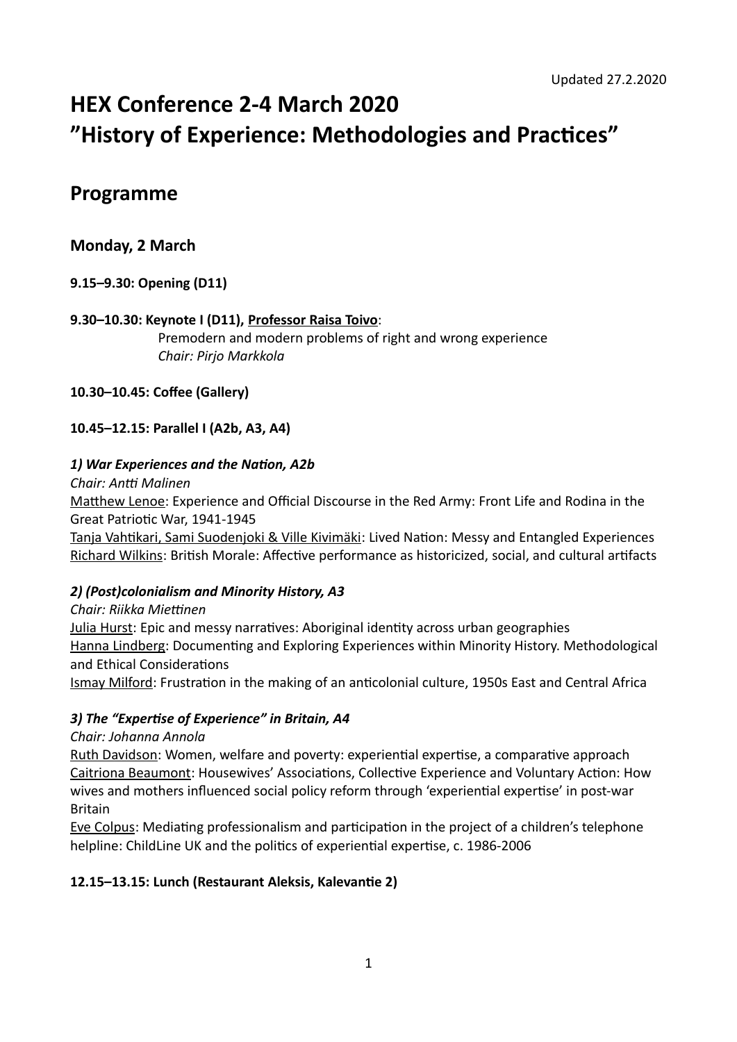Updated 27.2.2020

# HEX Conference 2-4 March 2020
# ”History of Experience: Methodologies and Practices”

## Programme

### Monday, 2 March

**9.15–9.30: Opening (D11)**

**9.30–10.30: Keynote I (D11), Professor Raisa Toivo**:
Premodern and modern problems of right and wrong experience
*Chair: Pirjo Markkola*

**10.30–10.45: Coffee (Gallery)**

**10.45–12.15: Parallel I (A2b, A3, A4)**

***1) War Experiences and the Nation, A2b***
*Chair: Antti Malinen*
Matthew Lenoe: Experience and Official Discourse in the Red Army: Front Life and Rodina in the Great Patriotic War, 1941-1945
Tanja Vahtikari, Sami Suodenjoki & Ville Kivimäki: Lived Nation: Messy and Entangled Experiences
Richard Wilkins: British Morale: Affective performance as historicized, social, and cultural artifacts

***2) (Post)colonialism and Minority History, A3***
*Chair: Riikka Miettinen*
Julia Hurst: Epic and messy narratives: Aboriginal identity across urban geographies
Hanna Lindberg: Documenting and Exploring Experiences within Minority History. Methodological and Ethical Considerations
Ismay Milford: Frustration in the making of an anticolonial culture, 1950s East and Central Africa

***3) The “Expertise of Experience” in Britain, A4***
*Chair: Johanna Annola*
Ruth Davidson: Women, welfare and poverty: experiential expertise, a comparative approach
Caitriona Beaumont: Housewives’ Associations, Collective Experience and Voluntary Action: How wives and mothers influenced social policy reform through ‘experiential expertise’ in post-war Britain
Eve Colpus: Mediating professionalism and participation in the project of a children’s telephone helpline: ChildLine UK and the politics of experiential expertise, c. 1986-2006

**12.15–13.15: Lunch (Restaurant Aleksis, Kalevantie 2)**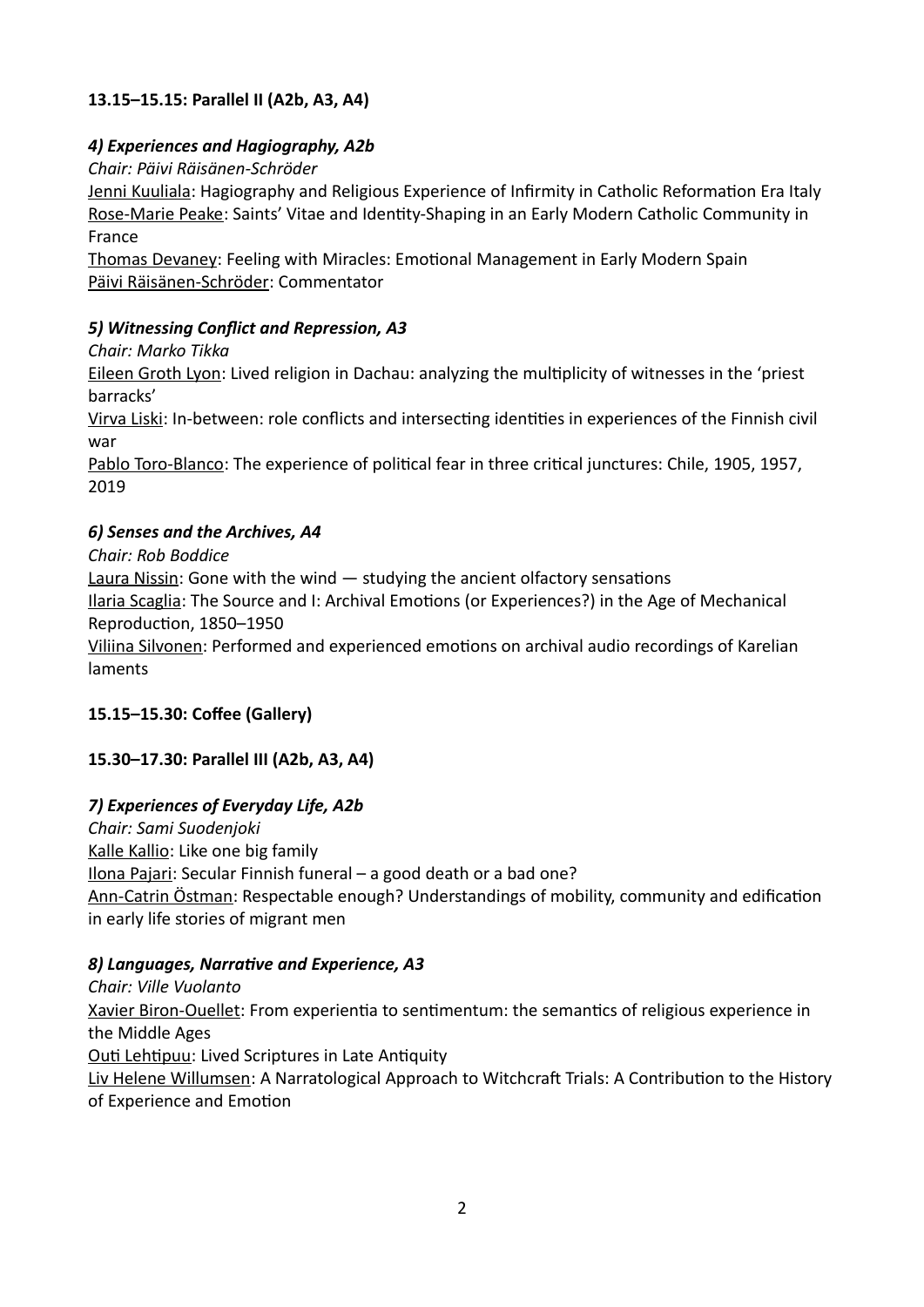**13.15–15.15: Parallel II (A2b, A3, A4)**

***4) Experiences and Hagiography, A2b***

*Chair: Päivi Räisänen-Schröder*

Jenni Kuuliala: Hagiography and Religious Experience of Infirmity in Catholic Reformation Era Italy
Rose-Marie Peake: Saints' Vitae and Identity-Shaping in an Early Modern Catholic Community in France
Thomas Devaney: Feeling with Miracles: Emotional Management in Early Modern Spain
Päivi Räisänen-Schröder: Commentator

***5) Witnessing Conflict and Repression, A3***

*Chair: Marko Tikka*

Eileen Groth Lyon: Lived religion in Dachau: analyzing the multiplicity of witnesses in the 'priest barracks'
Virva Liski: In-between: role conflicts and intersecting identities in experiences of the Finnish civil war
Pablo Toro-Blanco: The experience of political fear in three critical junctures: Chile, 1905, 1957, 2019

***6) Senses and the Archives, A4***

*Chair: Rob Boddice*

Laura Nissin: Gone with the wind — studying the ancient olfactory sensations
Ilaria Scaglia: The Source and I: Archival Emotions (or Experiences?) in the Age of Mechanical Reproduction, 1850–1950
Viliina Silvonen: Performed and experienced emotions on archival audio recordings of Karelian laments

**15.15–15.30: Coffee (Gallery)**

**15.30–17.30: Parallel III (A2b, A3, A4)**

***7) Experiences of Everyday Life, A2b***

*Chair: Sami Suodenjoki*

Kalle Kallio: Like one big family
Ilona Pajari: Secular Finnish funeral – a good death or a bad one?
Ann-Catrin Östman: Respectable enough? Understandings of mobility, community and edification in early life stories of migrant men

***8) Languages, Narrative and Experience, A3***

*Chair: Ville Vuolanto*

Xavier Biron-Ouellet: From experientia to sentimentum: the semantics of religious experience in the Middle Ages
Outi Lehtipuu: Lived Scriptures in Late Antiquity
Liv Helene Willumsen: A Narratological Approach to Witchcraft Trials: A Contribution to the History of Experience and Emotion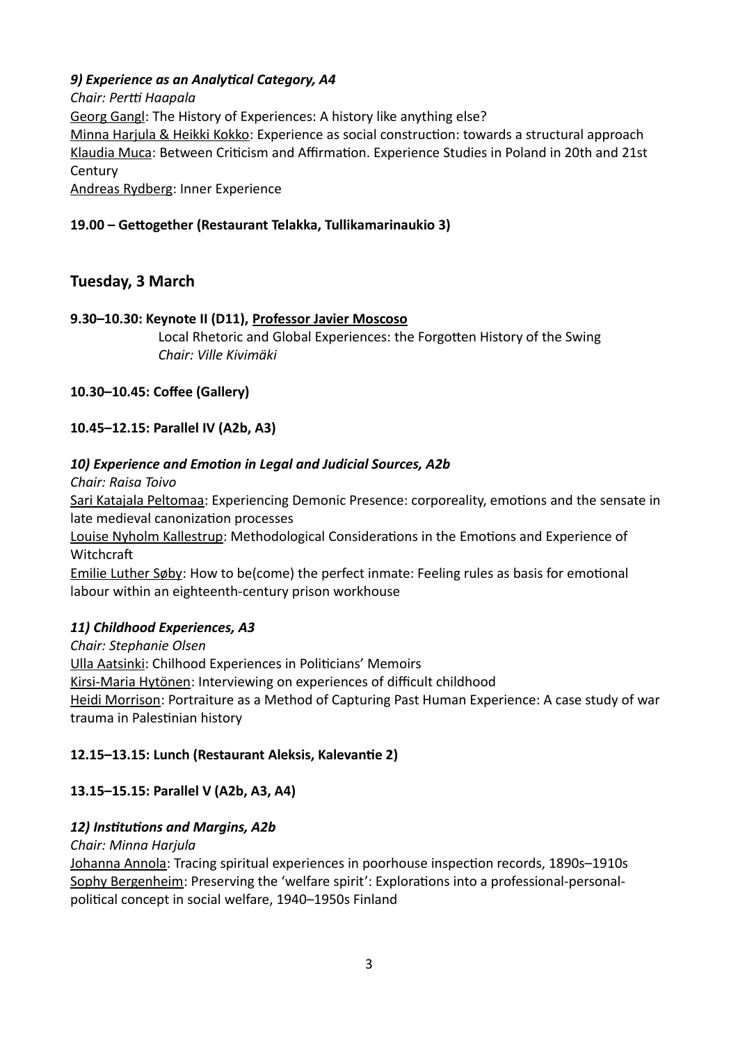***9) Experience as an Analytical Category, A4***

*Chair: Pertti Haapala*

Georg Gangl: The History of Experiences: A history like anything else?

Minna Harjula & Heikki Kokko: Experience as social construction: towards a structural approach

Klaudia Muca: Between Criticism and Affirmation. Experience Studies in Poland in 20th and 21st Century

Andreas Rydberg: Inner Experience

**19.00 – Gettogether (Restaurant Telakka, Tullikamarinaukio 3)**

## Tuesday, 3 March

**9.30–10.30: Keynote II (D11), Professor Javier Moscoso**

Local Rhetoric and Global Experiences: the Forgotten History of the Swing

*Chair: Ville Kivimäki*

**10.30–10.45: Coffee (Gallery)**

**10.45–12.15: Parallel IV (A2b, A3)**

***10) Experience and Emotion in Legal and Judicial Sources, A2b***

*Chair: Raisa Toivo*

Sari Katajala Peltomaa: Experiencing Demonic Presence: corporeality, emotions and the sensate in late medieval canonization processes

Louise Nyholm Kallestrup: Methodological Considerations in the Emotions and Experience of Witchcraft

Emilie Luther Søby: How to be(come) the perfect inmate: Feeling rules as basis for emotional labour within an eighteenth-century prison workhouse

***11) Childhood Experiences, A3***

*Chair: Stephanie Olsen*

Ulla Aatsinki: Chilhood Experiences in Politicians' Memoirs

Kirsi-Maria Hytönen: Interviewing on experiences of difficult childhood

Heidi Morrison: Portraiture as a Method of Capturing Past Human Experience: A case study of war trauma in Palestinian history

**12.15–13.15: Lunch (Restaurant Aleksis, Kalevantie 2)**

**13.15–15.15: Parallel V (A2b, A3, A4)**

***12) Institutions and Margins, A2b***

*Chair: Minna Harjula*

Johanna Annola: Tracing spiritual experiences in poorhouse inspection records, 1890s–1910s

Sophy Bergenheim: Preserving the 'welfare spirit': Explorations into a professional-personal-political concept in social welfare, 1940–1950s Finland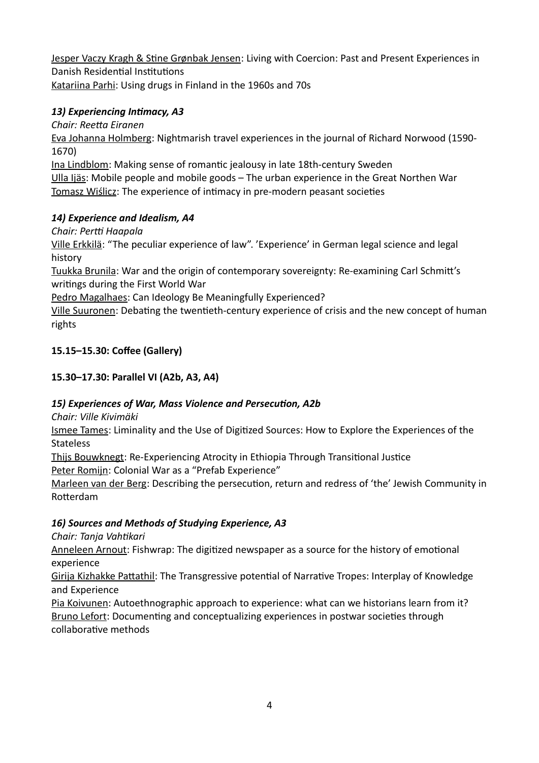<u>Jesper Vaczy Kragh & Stine Grønbak Jensen</u>: Living with Coercion: Past and Present Experiences in Danish Residential Institutions
<u>Katariina Parhi</u>: Using drugs in Finland in the 1960s and 70s

***13) Experiencing Intimacy, A3***

*Chair: Reetta Eiranen*
<u>Eva Johanna Holmberg</u>: Nightmarish travel experiences in the journal of Richard Norwood (1590-1670)
<u>Ina Lindblom</u>: Making sense of romantic jealousy in late 18th-century Sweden
<u>Ulla Ijäs</u>: Mobile people and mobile goods – The urban experience in the Great Northen War
<u>Tomasz Wiślicz</u>: The experience of intimacy in pre-modern peasant societies

***14) Experience and Idealism, A4***

*Chair: Pertti Haapala*
<u>Ville Erkkilä</u>: "The peculiar experience of law". 'Experience' in German legal science and legal history
<u>Tuukka Brunila</u>: War and the origin of contemporary sovereignty: Re-examining Carl Schmitt's writings during the First World War
<u>Pedro Magalhaes</u>: Can Ideology Be Meaningfully Experienced?
<u>Ville Suuronen</u>: Debating the twentieth-century experience of crisis and the new concept of human rights

**15.15–15.30: Coffee (Gallery)**

**15.30–17.30: Parallel VI (A2b, A3, A4)**

***15) Experiences of War, Mass Violence and Persecution, A2b***

*Chair: Ville Kivimäki*
<u>Ismee Tames</u>: Liminality and the Use of Digitized Sources: How to Explore the Experiences of the Stateless
<u>Thijs Bouwknegt</u>: Re-Experiencing Atrocity in Ethiopia Through Transitional Justice
<u>Peter Romijn</u>: Colonial War as a "Prefab Experience"
<u>Marleen van der Berg</u>: Describing the persecution, return and redress of 'the' Jewish Community in Rotterdam

***16) Sources and Methods of Studying Experience, A3***

*Chair: Tanja Vahtikari*
<u>Anneleen Arnout</u>: Fishwrap: The digitized newspaper as a source for the history of emotional experience
<u>Girija Kizhakke Pattathil</u>: The Transgressive potential of Narrative Tropes: Interplay of Knowledge and Experience
<u>Pia Koivunen</u>: Autoethnographic approach to experience: what can we historians learn from it?
<u>Bruno Lefort</u>: Documenting and conceptualizing experiences in postwar societies through collaborative methods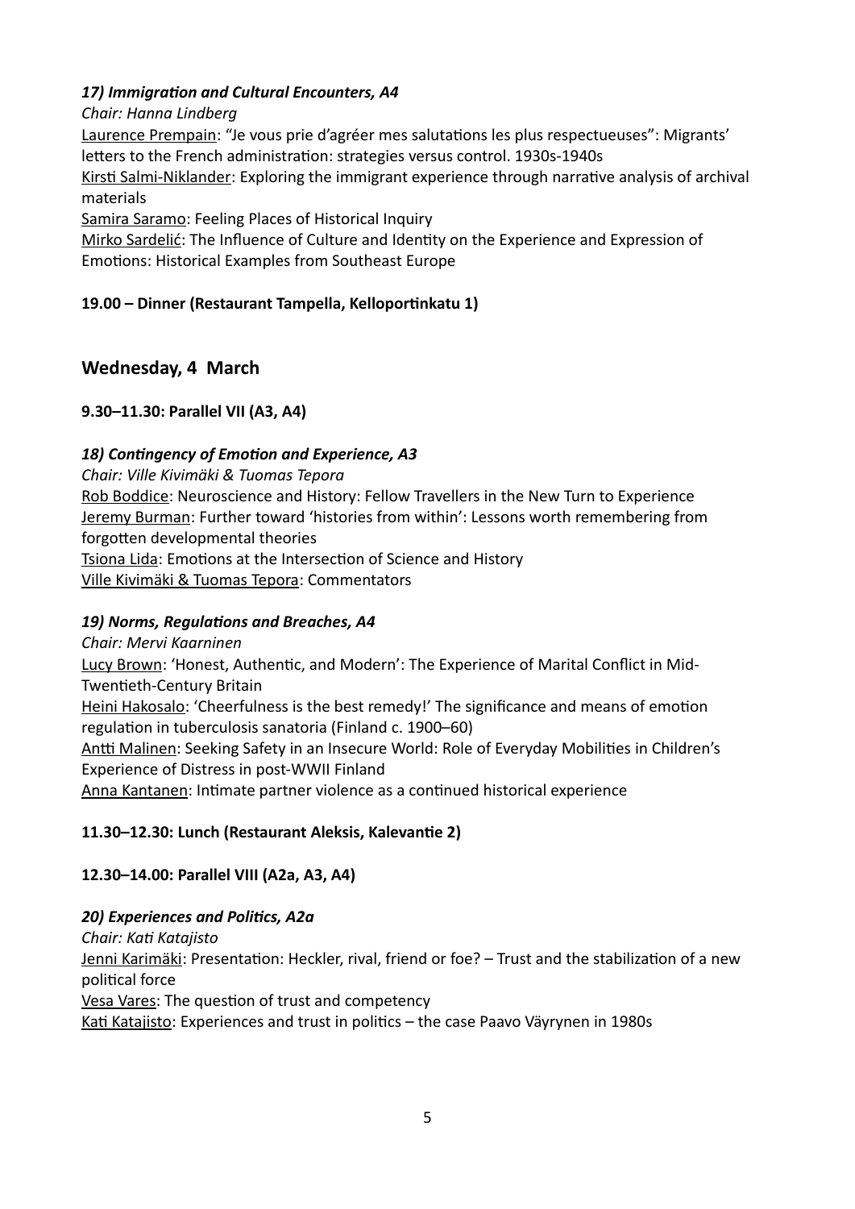### *17) Immigration and Cultural Encounters, A4*

*Chair: Hanna Lindberg*

Laurence Prempain: "Je vous prie d'agréer mes salutations les plus respectueuses": Migrants' letters to the French administration: strategies versus control. 1930s-1940s

Kirsti Salmi-Niklander: Exploring the immigrant experience through narrative analysis of archival materials

Samira Saramo: Feeling Places of Historical Inquiry

Mirko Sardelić: The Influence of Culture and Identity on the Experience and Expression of Emotions: Historical Examples from Southeast Europe

**19.00 – Dinner (Restaurant Tampella, Kelloportinkatu 1)**

## Wednesday, 4 March

**9.30–11.30: Parallel VII (A3, A4)**

### *18) Contingency of Emotion and Experience, A3*

*Chair: Ville Kivimäki & Tuomas Tepora*

Rob Boddice: Neuroscience and History: Fellow Travellers in the New Turn to Experience

Jeremy Burman: Further toward 'histories from within': Lessons worth remembering from forgotten developmental theories

Tsiona Lida: Emotions at the Intersection of Science and History

Ville Kivimäki & Tuomas Tepora: Commentators

### *19) Norms, Regulations and Breaches, A4*

*Chair: Mervi Kaarninen*

Lucy Brown: 'Honest, Authentic, and Modern': The Experience of Marital Conflict in Mid-Twentieth-Century Britain

Heini Hakosalo: 'Cheerfulness is the best remedy!' The significance and means of emotion regulation in tuberculosis sanatoria (Finland c. 1900–60)

Antti Malinen: Seeking Safety in an Insecure World: Role of Everyday Mobilities in Children's Experience of Distress in post-WWII Finland

Anna Kantanen: Intimate partner violence as a continued historical experience

**11.30–12.30: Lunch (Restaurant Aleksis, Kalevantie 2)**

**12.30–14.00: Parallel VIII (A2a, A3, A4)**

### *20) Experiences and Politics, A2a*

*Chair: Kati Katajisto*

Jenni Karimäki: Presentation: Heckler, rival, friend or foe? – Trust and the stabilization of a new political force

Vesa Vares: The question of trust and competency

Kati Katajisto: Experiences and trust in politics – the case Paavo Väyrynen in 1980s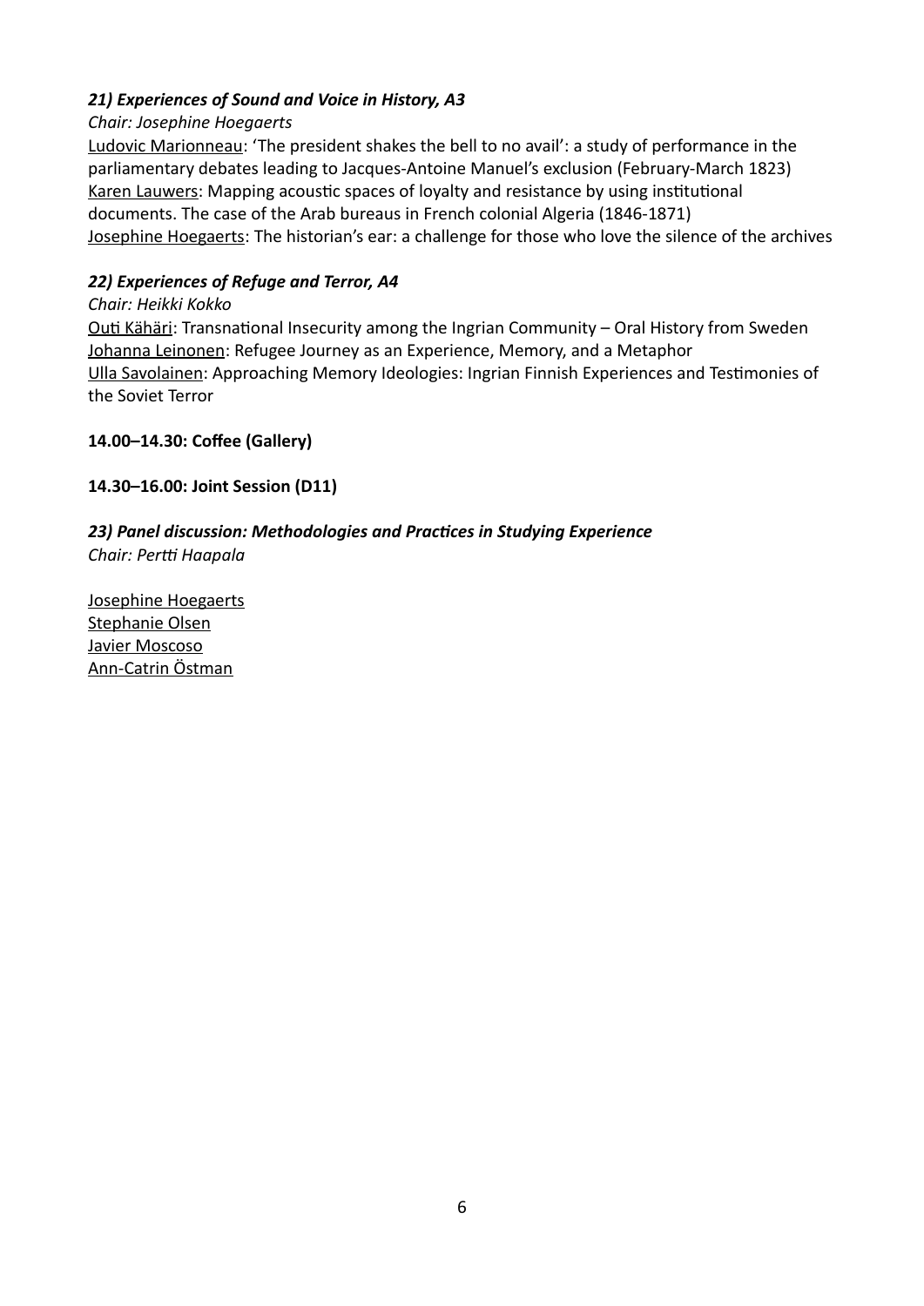### *21) Experiences of Sound and Voice in History, A3*

*Chair: Josephine Hoegaerts*

Ludovic Marionneau: 'The president shakes the bell to no avail': a study of performance in the parliamentary debates leading to Jacques-Antoine Manuel's exclusion (February-March 1823)
Karen Lauwers: Mapping acoustic spaces of loyalty and resistance by using institutional documents. The case of the Arab bureaus in French colonial Algeria (1846-1871)
Josephine Hoegaerts: The historian's ear: a challenge for those who love the silence of the archives

### *22) Experiences of Refuge and Terror, A4*

*Chair: Heikki Kokko*

Outi Kähäri: Transnational Insecurity among the Ingrian Community – Oral History from Sweden
Johanna Leinonen: Refugee Journey as an Experience, Memory, and a Metaphor
Ulla Savolainen: Approaching Memory Ideologies: Ingrian Finnish Experiences and Testimonies of the Soviet Terror

**14.00–14.30: Coffee (Gallery)**

**14.30–16.00: Joint Session (D11)**

### *23) Panel discussion: Methodologies and Practices in Studying Experience*

*Chair: Pertti Haapala*

Josephine Hoegaerts
Stephanie Olsen
Javier Moscoso
Ann-Catrin Östman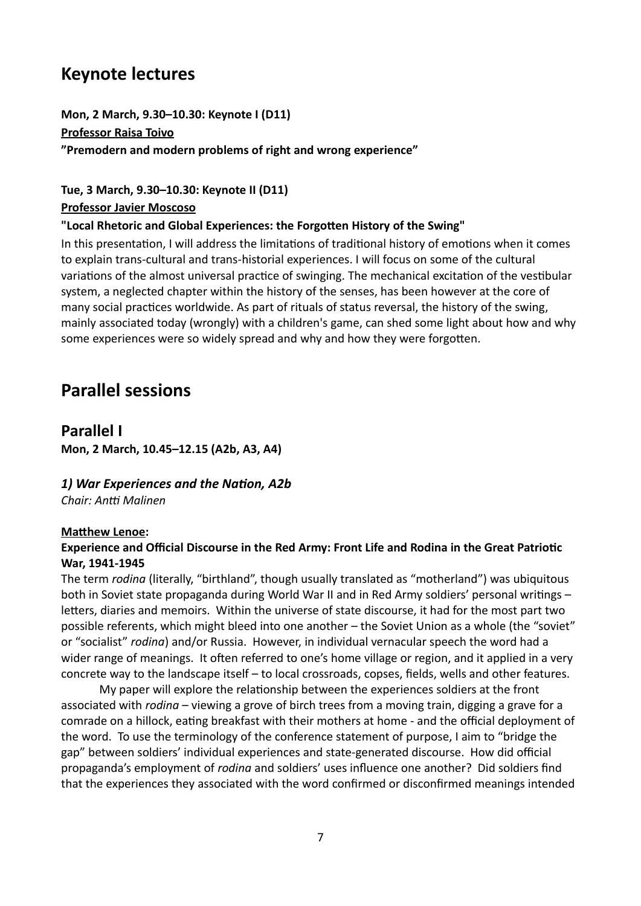# Keynote lectures

**Mon, 2 March, 9.30–10.30: Keynote I (D11)**

**<u>Professor Raisa Toivo</u>**

**”Premodern and modern problems of right and wrong experience”**

**Tue, 3 March, 9.30–10.30: Keynote II (D11)**

**<u>Professor Javier Moscoso</u>**

**"Local Rhetoric and Global Experiences: the Forgotten History of the Swing"**

In this presentation, I will address the limitations of traditional history of emotions when it comes to explain trans-cultural and trans-historial experiences. I will focus on some of the cultural variations of the almost universal practice of swinging. The mechanical excitation of the vestibular system, a neglected chapter within the history of the senses, has been however at the core of many social practices worldwide. As part of rituals of status reversal, the history of the swing, mainly associated today (wrongly) with a children's game, can shed some light about how and why some experiences were so widely spread and why and how they were forgotten.

# Parallel sessions

## Parallel I

**Mon, 2 March, 10.45–12.15 (A2b, A3, A4)**

### *1) War Experiences and the Nation, A2b*

*Chair: Antti Malinen*

**<u>Matthew Lenoe</u>:**

**Experience and Official Discourse in the Red Army: Front Life and Rodina in the Great Patriotic War, 1941-1945**

The term *rodina* (literally, “birthland”, though usually translated as “motherland”) was ubiquitous both in Soviet state propaganda during World War II and in Red Army soldiers’ personal writings – letters, diaries and memoirs. Within the universe of state discourse, it had for the most part two possible referents, which might bleed into one another – the Soviet Union as a whole (the “soviet” or “socialist” *rodina*) and/or Russia. However, in individual vernacular speech the word had a wider range of meanings. It often referred to one’s home village or region, and it applied in a very concrete way to the landscape itself – to local crossroads, copses, fields, wells and other features.

My paper will explore the relationship between the experiences soldiers at the front associated with *rodina* – viewing a grove of birch trees from a moving train, digging a grave for a comrade on a hillock, eating breakfast with their mothers at home - and the official deployment of the word. To use the terminology of the conference statement of purpose, I aim to “bridge the gap” between soldiers’ individual experiences and state-generated discourse. How did official propaganda’s employment of *rodina* and soldiers’ uses influence one another? Did soldiers find that the experiences they associated with the word confirmed or disconfirmed meanings intended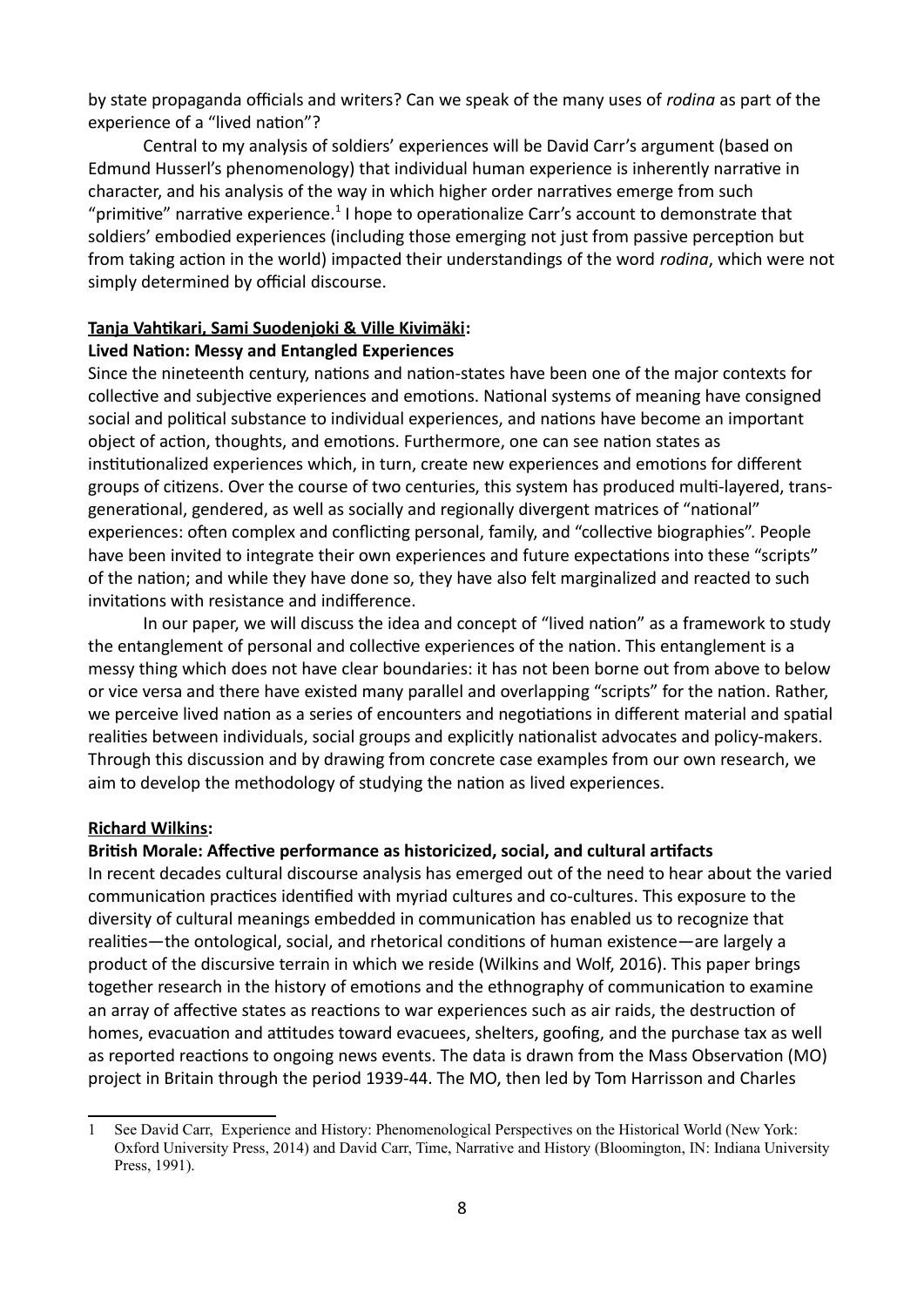by state propaganda officials and writers? Can we speak of the many uses of *rodina* as part of the experience of a "lived nation"?

Central to my analysis of soldiers' experiences will be David Carr's argument (based on Edmund Husserl's phenomenology) that individual human experience is inherently narrative in character, and his analysis of the way in which higher order narratives emerge from such "primitive" narrative experience.[1] I hope to operationalize Carr's account to demonstrate that soldiers' embodied experiences (including those emerging not just from passive perception but from taking action in the world) impacted their understandings of the word *rodina*, which were not simply determined by official discourse.

**Tanja Vahtikari, Sami Suodenjoki & Ville Kivimäki:**

**Lived Nation: Messy and Entangled Experiences**

Since the nineteenth century, nations and nation-states have been one of the major contexts for collective and subjective experiences and emotions. National systems of meaning have consigned social and political substance to individual experiences, and nations have become an important object of action, thoughts, and emotions. Furthermore, one can see nation states as institutionalized experiences which, in turn, create new experiences and emotions for different groups of citizens. Over the course of two centuries, this system has produced multi-layered, trans-generational, gendered, as well as socially and regionally divergent matrices of "national" experiences: often complex and conflicting personal, family, and "collective biographies". People have been invited to integrate their own experiences and future expectations into these "scripts" of the nation; and while they have done so, they have also felt marginalized and reacted to such invitations with resistance and indifference.

In our paper, we will discuss the idea and concept of "lived nation" as a framework to study the entanglement of personal and collective experiences of the nation. This entanglement is a messy thing which does not have clear boundaries: it has not been borne out from above to below or vice versa and there have existed many parallel and overlapping "scripts" for the nation. Rather, we perceive lived nation as a series of encounters and negotiations in different material and spatial realities between individuals, social groups and explicitly nationalist advocates and policy-makers. Through this discussion and by drawing from concrete case examples from our own research, we aim to develop the methodology of studying the nation as lived experiences.

**Richard Wilkins:**

**British Morale: Affective performance as historicized, social, and cultural artifacts**

In recent decades cultural discourse analysis has emerged out of the need to hear about the varied communication practices identified with myriad cultures and co-cultures. This exposure to the diversity of cultural meanings embedded in communication has enabled us to recognize that realities—the ontological, social, and rhetorical conditions of human existence—are largely a product of the discursive terrain in which we reside (Wilkins and Wolf, 2016). This paper brings together research in the history of emotions and the ethnography of communication to examine an array of affective states as reactions to war experiences such as air raids, the destruction of homes, evacuation and attitudes toward evacuees, shelters, goofing, and the purchase tax as well as reported reactions to ongoing news events. The data is drawn from the Mass Observation (MO) project in Britain through the period 1939-44. The MO, then led by Tom Harrisson and Charles

---

1 See David Carr, Experience and History: Phenomenological Perspectives on the Historical World (New York: Oxford University Press, 2014) and David Carr, Time, Narrative and History (Bloomington, IN: Indiana University Press, 1991).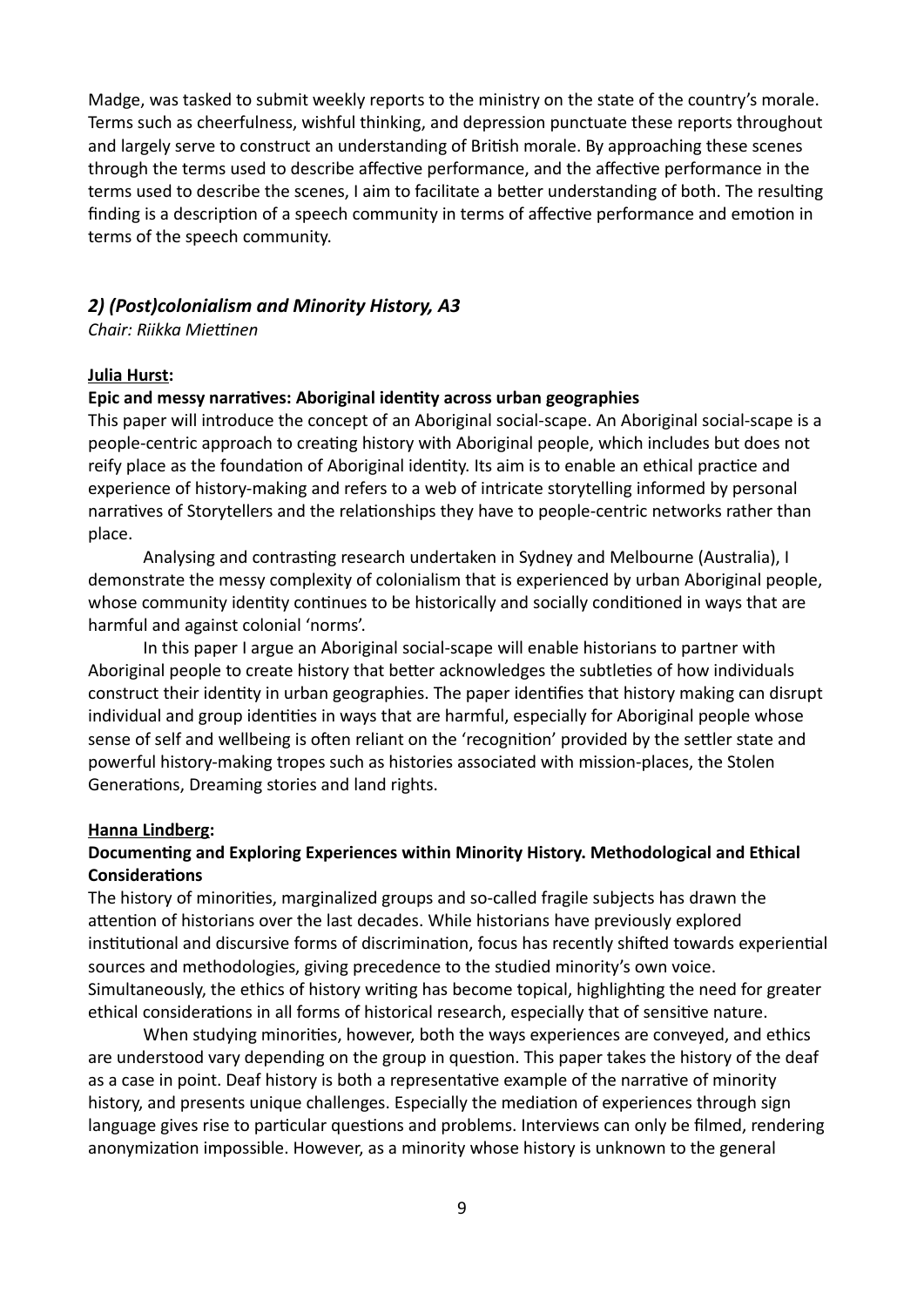Madge, was tasked to submit weekly reports to the ministry on the state of the country's morale. Terms such as cheerfulness, wishful thinking, and depression punctuate these reports throughout and largely serve to construct an understanding of British morale. By approaching these scenes through the terms used to describe affective performance, and the affective performance in the terms used to describe the scenes, I aim to facilitate a better understanding of both. The resulting finding is a description of a speech community in terms of affective performance and emotion in terms of the speech community.

## *2) (Post)colonialism and Minority History, A3*

*Chair: Riikka Miettinen*

**Julia Hurst:**

**Epic and messy narratives: Aboriginal identity across urban geographies**

This paper will introduce the concept of an Aboriginal social-scape. An Aboriginal social-scape is a people-centric approach to creating history with Aboriginal people, which includes but does not reify place as the foundation of Aboriginal identity. Its aim is to enable an ethical practice and experience of history-making and refers to a web of intricate storytelling informed by personal narratives of Storytellers and the relationships they have to people-centric networks rather than place.

Analysing and contrasting research undertaken in Sydney and Melbourne (Australia), I demonstrate the messy complexity of colonialism that is experienced by urban Aboriginal people, whose community identity continues to be historically and socially conditioned in ways that are harmful and against colonial 'norms'.

In this paper I argue an Aboriginal social-scape will enable historians to partner with Aboriginal people to create history that better acknowledges the subtleties of how individuals construct their identity in urban geographies. The paper identifies that history making can disrupt individual and group identities in ways that are harmful, especially for Aboriginal people whose sense of self and wellbeing is often reliant on the 'recognition' provided by the settler state and powerful history-making tropes such as histories associated with mission-places, the Stolen Generations, Dreaming stories and land rights.

**Hanna Lindberg:**

**Documenting and Exploring Experiences within Minority History. Methodological and Ethical Considerations**

The history of minorities, marginalized groups and so-called fragile subjects has drawn the attention of historians over the last decades. While historians have previously explored institutional and discursive forms of discrimination, focus has recently shifted towards experiential sources and methodologies, giving precedence to the studied minority's own voice. Simultaneously, the ethics of history writing has become topical, highlighting the need for greater ethical considerations in all forms of historical research, especially that of sensitive nature.

When studying minorities, however, both the ways experiences are conveyed, and ethics are understood vary depending on the group in question. This paper takes the history of the deaf as a case in point. Deaf history is both a representative example of the narrative of minority history, and presents unique challenges. Especially the mediation of experiences through sign language gives rise to particular questions and problems. Interviews can only be filmed, rendering anonymization impossible. However, as a minority whose history is unknown to the general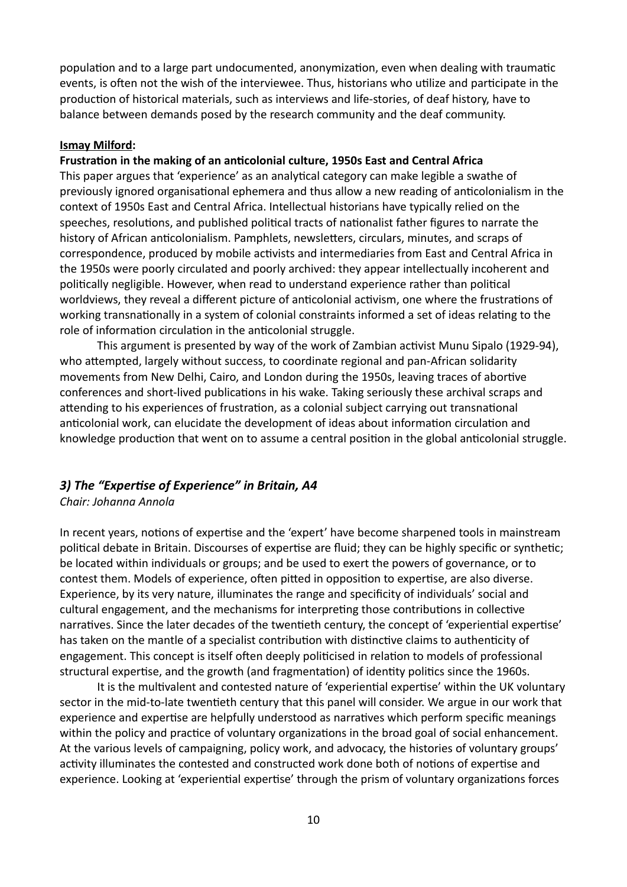population and to a large part undocumented, anonymization, even when dealing with traumatic events, is often not the wish of the interviewee. Thus, historians who utilize and participate in the production of historical materials, such as interviews and life-stories, of deaf history, have to balance between demands posed by the research community and the deaf community.

**Ismay Milford:**

**Frustration in the making of an anticolonial culture, 1950s East and Central Africa**

This paper argues that 'experience' as an analytical category can make legible a swathe of previously ignored organisational ephemera and thus allow a new reading of anticolonialism in the context of 1950s East and Central Africa. Intellectual historians have typically relied on the speeches, resolutions, and published political tracts of nationalist father figures to narrate the history of African anticolonialism. Pamphlets, newsletters, circulars, minutes, and scraps of correspondence, produced by mobile activists and intermediaries from East and Central Africa in the 1950s were poorly circulated and poorly archived: they appear intellectually incoherent and politically negligible. However, when read to understand experience rather than political worldviews, they reveal a different picture of anticolonial activism, one where the frustrations of working transnationally in a system of colonial constraints informed a set of ideas relating to the role of information circulation in the anticolonial struggle.

This argument is presented by way of the work of Zambian activist Munu Sipalo (1929-94), who attempted, largely without success, to coordinate regional and pan-African solidarity movements from New Delhi, Cairo, and London during the 1950s, leaving traces of abortive conferences and short-lived publications in his wake. Taking seriously these archival scraps and attending to his experiences of frustration, as a colonial subject carrying out transnational anticolonial work, can elucidate the development of ideas about information circulation and knowledge production that went on to assume a central position in the global anticolonial struggle.

### *3) The "Expertise of Experience" in Britain, A4*

*Chair: Johanna Annola*

In recent years, notions of expertise and the 'expert' have become sharpened tools in mainstream political debate in Britain. Discourses of expertise are fluid; they can be highly specific or synthetic; be located within individuals or groups; and be used to exert the powers of governance, or to contest them. Models of experience, often pitted in opposition to expertise, are also diverse. Experience, by its very nature, illuminates the range and specificity of individuals' social and cultural engagement, and the mechanisms for interpreting those contributions in collective narratives. Since the later decades of the twentieth century, the concept of 'experiential expertise' has taken on the mantle of a specialist contribution with distinctive claims to authenticity of engagement. This concept is itself often deeply politicised in relation to models of professional structural expertise, and the growth (and fragmentation) of identity politics since the 1960s.

It is the multivalent and contested nature of 'experiential expertise' within the UK voluntary sector in the mid-to-late twentieth century that this panel will consider. We argue in our work that experience and expertise are helpfully understood as narratives which perform specific meanings within the policy and practice of voluntary organizations in the broad goal of social enhancement. At the various levels of campaigning, policy work, and advocacy, the histories of voluntary groups' activity illuminates the contested and constructed work done both of notions of expertise and experience. Looking at 'experiential expertise' through the prism of voluntary organizations forces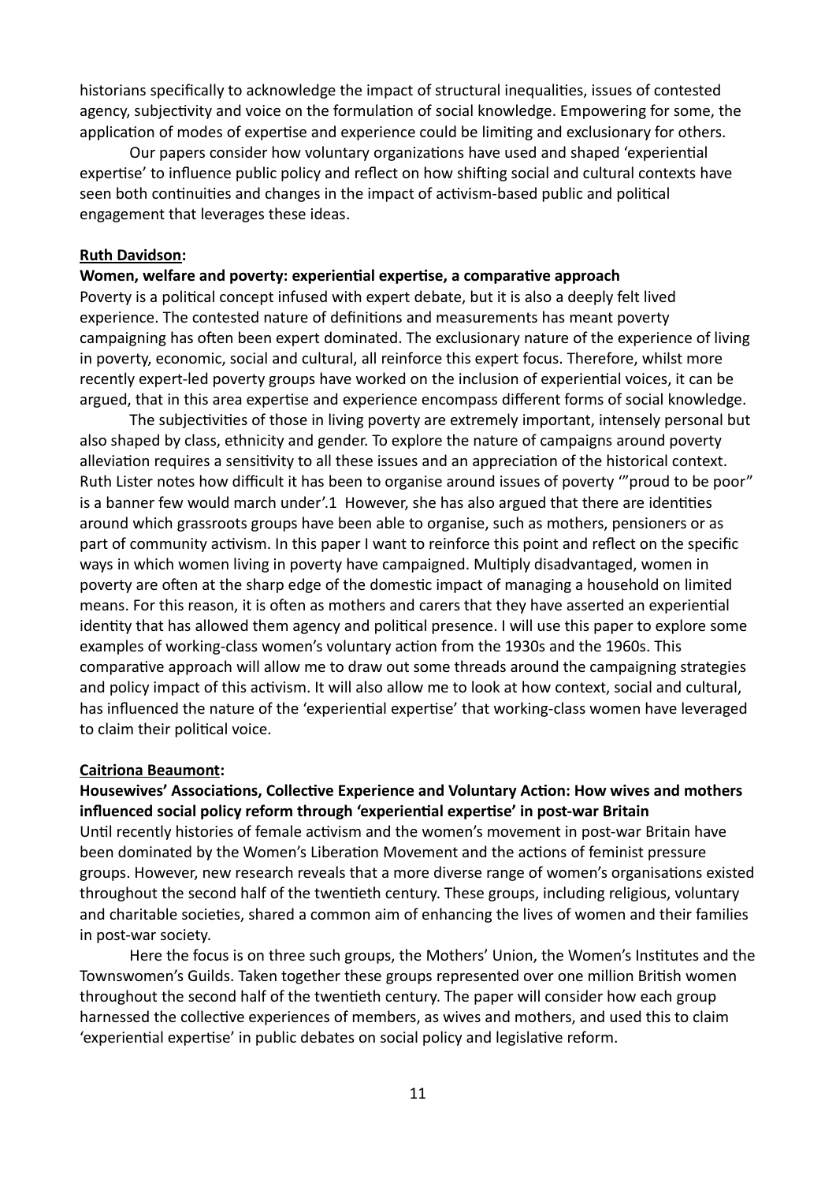historians specifically to acknowledge the impact of structural inequalities, issues of contested agency, subjectivity and voice on the formulation of social knowledge. Empowering for some, the application of modes of expertise and experience could be limiting and exclusionary for others.

Our papers consider how voluntary organizations have used and shaped 'experiential expertise' to influence public policy and reflect on how shifting social and cultural contexts have seen both continuities and changes in the impact of activism-based public and political engagement that leverages these ideas.

**Ruth Davidson:**

**Women, welfare and poverty: experiential expertise, a comparative approach**

Poverty is a political concept infused with expert debate, but it is also a deeply felt lived experience. The contested nature of definitions and measurements has meant poverty campaigning has often been expert dominated. The exclusionary nature of the experience of living in poverty, economic, social and cultural, all reinforce this expert focus. Therefore, whilst more recently expert-led poverty groups have worked on the inclusion of experiential voices, it can be argued, that in this area expertise and experience encompass different forms of social knowledge.

The subjectivities of those in living poverty are extremely important, intensely personal but also shaped by class, ethnicity and gender. To explore the nature of campaigns around poverty alleviation requires a sensitivity to all these issues and an appreciation of the historical context. Ruth Lister notes how difficult it has been to organise around issues of poverty '"proud to be poor" is a banner few would march under'.1 However, she has also argued that there are identities around which grassroots groups have been able to organise, such as mothers, pensioners or as part of community activism. In this paper I want to reinforce this point and reflect on the specific ways in which women living in poverty have campaigned. Multiply disadvantaged, women in poverty are often at the sharp edge of the domestic impact of managing a household on limited means. For this reason, it is often as mothers and carers that they have asserted an experiential identity that has allowed them agency and political presence. I will use this paper to explore some examples of working-class women's voluntary action from the 1930s and the 1960s. This comparative approach will allow me to draw out some threads around the campaigning strategies and policy impact of this activism. It will also allow me to look at how context, social and cultural, has influenced the nature of the 'experiential expertise' that working-class women have leveraged to claim their political voice.

**Caitriona Beaumont:**

**Housewives' Associations, Collective Experience and Voluntary Action: How wives and mothers influenced social policy reform through 'experiential expertise' in post-war Britain**

Until recently histories of female activism and the women's movement in post-war Britain have been dominated by the Women's Liberation Movement and the actions of feminist pressure groups. However, new research reveals that a more diverse range of women's organisations existed throughout the second half of the twentieth century. These groups, including religious, voluntary and charitable societies, shared a common aim of enhancing the lives of women and their families in post-war society.

Here the focus is on three such groups, the Mothers' Union, the Women's Institutes and the Townswomen's Guilds. Taken together these groups represented over one million British women throughout the second half of the twentieth century. The paper will consider how each group harnessed the collective experiences of members, as wives and mothers, and used this to claim 'experiential expertise' in public debates on social policy and legislative reform.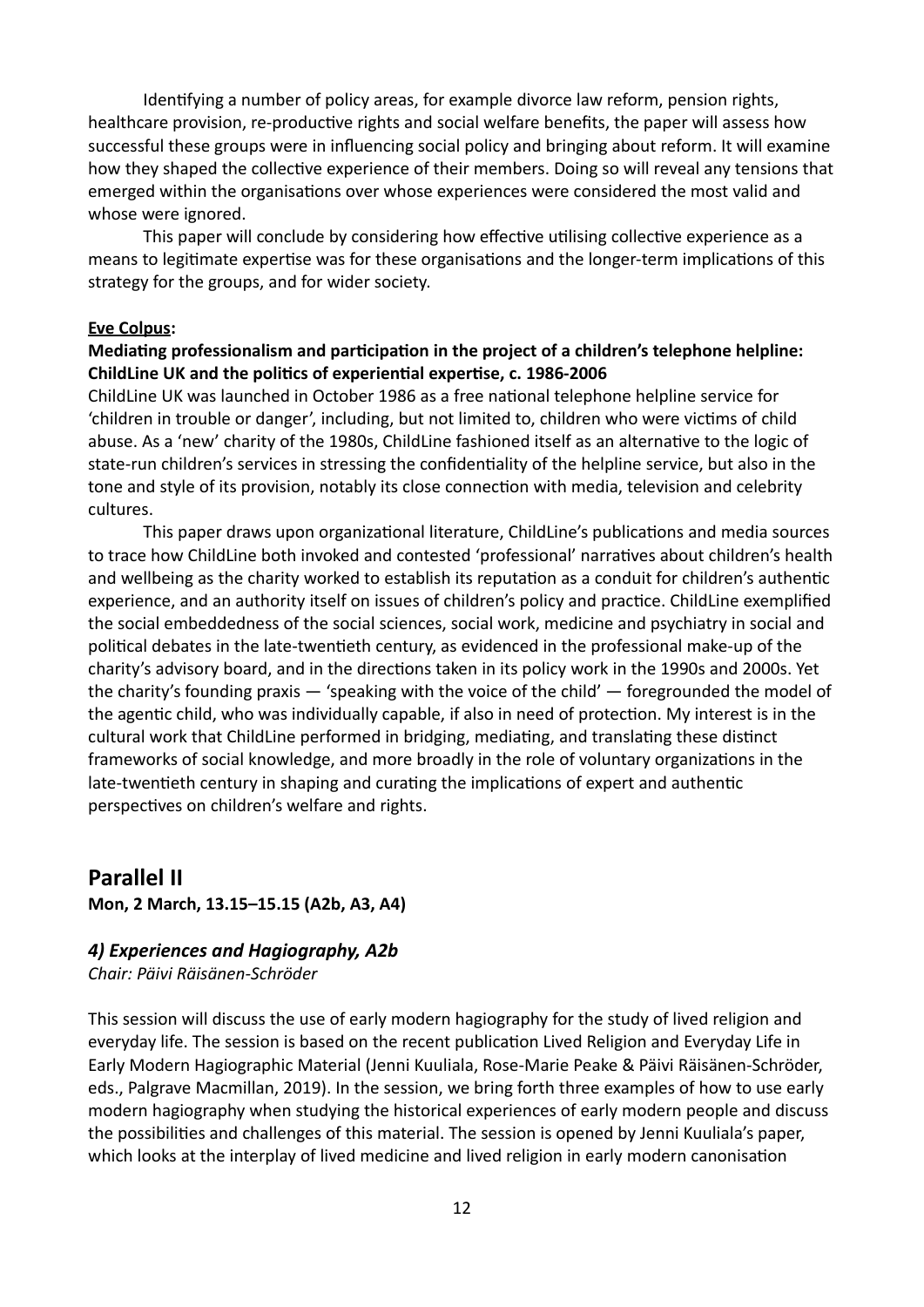Identifying a number of policy areas, for example divorce law reform, pension rights, healthcare provision, re-productive rights and social welfare benefits, the paper will assess how successful these groups were in influencing social policy and bringing about reform. It will examine how they shaped the collective experience of their members. Doing so will reveal any tensions that emerged within the organisations over whose experiences were considered the most valid and whose were ignored.

This paper will conclude by considering how effective utilising collective experience as a means to legitimate expertise was for these organisations and the longer-term implications of this strategy for the groups, and for wider society.

**Eve Colpus:**

**Mediating professionalism and participation in the project of a children's telephone helpline: ChildLine UK and the politics of experiential expertise, c. 1986-2006**

ChildLine UK was launched in October 1986 as a free national telephone helpline service for 'children in trouble or danger', including, but not limited to, children who were victims of child abuse. As a 'new' charity of the 1980s, ChildLine fashioned itself as an alternative to the logic of state-run children's services in stressing the confidentiality of the helpline service, but also in the tone and style of its provision, notably its close connection with media, television and celebrity cultures.

This paper draws upon organizational literature, ChildLine's publications and media sources to trace how ChildLine both invoked and contested 'professional' narratives about children's health and wellbeing as the charity worked to establish its reputation as a conduit for children's authentic experience, and an authority itself on issues of children's policy and practice. ChildLine exemplified the social embeddedness of the social sciences, social work, medicine and psychiatry in social and political debates in the late-twentieth century, as evidenced in the professional make-up of the charity's advisory board, and in the directions taken in its policy work in the 1990s and 2000s. Yet the charity's founding praxis — 'speaking with the voice of the child' — foregrounded the model of the agentic child, who was individually capable, if also in need of protection. My interest is in the cultural work that ChildLine performed in bridging, mediating, and translating these distinct frameworks of social knowledge, and more broadly in the role of voluntary organizations in the late-twentieth century in shaping and curating the implications of expert and authentic perspectives on children's welfare and rights.

## Parallel II

**Mon, 2 March, 13.15–15.15 (A2b, A3, A4)**

### *4) Experiences and Hagiography, A2b*

*Chair: Päivi Räisänen-Schröder*

This session will discuss the use of early modern hagiography for the study of lived religion and everyday life. The session is based on the recent publication Lived Religion and Everyday Life in Early Modern Hagiographic Material (Jenni Kuuliala, Rose-Marie Peake & Päivi Räisänen-Schröder, eds., Palgrave Macmillan, 2019). In the session, we bring forth three examples of how to use early modern hagiography when studying the historical experiences of early modern people and discuss the possibilities and challenges of this material. The session is opened by Jenni Kuuliala's paper, which looks at the interplay of lived medicine and lived religion in early modern canonisation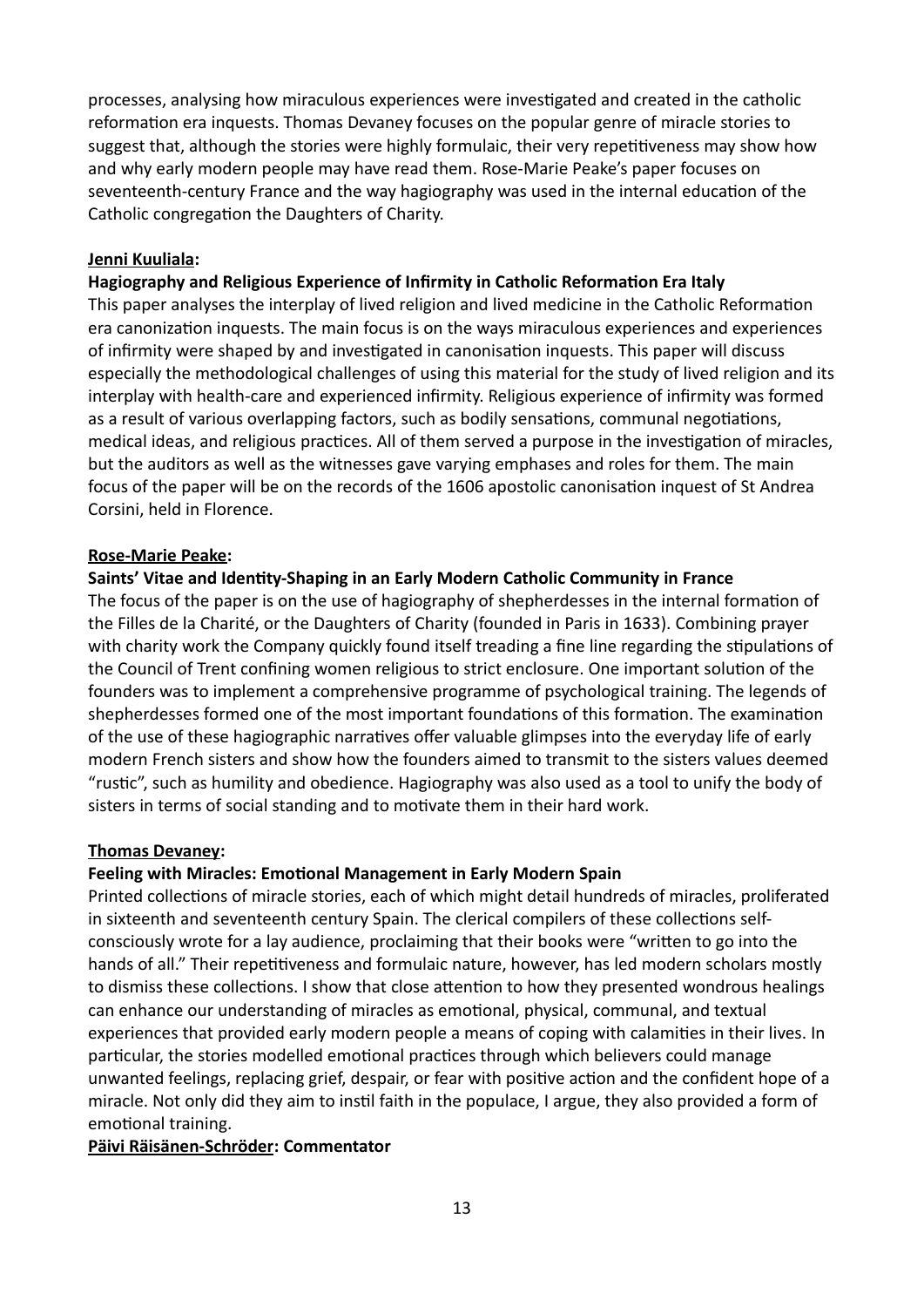processes, analysing how miraculous experiences were investigated and created in the catholic reformation era inquests. Thomas Devaney focuses on the popular genre of miracle stories to suggest that, although the stories were highly formulaic, their very repetitiveness may show how and why early modern people may have read them. Rose-Marie Peake's paper focuses on seventeenth-century France and the way hagiography was used in the internal education of the Catholic congregation the Daughters of Charity.

**Jenni Kuuliala:**

**Hagiography and Religious Experience of Infirmity in Catholic Reformation Era Italy**

This paper analyses the interplay of lived religion and lived medicine in the Catholic Reformation era canonization inquests. The main focus is on the ways miraculous experiences and experiences of infirmity were shaped by and investigated in canonisation inquests. This paper will discuss especially the methodological challenges of using this material for the study of lived religion and its interplay with health-care and experienced infirmity. Religious experience of infirmity was formed as a result of various overlapping factors, such as bodily sensations, communal negotiations, medical ideas, and religious practices. All of them served a purpose in the investigation of miracles, but the auditors as well as the witnesses gave varying emphases and roles for them. The main focus of the paper will be on the records of the 1606 apostolic canonisation inquest of St Andrea Corsini, held in Florence.

**Rose-Marie Peake:**

**Saints' Vitae and Identity-Shaping in an Early Modern Catholic Community in France**

The focus of the paper is on the use of hagiography of shepherdesses in the internal formation of the Filles de la Charité, or the Daughters of Charity (founded in Paris in 1633). Combining prayer with charity work the Company quickly found itself treading a fine line regarding the stipulations of the Council of Trent confining women religious to strict enclosure. One important solution of the founders was to implement a comprehensive programme of psychological training. The legends of shepherdesses formed one of the most important foundations of this formation. The examination of the use of these hagiographic narratives offer valuable glimpses into the everyday life of early modern French sisters and show how the founders aimed to transmit to the sisters values deemed "rustic", such as humility and obedience. Hagiography was also used as a tool to unify the body of sisters in terms of social standing and to motivate them in their hard work.

**Thomas Devaney:**

**Feeling with Miracles: Emotional Management in Early Modern Spain**

Printed collections of miracle stories, each of which might detail hundreds of miracles, proliferated in sixteenth and seventeenth century Spain. The clerical compilers of these collections self-consciously wrote for a lay audience, proclaiming that their books were "written to go into the hands of all." Their repetitiveness and formulaic nature, however, has led modern scholars mostly to dismiss these collections. I show that close attention to how they presented wondrous healings can enhance our understanding of miracles as emotional, physical, communal, and textual experiences that provided early modern people a means of coping with calamities in their lives. In particular, the stories modelled emotional practices through which believers could manage unwanted feelings, replacing grief, despair, or fear with positive action and the confident hope of a miracle. Not only did they aim to instil faith in the populace, I argue, they also provided a form of emotional training.

**Päivi Räisänen-Schröder: Commentator**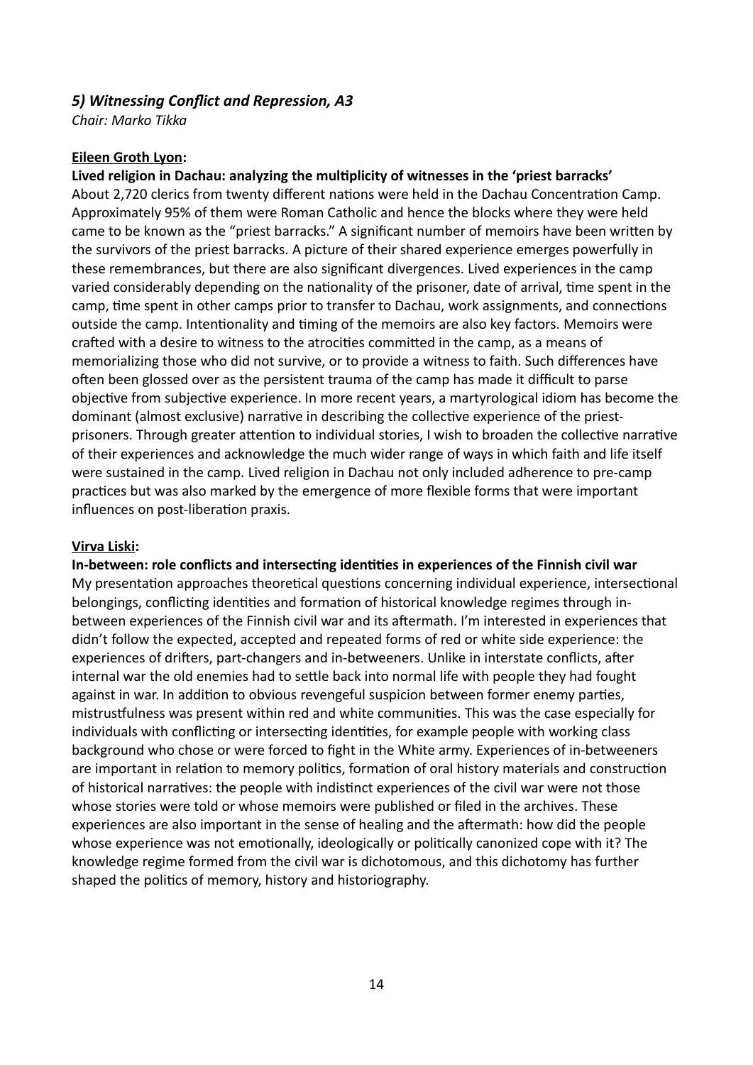## *5) Witnessing Conflict and Repression, A3*

*Chair: Marko Tikka*

**Eileen Groth Lyon:**

**Lived religion in Dachau: analyzing the multiplicity of witnesses in the 'priest barracks'**

About 2,720 clerics from twenty different nations were held in the Dachau Concentration Camp. Approximately 95% of them were Roman Catholic and hence the blocks where they were held came to be known as the "priest barracks." A significant number of memoirs have been written by the survivors of the priest barracks. A picture of their shared experience emerges powerfully in these remembrances, but there are also significant divergences. Lived experiences in the camp varied considerably depending on the nationality of the prisoner, date of arrival, time spent in the camp, time spent in other camps prior to transfer to Dachau, work assignments, and connections outside the camp. Intentionality and timing of the memoirs are also key factors. Memoirs were crafted with a desire to witness to the atrocities committed in the camp, as a means of memorializing those who did not survive, or to provide a witness to faith. Such differences have often been glossed over as the persistent trauma of the camp has made it difficult to parse objective from subjective experience. In more recent years, a martyrological idiom has become the dominant (almost exclusive) narrative in describing the collective experience of the priest-prisoners. Through greater attention to individual stories, I wish to broaden the collective narrative of their experiences and acknowledge the much wider range of ways in which faith and life itself were sustained in the camp. Lived religion in Dachau not only included adherence to pre-camp practices but was also marked by the emergence of more flexible forms that were important influences on post-liberation praxis.

**Virva Liski:**

**In-between: role conflicts and intersecting identities in experiences of the Finnish civil war**

My presentation approaches theoretical questions concerning individual experience, intersectional belongings, conflicting identities and formation of historical knowledge regimes through in-between experiences of the Finnish civil war and its aftermath. I'm interested in experiences that didn't follow the expected, accepted and repeated forms of red or white side experience: the experiences of drifters, part-changers and in-betweeners. Unlike in interstate conflicts, after internal war the old enemies had to settle back into normal life with people they had fought against in war. In addition to obvious revengeful suspicion between former enemy parties, mistrustfulness was present within red and white communities. This was the case especially for individuals with conflicting or intersecting identities, for example people with working class background who chose or were forced to fight in the White army. Experiences of in-betweeners are important in relation to memory politics, formation of oral history materials and construction of historical narratives: the people with indistinct experiences of the civil war were not those whose stories were told or whose memoirs were published or filed in the archives. These experiences are also important in the sense of healing and the aftermath: how did the people whose experience was not emotionally, ideologically or politically canonized cope with it? The knowledge regime formed from the civil war is dichotomous, and this dichotomy has further shaped the politics of memory, history and historiography.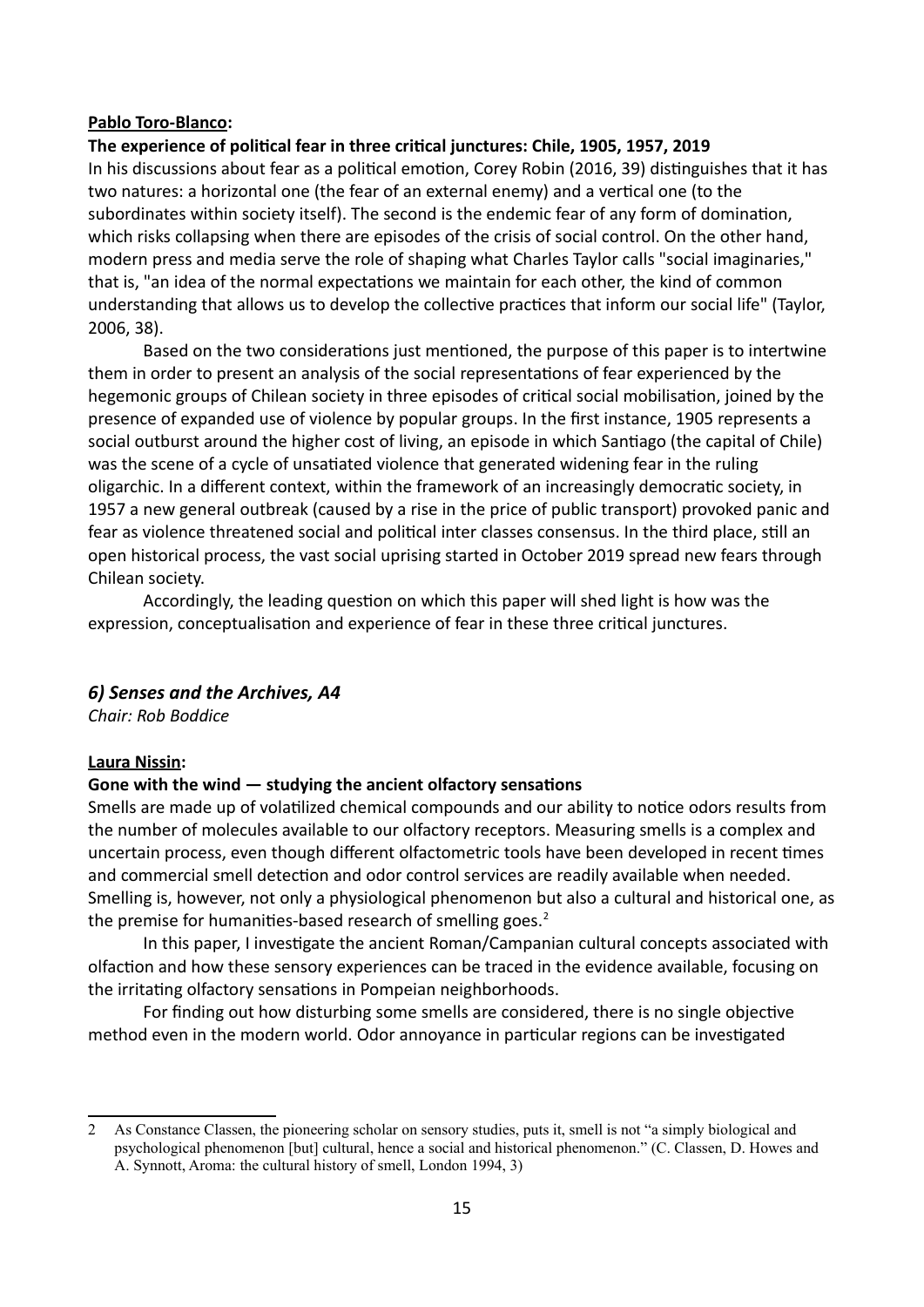**Pablo Toro-Blanco:**

**The experience of political fear in three critical junctures: Chile, 1905, 1957, 2019**

In his discussions about fear as a political emotion, Corey Robin (2016, 39) distinguishes that it has two natures: a horizontal one (the fear of an external enemy) and a vertical one (to the subordinates within society itself). The second is the endemic fear of any form of domination, which risks collapsing when there are episodes of the crisis of social control. On the other hand, modern press and media serve the role of shaping what Charles Taylor calls "social imaginaries," that is, "an idea of the normal expectations we maintain for each other, the kind of common understanding that allows us to develop the collective practices that inform our social life" (Taylor, 2006, 38).

Based on the two considerations just mentioned, the purpose of this paper is to intertwine them in order to present an analysis of the social representations of fear experienced by the hegemonic groups of Chilean society in three episodes of critical social mobilisation, joined by the presence of expanded use of violence by popular groups. In the first instance, 1905 represents a social outburst around the higher cost of living, an episode in which Santiago (the capital of Chile) was the scene of a cycle of unsatiated violence that generated widening fear in the ruling oligarchic. In a different context, within the framework of an increasingly democratic society, in 1957 a new general outbreak (caused by a rise in the price of public transport) provoked panic and fear as violence threatened social and political inter classes consensus. In the third place, still an open historical process, the vast social uprising started in October 2019 spread new fears through Chilean society.

Accordingly, the leading question on which this paper will shed light is how was the expression, conceptualisation and experience of fear in these three critical junctures.

## *6) Senses and the Archives, A4*

*Chair: Rob Boddice*

**Laura Nissin:**

**Gone with the wind — studying the ancient olfactory sensations**

Smells are made up of volatilized chemical compounds and our ability to notice odors results from the number of molecules available to our olfactory receptors. Measuring smells is a complex and uncertain process, even though different olfactometric tools have been developed in recent times and commercial smell detection and odor control services are readily available when needed. Smelling is, however, not only a physiological phenomenon but also a cultural and historical one, as the premise for humanities-based research of smelling goes.[2]

In this paper, I investigate the ancient Roman/Campanian cultural concepts associated with olfaction and how these sensory experiences can be traced in the evidence available, focusing on the irritating olfactory sensations in Pompeian neighborhoods.

For finding out how disturbing some smells are considered, there is no single objective method even in the modern world. Odor annoyance in particular regions can be investigated

---

2 As Constance Classen, the pioneering scholar on sensory studies, puts it, smell is not "a simply biological and psychological phenomenon [but] cultural, hence a social and historical phenomenon." (C. Classen, D. Howes and A. Synnott, Aroma: the cultural history of smell, London 1994, 3)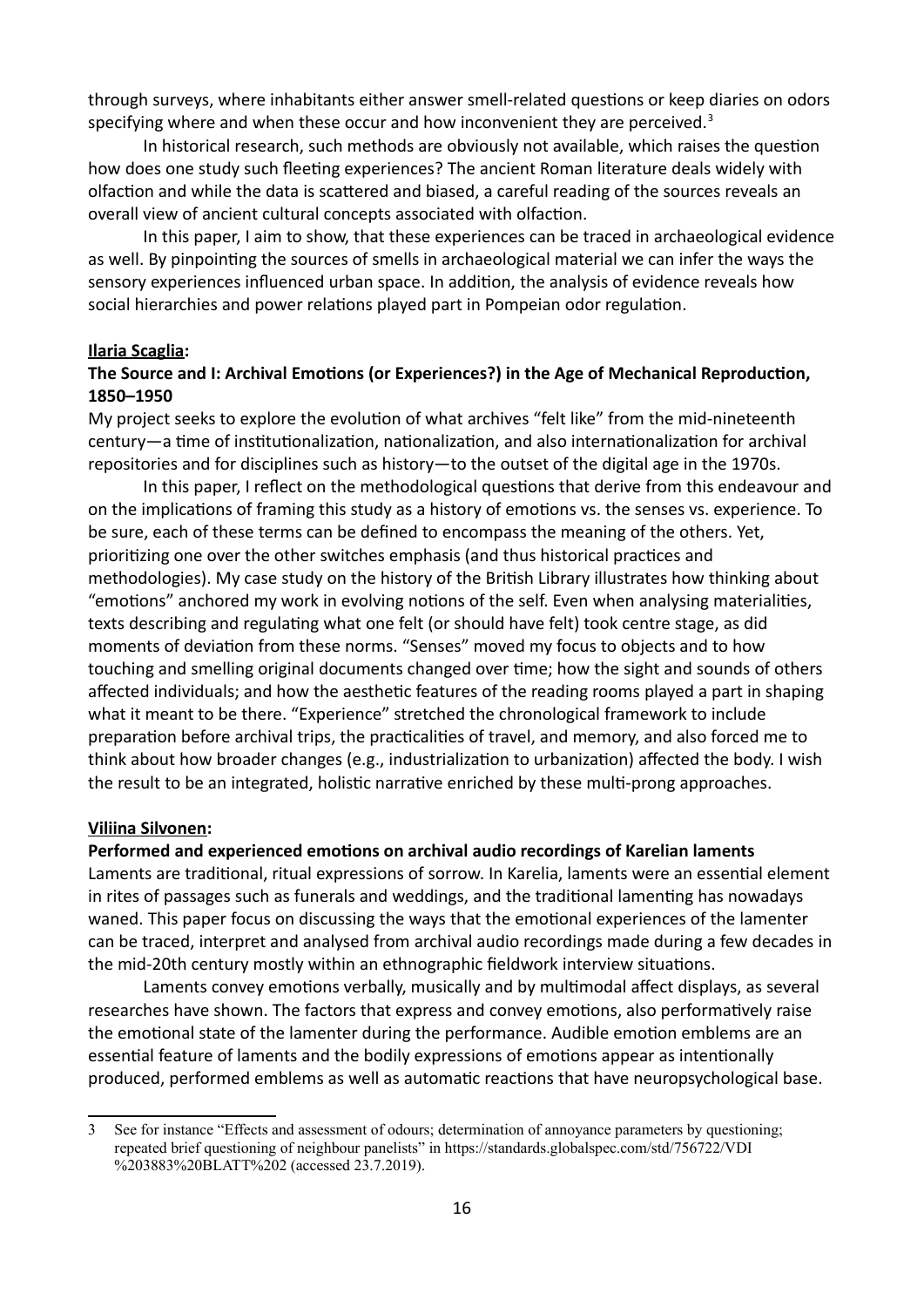through surveys, where inhabitants either answer smell-related questions or keep diaries on odors specifying where and when these occur and how inconvenient they are perceived.[3]

In historical research, such methods are obviously not available, which raises the question how does one study such fleeting experiences? The ancient Roman literature deals widely with olfaction and while the data is scattered and biased, a careful reading of the sources reveals an overall view of ancient cultural concepts associated with olfaction.

In this paper, I aim to show, that these experiences can be traced in archaeological evidence as well. By pinpointing the sources of smells in archaeological material we can infer the ways the sensory experiences influenced urban space. In addition, the analysis of evidence reveals how social hierarchies and power relations played part in Pompeian odor regulation.

**Ilaria Scaglia:**

**The Source and I: Archival Emotions (or Experiences?) in the Age of Mechanical Reproduction, 1850–1950**

My project seeks to explore the evolution of what archives "felt like" from the mid-nineteenth century—a time of institutionalization, nationalization, and also internationalization for archival repositories and for disciplines such as history—to the outset of the digital age in the 1970s.

In this paper, I reflect on the methodological questions that derive from this endeavour and on the implications of framing this study as a history of emotions vs. the senses vs. experience. To be sure, each of these terms can be defined to encompass the meaning of the others. Yet, prioritizing one over the other switches emphasis (and thus historical practices and methodologies). My case study on the history of the British Library illustrates how thinking about "emotions" anchored my work in evolving notions of the self. Even when analysing materialities, texts describing and regulating what one felt (or should have felt) took centre stage, as did moments of deviation from these norms. "Senses" moved my focus to objects and to how touching and smelling original documents changed over time; how the sight and sounds of others affected individuals; and how the aesthetic features of the reading rooms played a part in shaping what it meant to be there. "Experience" stretched the chronological framework to include preparation before archival trips, the practicalities of travel, and memory, and also forced me to think about how broader changes (e.g., industrialization to urbanization) affected the body. I wish the result to be an integrated, holistic narrative enriched by these multi-prong approaches.

**Viliina Silvonen:**

**Performed and experienced emotions on archival audio recordings of Karelian laments**

Laments are traditional, ritual expressions of sorrow. In Karelia, laments were an essential element in rites of passages such as funerals and weddings, and the traditional lamenting has nowadays waned. This paper focus on discussing the ways that the emotional experiences of the lamenter can be traced, interpret and analysed from archival audio recordings made during a few decades in the mid-20th century mostly within an ethnographic fieldwork interview situations.

Laments convey emotions verbally, musically and by multimodal affect displays, as several researches have shown. The factors that express and convey emotions, also performatively raise the emotional state of the lamenter during the performance. Audible emotion emblems are an essential feature of laments and the bodily expressions of emotions appear as intentionally produced, performed emblems as well as automatic reactions that have neuropsychological base.

---

3 See for instance "Effects and assessment of odours; determination of annoyance parameters by questioning; repeated brief questioning of neighbour panelists" in https://standards.globalspec.com/std/756722/VDI%203883%20BLATT%202 (accessed 23.7.2019).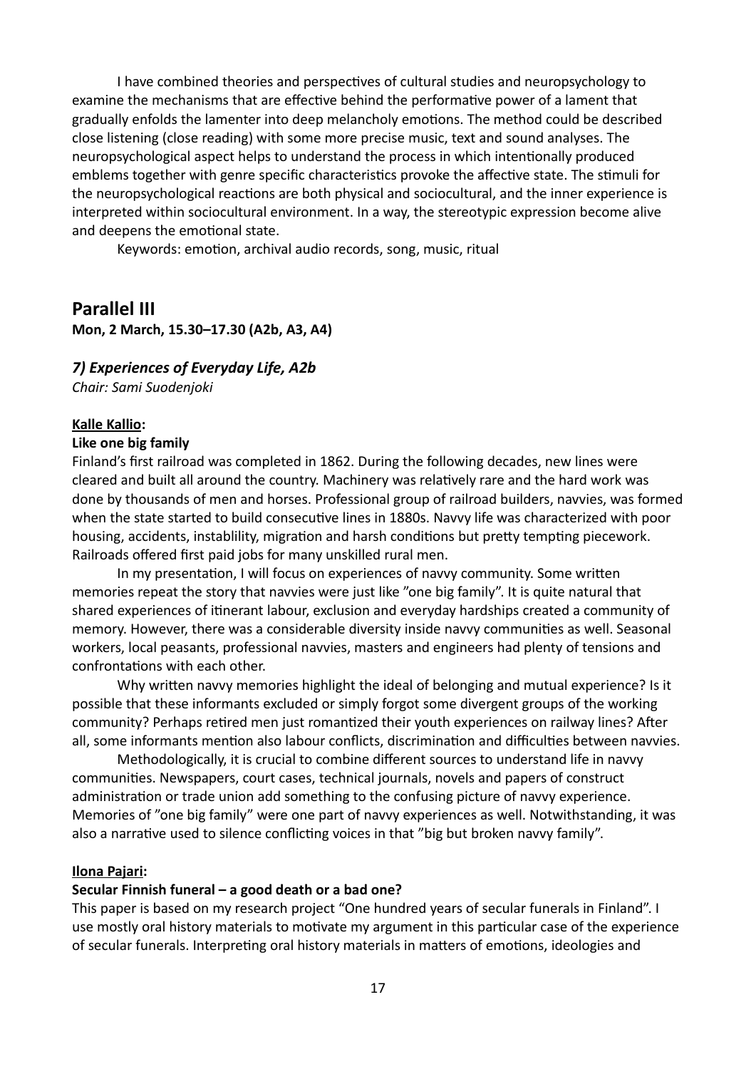I have combined theories and perspectives of cultural studies and neuropsychology to examine the mechanisms that are effective behind the performative power of a lament that gradually enfolds the lamenter into deep melancholy emotions. The method could be described close listening (close reading) with some more precise music, text and sound analyses. The neuropsychological aspect helps to understand the process in which intentionally produced emblems together with genre specific characteristics provoke the affective state. The stimuli for the neuropsychological reactions are both physical and sociocultural, and the inner experience is interpreted within sociocultural environment. In a way, the stereotypic expression become alive and deepens the emotional state.

Keywords: emotion, archival audio records, song, music, ritual

## Parallel III

**Mon, 2 March, 15.30–17.30 (A2b, A3, A4)**

### *7) Experiences of Everyday Life, A2b*

*Chair: Sami Suodenjoki*

**Kalle Kallio:**

**Like one big family**

Finland's first railroad was completed in 1862. During the following decades, new lines were cleared and built all around the country. Machinery was relatively rare and the hard work was done by thousands of men and horses. Professional group of railroad builders, navvies, was formed when the state started to build consecutive lines in 1880s. Navvy life was characterized with poor housing, accidents, instablility, migration and harsh conditions but pretty tempting piecework. Railroads offered first paid jobs for many unskilled rural men.

In my presentation, I will focus on experiences of navvy community. Some written memories repeat the story that navvies were just like ”one big family”. It is quite natural that shared experiences of itinerant labour, exclusion and everyday hardships created a community of memory. However, there was a considerable diversity inside navvy communities as well. Seasonal workers, local peasants, professional navvies, masters and engineers had plenty of tensions and confrontations with each other.

Why written navvy memories highlight the ideal of belonging and mutual experience? Is it possible that these informants excluded or simply forgot some divergent groups of the working community? Perhaps retired men just romantized their youth experiences on railway lines? After all, some informants mention also labour conflicts, discrimination and difficulties between navvies.

Methodologically, it is crucial to combine different sources to understand life in navvy communities. Newspapers, court cases, technical journals, novels and papers of construct administration or trade union add something to the confusing picture of navvy experience. Memories of ”one big family” were one part of navvy experiences as well. Notwithstanding, it was also a narrative used to silence conflicting voices in that ”big but broken navvy family”.

**Ilona Pajari:**

**Secular Finnish funeral – a good death or a bad one?**

This paper is based on my research project “One hundred years of secular funerals in Finland”. I use mostly oral history materials to motivate my argument in this particular case of the experience of secular funerals. Interpreting oral history materials in matters of emotions, ideologies and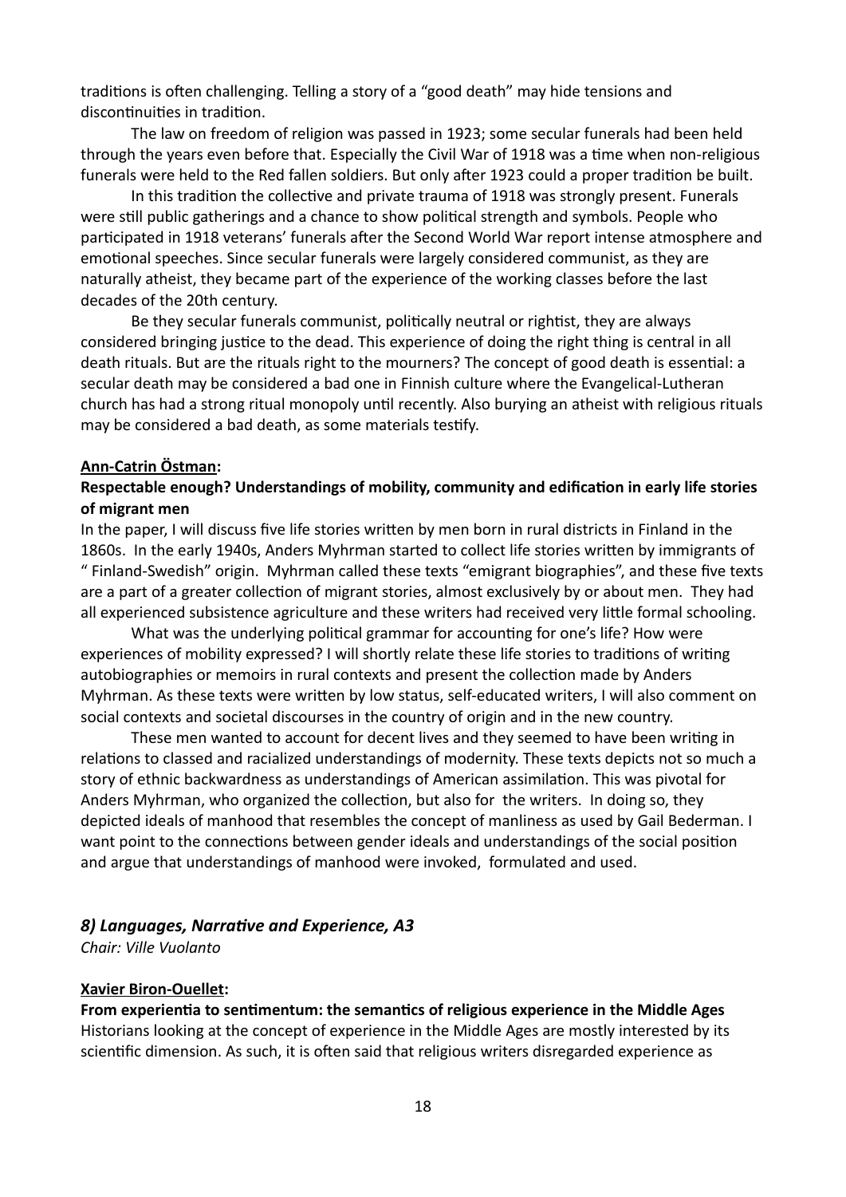traditions is often challenging. Telling a story of a "good death" may hide tensions and discontinuities in tradition.

The law on freedom of religion was passed in 1923; some secular funerals had been held through the years even before that. Especially the Civil War of 1918 was a time when non-religious funerals were held to the Red fallen soldiers. But only after 1923 could a proper tradition be built.

In this tradition the collective and private trauma of 1918 was strongly present. Funerals were still public gatherings and a chance to show political strength and symbols. People who participated in 1918 veterans' funerals after the Second World War report intense atmosphere and emotional speeches. Since secular funerals were largely considered communist, as they are naturally atheist, they became part of the experience of the working classes before the last decades of the 20th century.

Be they secular funerals communist, politically neutral or rightist, they are always considered bringing justice to the dead. This experience of doing the right thing is central in all death rituals. But are the rituals right to the mourners? The concept of good death is essential: a secular death may be considered a bad one in Finnish culture where the Evangelical-Lutheran church has had a strong ritual monopoly until recently. Also burying an atheist with religious rituals may be considered a bad death, as some materials testify.

**Ann-Catrin Östman:**

**Respectable enough? Understandings of mobility, community and edification in early life stories of migrant men**

In the paper, I will discuss five life stories written by men born in rural districts in Finland in the 1860s. In the early 1940s, Anders Myhrman started to collect life stories written by immigrants of " Finland-Swedish" origin. Myhrman called these texts "emigrant biographies", and these five texts are a part of a greater collection of migrant stories, almost exclusively by or about men. They had all experienced subsistence agriculture and these writers had received very little formal schooling.

What was the underlying political grammar for accounting for one's life? How were experiences of mobility expressed? I will shortly relate these life stories to traditions of writing autobiographies or memoirs in rural contexts and present the collection made by Anders Myhrman. As these texts were written by low status, self-educated writers, I will also comment on social contexts and societal discourses in the country of origin and in the new country.

These men wanted to account for decent lives and they seemed to have been writing in relations to classed and racialized understandings of modernity. These texts depicts not so much a story of ethnic backwardness as understandings of American assimilation. This was pivotal for Anders Myhrman, who organized the collection, but also for the writers. In doing so, they depicted ideals of manhood that resembles the concept of manliness as used by Gail Bederman. I want point to the connections between gender ideals and understandings of the social position and argue that understandings of manhood were invoked, formulated and used.

### *8) Languages, Narrative and Experience, A3*

*Chair: Ville Vuolanto*

**Xavier Biron-Ouellet:**

**From experientia to sentimentum: the semantics of religious experience in the Middle Ages**

Historians looking at the concept of experience in the Middle Ages are mostly interested by its scientific dimension. As such, it is often said that religious writers disregarded experience as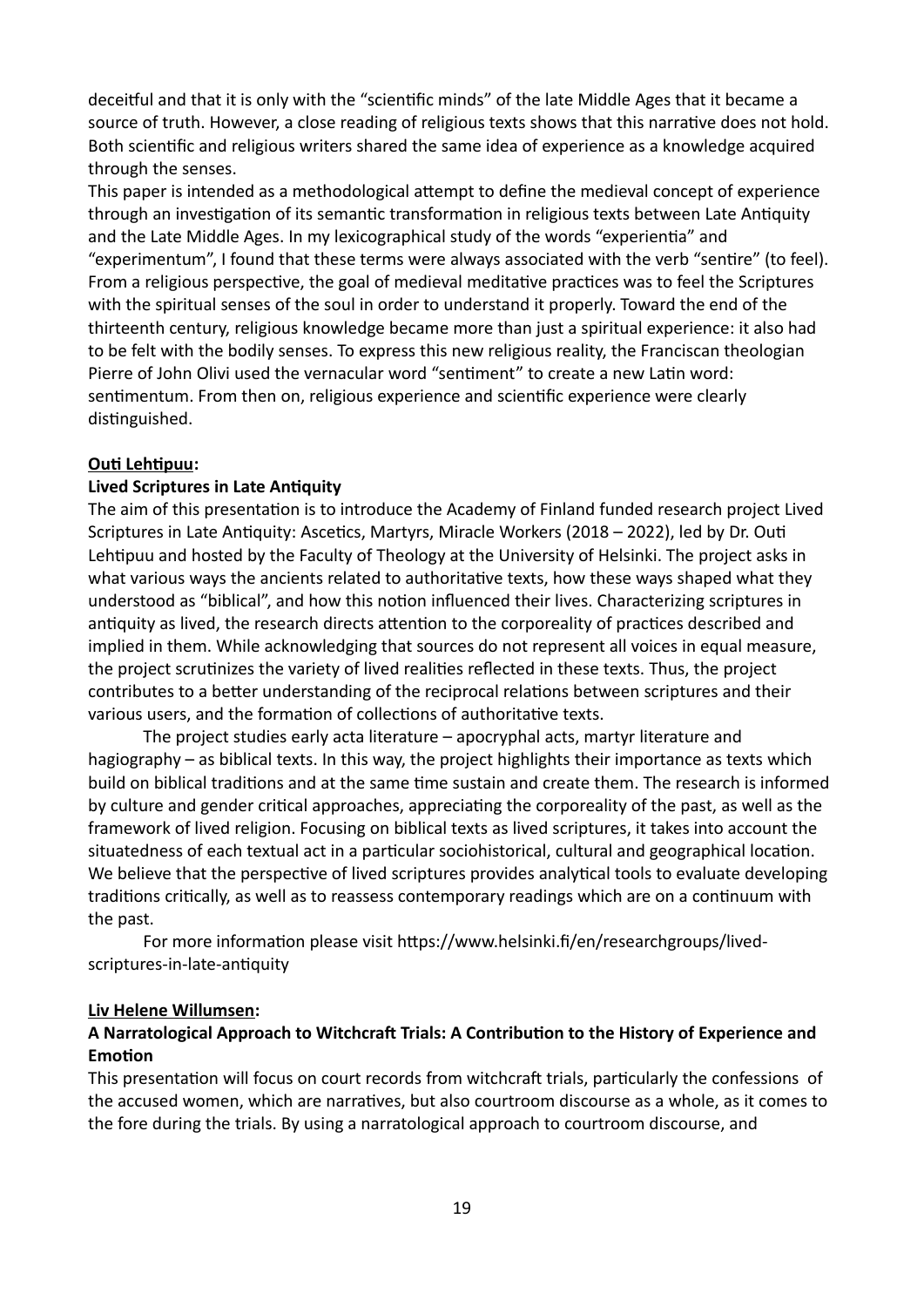deceitful and that it is only with the "scientific minds" of the late Middle Ages that it became a source of truth. However, a close reading of religious texts shows that this narrative does not hold. Both scientific and religious writers shared the same idea of experience as a knowledge acquired through the senses.

This paper is intended as a methodological attempt to define the medieval concept of experience through an investigation of its semantic transformation in religious texts between Late Antiquity and the Late Middle Ages. In my lexicographical study of the words "experientia" and "experimentum", I found that these terms were always associated with the verb "sentire" (to feel). From a religious perspective, the goal of medieval meditative practices was to feel the Scriptures with the spiritual senses of the soul in order to understand it properly. Toward the end of the thirteenth century, religious knowledge became more than just a spiritual experience: it also had to be felt with the bodily senses. To express this new religious reality, the Franciscan theologian Pierre of John Olivi used the vernacular word "sentiment" to create a new Latin word: sentimentum. From then on, religious experience and scientific experience were clearly distinguished.

**Outi Lehtipuu:**

**Lived Scriptures in Late Antiquity**

The aim of this presentation is to introduce the Academy of Finland funded research project Lived Scriptures in Late Antiquity: Ascetics, Martyrs, Miracle Workers (2018 – 2022), led by Dr. Outi Lehtipuu and hosted by the Faculty of Theology at the University of Helsinki. The project asks in what various ways the ancients related to authoritative texts, how these ways shaped what they understood as "biblical", and how this notion influenced their lives. Characterizing scriptures in antiquity as lived, the research directs attention to the corporeality of practices described and implied in them. While acknowledging that sources do not represent all voices in equal measure, the project scrutinizes the variety of lived realities reflected in these texts. Thus, the project contributes to a better understanding of the reciprocal relations between scriptures and their various users, and the formation of collections of authoritative texts.

The project studies early acta literature – apocryphal acts, martyr literature and hagiography – as biblical texts. In this way, the project highlights their importance as texts which build on biblical traditions and at the same time sustain and create them. The research is informed by culture and gender critical approaches, appreciating the corporeality of the past, as well as the framework of lived religion. Focusing on biblical texts as lived scriptures, it takes into account the situatedness of each textual act in a particular sociohistorical, cultural and geographical location. We believe that the perspective of lived scriptures provides analytical tools to evaluate developing traditions critically, as well as to reassess contemporary readings which are on a continuum with the past.

For more information please visit https://www.helsinki.fi/en/researchgroups/lived-scriptures-in-late-antiquity

**Liv Helene Willumsen:**

**A Narratological Approach to Witchcraft Trials: A Contribution to the History of Experience and Emotion**

This presentation will focus on court records from witchcraft trials, particularly the confessions of the accused women, which are narratives, but also courtroom discourse as a whole, as it comes to the fore during the trials. By using a narratological approach to courtroom discourse, and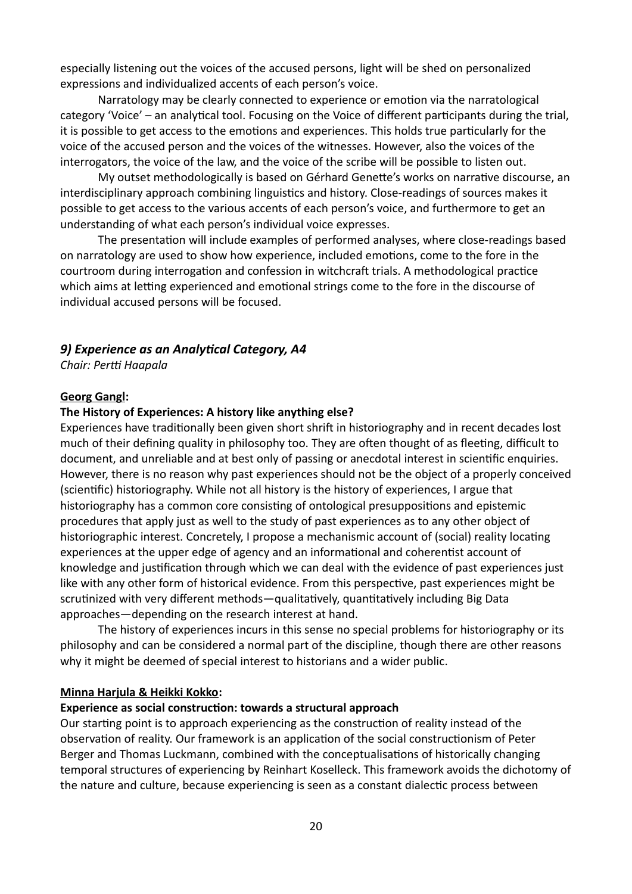especially listening out the voices of the accused persons, light will be shed on personalized expressions and individualized accents of each person's voice.

Narratology may be clearly connected to experience or emotion via the narratological category 'Voice' – an analytical tool. Focusing on the Voice of different participants during the trial, it is possible to get access to the emotions and experiences. This holds true particularly for the voice of the accused person and the voices of the witnesses. However, also the voices of the interrogators, the voice of the law, and the voice of the scribe will be possible to listen out.

My outset methodologically is based on Gérhard Genette's works on narrative discourse, an interdisciplinary approach combining linguistics and history. Close-readings of sources makes it possible to get access to the various accents of each person's voice, and furthermore to get an understanding of what each person's individual voice expresses.

The presentation will include examples of performed analyses, where close-readings based on narratology are used to show how experience, included emotions, come to the fore in the courtroom during interrogation and confession in witchcraft trials. A methodological practice which aims at letting experienced and emotional strings come to the fore in the discourse of individual accused persons will be focused.

### *9) Experience as an Analytical Category, A4*

*Chair: Pertti Haapala*

**Georg Gangl:**

**The History of Experiences: A history like anything else?**

Experiences have traditionally been given short shrift in historiography and in recent decades lost much of their defining quality in philosophy too. They are often thought of as fleeting, difficult to document, and unreliable and at best only of passing or anecdotal interest in scientific enquiries. However, there is no reason why past experiences should not be the object of a properly conceived (scientific) historiography. While not all history is the history of experiences, I argue that historiography has a common core consisting of ontological presuppositions and epistemic procedures that apply just as well to the study of past experiences as to any other object of historiographic interest. Concretely, I propose a mechanismic account of (social) reality locating experiences at the upper edge of agency and an informational and coherentist account of knowledge and justification through which we can deal with the evidence of past experiences just like with any other form of historical evidence. From this perspective, past experiences might be scrutinized with very different methods—qualitatively, quantitatively including Big Data approaches—depending on the research interest at hand.

The history of experiences incurs in this sense no special problems for historiography or its philosophy and can be considered a normal part of the discipline, though there are other reasons why it might be deemed of special interest to historians and a wider public.

**Minna Harjula & Heikki Kokko:**

**Experience as social construction: towards a structural approach**

Our starting point is to approach experiencing as the construction of reality instead of the observation of reality. Our framework is an application of the social constructionism of Peter Berger and Thomas Luckmann, combined with the conceptualisations of historically changing temporal structures of experiencing by Reinhart Koselleck. This framework avoids the dichotomy of the nature and culture, because experiencing is seen as a constant dialectic process between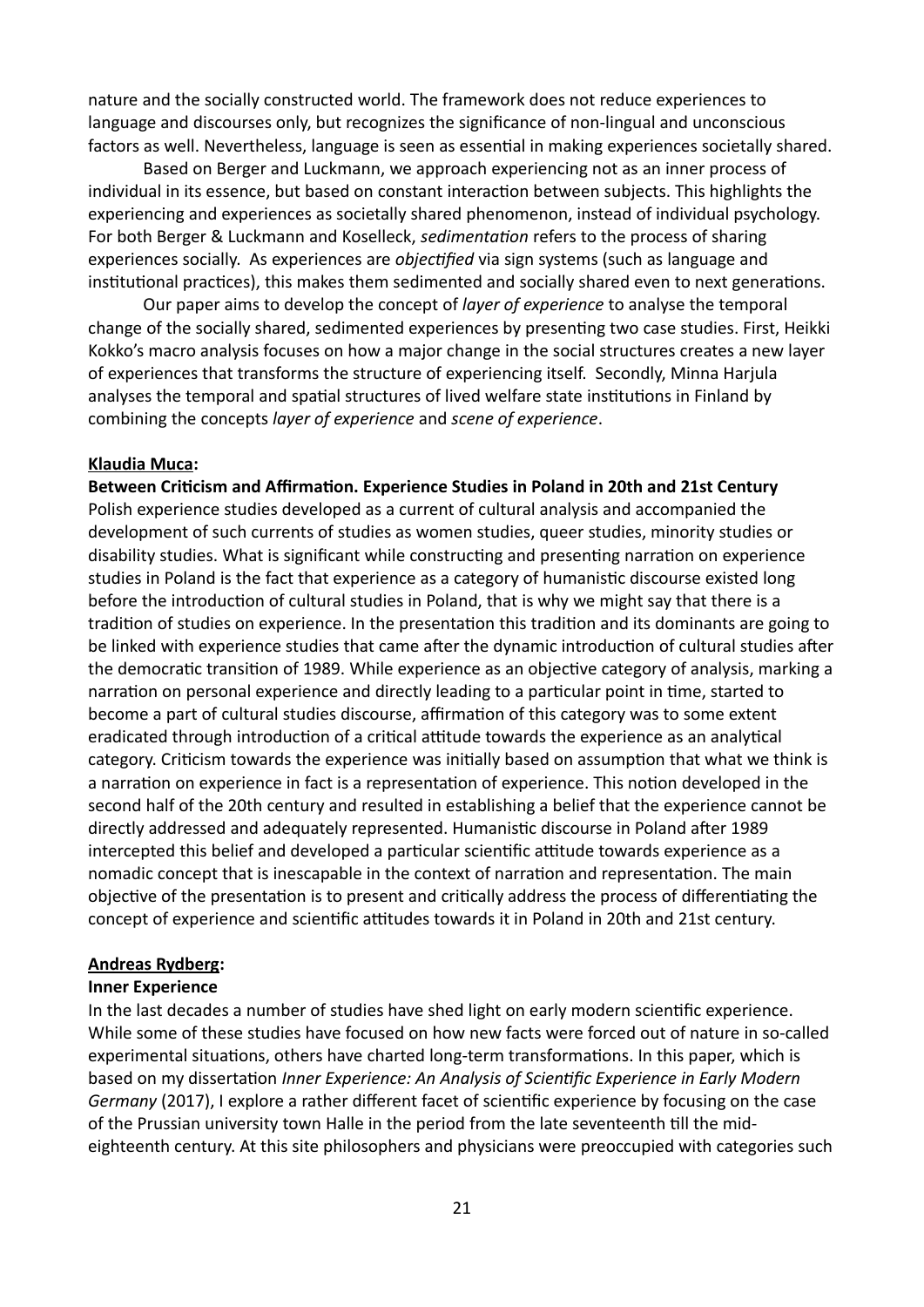nature and the socially constructed world. The framework does not reduce experiences to language and discourses only, but recognizes the significance of non-lingual and unconscious factors as well. Nevertheless, language is seen as essential in making experiences societally shared.

Based on Berger and Luckmann, we approach experiencing not as an inner process of individual in its essence, but based on constant interaction between subjects. This highlights the experiencing and experiences as societally shared phenomenon, instead of individual psychology. For both Berger & Luckmann and Koselleck, *sedimentation* refers to the process of sharing experiences socially. As experiences are *objectified* via sign systems (such as language and institutional practices), this makes them sedimented and socially shared even to next generations.

Our paper aims to develop the concept of *layer of experience* to analyse the temporal change of the socially shared, sedimented experiences by presenting two case studies. First, Heikki Kokko's macro analysis focuses on how a major change in the social structures creates a new layer of experiences that transforms the structure of experiencing itself. Secondly, Minna Harjula analyses the temporal and spatial structures of lived welfare state institutions in Finland by combining the concepts *layer of experience* and *scene of experience*.

**Klaudia Muca:**

**Between Criticism and Affirmation. Experience Studies in Poland in 20th and 21st Century**

Polish experience studies developed as a current of cultural analysis and accompanied the development of such currents of studies as women studies, queer studies, minority studies or disability studies. What is significant while constructing and presenting narration on experience studies in Poland is the fact that experience as a category of humanistic discourse existed long before the introduction of cultural studies in Poland, that is why we might say that there is a tradition of studies on experience. In the presentation this tradition and its dominants are going to be linked with experience studies that came after the dynamic introduction of cultural studies after the democratic transition of 1989. While experience as an objective category of analysis, marking a narration on personal experience and directly leading to a particular point in time, started to become a part of cultural studies discourse, affirmation of this category was to some extent eradicated through introduction of a critical attitude towards the experience as an analytical category. Criticism towards the experience was initially based on assumption that what we think is a narration on experience in fact is a representation of experience. This notion developed in the second half of the 20th century and resulted in establishing a belief that the experience cannot be directly addressed and adequately represented. Humanistic discourse in Poland after 1989 intercepted this belief and developed a particular scientific attitude towards experience as a nomadic concept that is inescapable in the context of narration and representation. The main objective of the presentation is to present and critically address the process of differentiating the concept of experience and scientific attitudes towards it in Poland in 20th and 21st century.

**Andreas Rydberg:**

**Inner Experience**

In the last decades a number of studies have shed light on early modern scientific experience. While some of these studies have focused on how new facts were forced out of nature in so-called experimental situations, others have charted long-term transformations. In this paper, which is based on my dissertation *Inner Experience: An Analysis of Scientific Experience in Early Modern Germany* (2017), I explore a rather different facet of scientific experience by focusing on the case of the Prussian university town Halle in the period from the late seventeenth till the mid-eighteenth century. At this site philosophers and physicians were preoccupied with categories such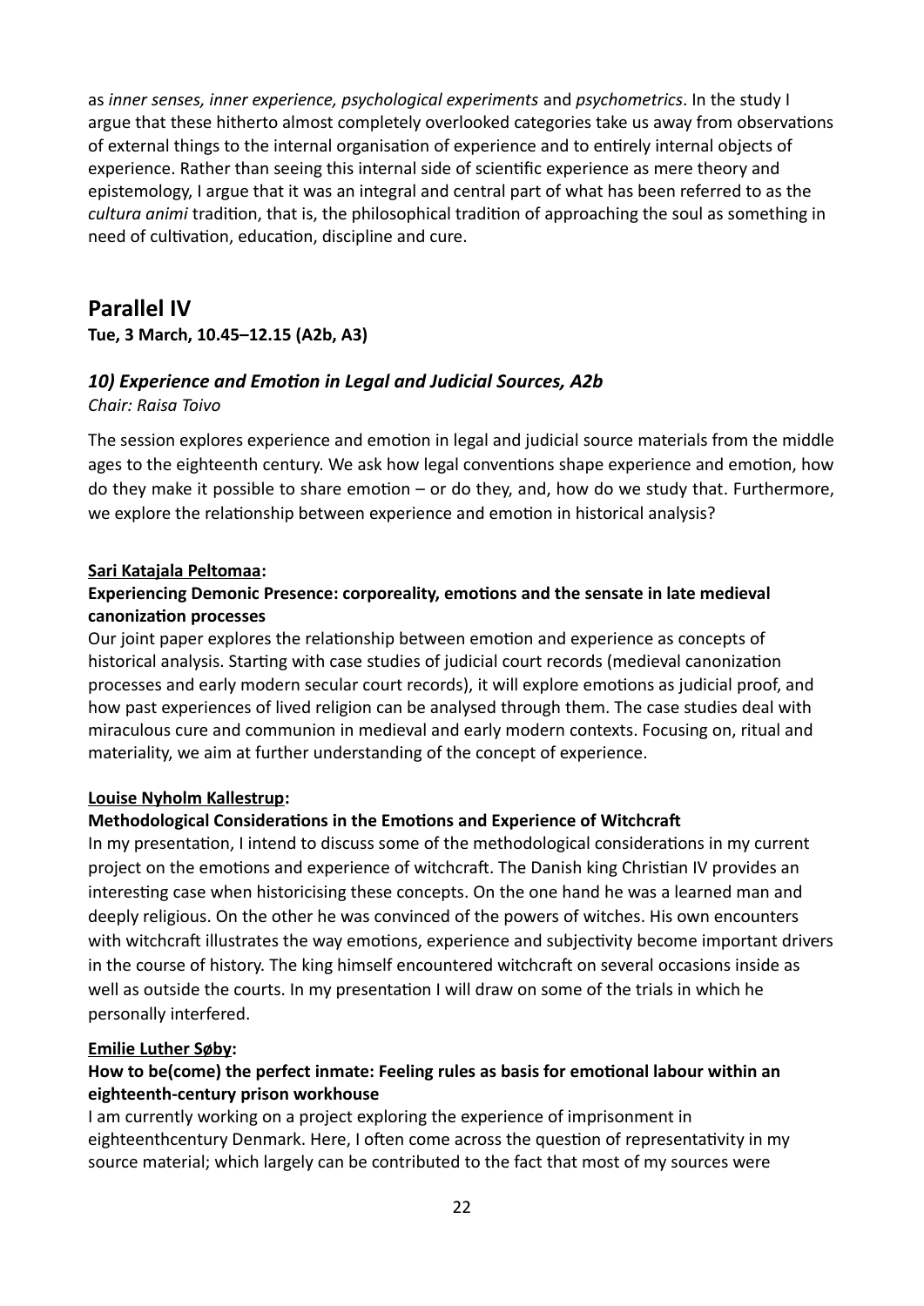as *inner senses, inner experience, psychological experiments* and *psychometrics*. In the study I argue that these hitherto almost completely overlooked categories take us away from observations of external things to the internal organisation of experience and to entirely internal objects of experience. Rather than seeing this internal side of scientific experience as mere theory and epistemology, I argue that it was an integral and central part of what has been referred to as the *cultura animi* tradition, that is, the philosophical tradition of approaching the soul as something in need of cultivation, education, discipline and cure.

## Parallel IV

**Tue, 3 March, 10.45–12.15 (A2b, A3)**

### *10) Experience and Emotion in Legal and Judicial Sources, A2b*

*Chair: Raisa Toivo*

The session explores experience and emotion in legal and judicial source materials from the middle ages to the eighteenth century. We ask how legal conventions shape experience and emotion, how do they make it possible to share emotion – or do they, and, how do we study that. Furthermore, we explore the relationship between experience and emotion in historical analysis?

**Sari Katajala Peltomaa:**

**Experiencing Demonic Presence: corporeality, emotions and the sensate in late medieval canonization processes**

Our joint paper explores the relationship between emotion and experience as concepts of historical analysis. Starting with case studies of judicial court records (medieval canonization processes and early modern secular court records), it will explore emotions as judicial proof, and how past experiences of lived religion can be analysed through them. The case studies deal with miraculous cure and communion in medieval and early modern contexts. Focusing on, ritual and materiality, we aim at further understanding of the concept of experience.

**Louise Nyholm Kallestrup:**

**Methodological Considerations in the Emotions and Experience of Witchcraft**

In my presentation, I intend to discuss some of the methodological considerations in my current project on the emotions and experience of witchcraft. The Danish king Christian IV provides an interesting case when historicising these concepts. On the one hand he was a learned man and deeply religious. On the other he was convinced of the powers of witches. His own encounters with witchcraft illustrates the way emotions, experience and subjectivity become important drivers in the course of history. The king himself encountered witchcraft on several occasions inside as well as outside the courts. In my presentation I will draw on some of the trials in which he personally interfered.

**Emilie Luther Søby:**

**How to be(come) the perfect inmate: Feeling rules as basis for emotional labour within an eighteenth-century prison workhouse**

I am currently working on a project exploring the experience of imprisonment in eighteenthcentury Denmark. Here, I often come across the question of representativity in my source material; which largely can be contributed to the fact that most of my sources were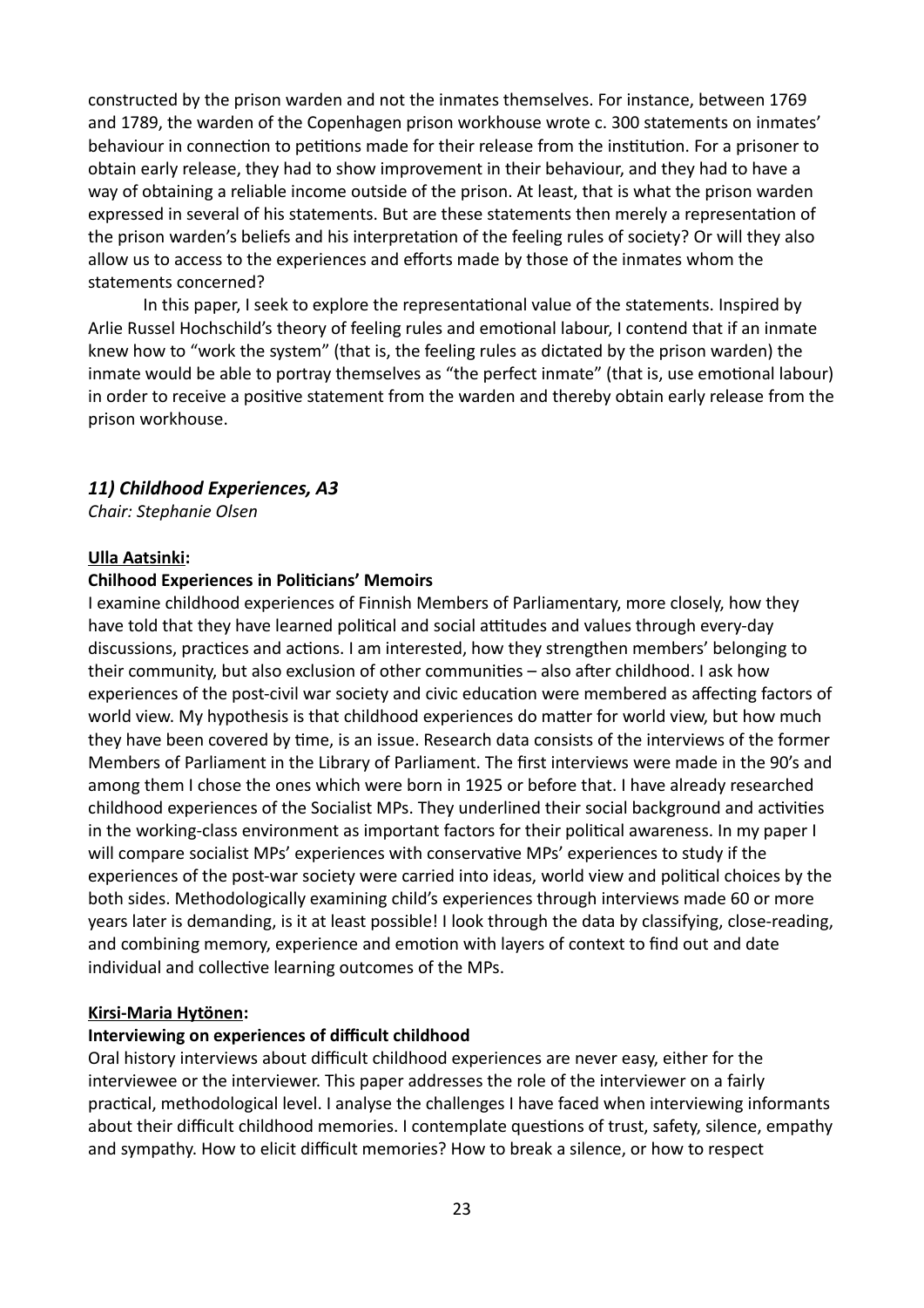constructed by the prison warden and not the inmates themselves. For instance, between 1769 and 1789, the warden of the Copenhagen prison workhouse wrote c. 300 statements on inmates' behaviour in connection to petitions made for their release from the institution. For a prisoner to obtain early release, they had to show improvement in their behaviour, and they had to have a way of obtaining a reliable income outside of the prison. At least, that is what the prison warden expressed in several of his statements. But are these statements then merely a representation of the prison warden's beliefs and his interpretation of the feeling rules of society? Or will they also allow us to access to the experiences and efforts made by those of the inmates whom the statements concerned?

In this paper, I seek to explore the representational value of the statements. Inspired by Arlie Russel Hochschild's theory of feeling rules and emotional labour, I contend that if an inmate knew how to "work the system" (that is, the feeling rules as dictated by the prison warden) the inmate would be able to portray themselves as "the perfect inmate" (that is, use emotional labour) in order to receive a positive statement from the warden and thereby obtain early release from the prison workhouse.

### *11) Childhood Experiences, A3*

*Chair: Stephanie Olsen*

**Ulla Aatsinki:**

**Chilhood Experiences in Politicians' Memoirs**

I examine childhood experiences of Finnish Members of Parliamentary, more closely, how they have told that they have learned political and social attitudes and values through every-day discussions, practices and actions. I am interested, how they strengthen members' belonging to their community, but also exclusion of other communities – also after childhood. I ask how experiences of the post-civil war society and civic education were membered as affecting factors of world view. My hypothesis is that childhood experiences do matter for world view, but how much they have been covered by time, is an issue. Research data consists of the interviews of the former Members of Parliament in the Library of Parliament. The first interviews were made in the 90's and among them I chose the ones which were born in 1925 or before that. I have already researched childhood experiences of the Socialist MPs. They underlined their social background and activities in the working-class environment as important factors for their political awareness. In my paper I will compare socialist MPs' experiences with conservative MPs' experiences to study if the experiences of the post-war society were carried into ideas, world view and political choices by the both sides. Methodologically examining child's experiences through interviews made 60 or more years later is demanding, is it at least possible! I look through the data by classifying, close-reading, and combining memory, experience and emotion with layers of context to find out and date individual and collective learning outcomes of the MPs.

**Kirsi-Maria Hytönen:**

**Interviewing on experiences of difficult childhood**

Oral history interviews about difficult childhood experiences are never easy, either for the interviewee or the interviewer. This paper addresses the role of the interviewer on a fairly practical, methodological level. I analyse the challenges I have faced when interviewing informants about their difficult childhood memories. I contemplate questions of trust, safety, silence, empathy and sympathy. How to elicit difficult memories? How to break a silence, or how to respect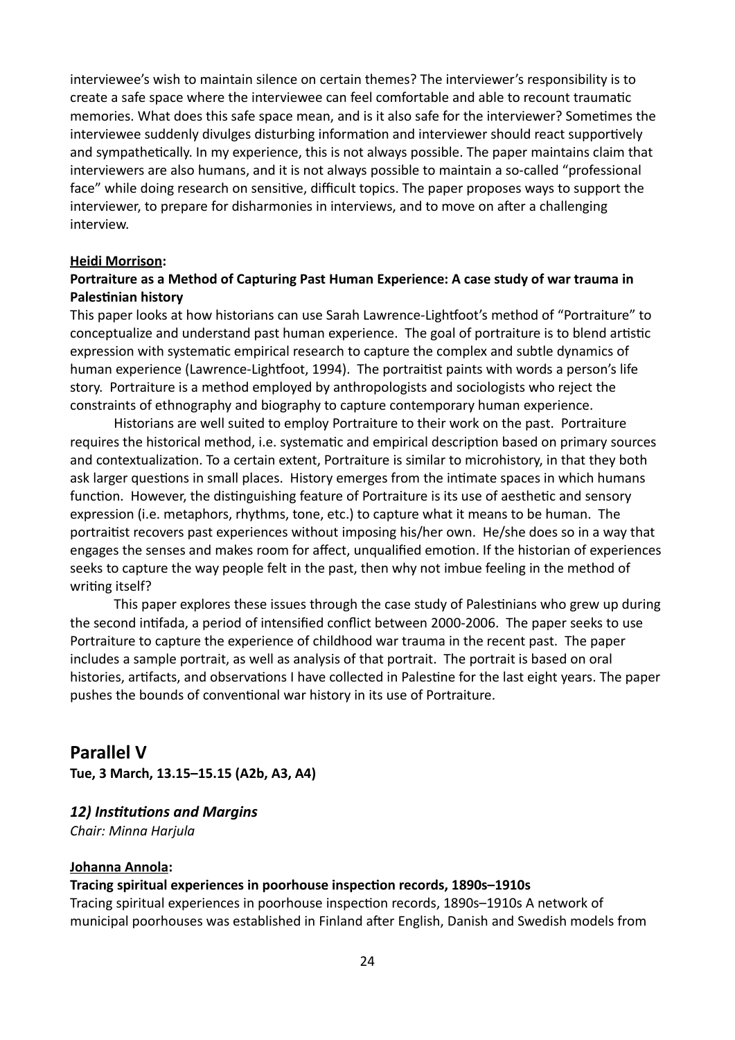interviewee's wish to maintain silence on certain themes? The interviewer's responsibility is to create a safe space where the interviewee can feel comfortable and able to recount traumatic memories. What does this safe space mean, and is it also safe for the interviewer? Sometimes the interviewee suddenly divulges disturbing information and interviewer should react supportively and sympathetically. In my experience, this is not always possible. The paper maintains claim that interviewers are also humans, and it is not always possible to maintain a so-called "professional face" while doing research on sensitive, difficult topics. The paper proposes ways to support the interviewer, to prepare for disharmonies in interviews, and to move on after a challenging interview.

**Heidi Morrison:**

**Portraiture as a Method of Capturing Past Human Experience: A case study of war trauma in Palestinian history**

This paper looks at how historians can use Sarah Lawrence-Lightfoot's method of "Portraiture" to conceptualize and understand past human experience. The goal of portraiture is to blend artistic expression with systematic empirical research to capture the complex and subtle dynamics of human experience (Lawrence-Lightfoot, 1994). The portraitist paints with words a person's life story. Portraiture is a method employed by anthropologists and sociologists who reject the constraints of ethnography and biography to capture contemporary human experience.

Historians are well suited to employ Portraiture to their work on the past. Portraiture requires the historical method, i.e. systematic and empirical description based on primary sources and contextualization. To a certain extent, Portraiture is similar to microhistory, in that they both ask larger questions in small places. History emerges from the intimate spaces in which humans function. However, the distinguishing feature of Portraiture is its use of aesthetic and sensory expression (i.e. metaphors, rhythms, tone, etc.) to capture what it means to be human. The portraitist recovers past experiences without imposing his/her own. He/she does so in a way that engages the senses and makes room for affect, unqualified emotion. If the historian of experiences seeks to capture the way people felt in the past, then why not imbue feeling in the method of writing itself?

This paper explores these issues through the case study of Palestinians who grew up during the second intifada, a period of intensified conflict between 2000-2006. The paper seeks to use Portraiture to capture the experience of childhood war trauma in the recent past. The paper includes a sample portrait, as well as analysis of that portrait. The portrait is based on oral histories, artifacts, and observations I have collected in Palestine for the last eight years. The paper pushes the bounds of conventional war history in its use of Portraiture.

## Parallel V

**Tue, 3 March, 13.15–15.15 (A2b, A3, A4)**

### *12) Institutions and Margins*

*Chair: Minna Harjula*

**Johanna Annola:**

**Tracing spiritual experiences in poorhouse inspection records, 1890s–1910s**

Tracing spiritual experiences in poorhouse inspection records, 1890s–1910s A network of municipal poorhouses was established in Finland after English, Danish and Swedish models from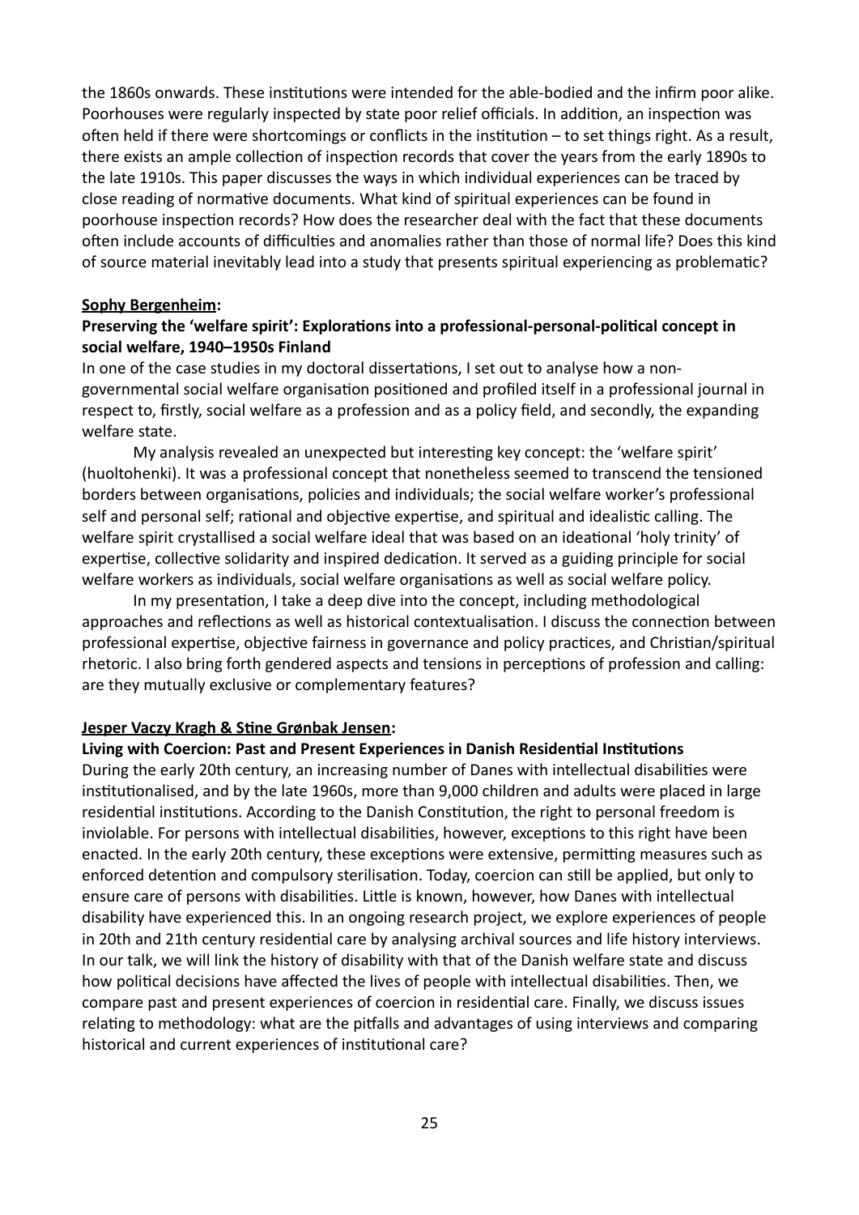the 1860s onwards. These institutions were intended for the able-bodied and the infirm poor alike. Poorhouses were regularly inspected by state poor relief officials. In addition, an inspection was often held if there were shortcomings or conflicts in the institution – to set things right. As a result, there exists an ample collection of inspection records that cover the years from the early 1890s to the late 1910s. This paper discusses the ways in which individual experiences can be traced by close reading of normative documents. What kind of spiritual experiences can be found in poorhouse inspection records? How does the researcher deal with the fact that these documents often include accounts of difficulties and anomalies rather than those of normal life? Does this kind of source material inevitably lead into a study that presents spiritual experiencing as problematic?

**Sophy Bergenheim:**

**Preserving the 'welfare spirit': Explorations into a professional-personal-political concept in social welfare, 1940–1950s Finland**

In one of the case studies in my doctoral dissertations, I set out to analyse how a non-governmental social welfare organisation positioned and profiled itself in a professional journal in respect to, firstly, social welfare as a profession and as a policy field, and secondly, the expanding welfare state.

My analysis revealed an unexpected but interesting key concept: the 'welfare spirit' (huoltohenki). It was a professional concept that nonetheless seemed to transcend the tensioned borders between organisations, policies and individuals; the social welfare worker's professional self and personal self; rational and objective expertise, and spiritual and idealistic calling. The welfare spirit crystallised a social welfare ideal that was based on an ideational 'holy trinity' of expertise, collective solidarity and inspired dedication. It served as a guiding principle for social welfare workers as individuals, social welfare organisations as well as social welfare policy.

In my presentation, I take a deep dive into the concept, including methodological approaches and reflections as well as historical contextualisation. I discuss the connection between professional expertise, objective fairness in governance and policy practices, and Christian/spiritual rhetoric. I also bring forth gendered aspects and tensions in perceptions of profession and calling: are they mutually exclusive or complementary features?

**Jesper Vaczy Kragh & Stine Grønbak Jensen:**

**Living with Coercion: Past and Present Experiences in Danish Residential Institutions**

During the early 20th century, an increasing number of Danes with intellectual disabilities were institutionalised, and by the late 1960s, more than 9,000 children and adults were placed in large residential institutions. According to the Danish Constitution, the right to personal freedom is inviolable. For persons with intellectual disabilities, however, exceptions to this right have been enacted. In the early 20th century, these exceptions were extensive, permitting measures such as enforced detention and compulsory sterilisation. Today, coercion can still be applied, but only to ensure care of persons with disabilities. Little is known, however, how Danes with intellectual disability have experienced this. In an ongoing research project, we explore experiences of people in 20th and 21th century residential care by analysing archival sources and life history interviews. In our talk, we will link the history of disability with that of the Danish welfare state and discuss how political decisions have affected the lives of people with intellectual disabilities. Then, we compare past and present experiences of coercion in residential care. Finally, we discuss issues relating to methodology: what are the pitfalls and advantages of using interviews and comparing historical and current experiences of institutional care?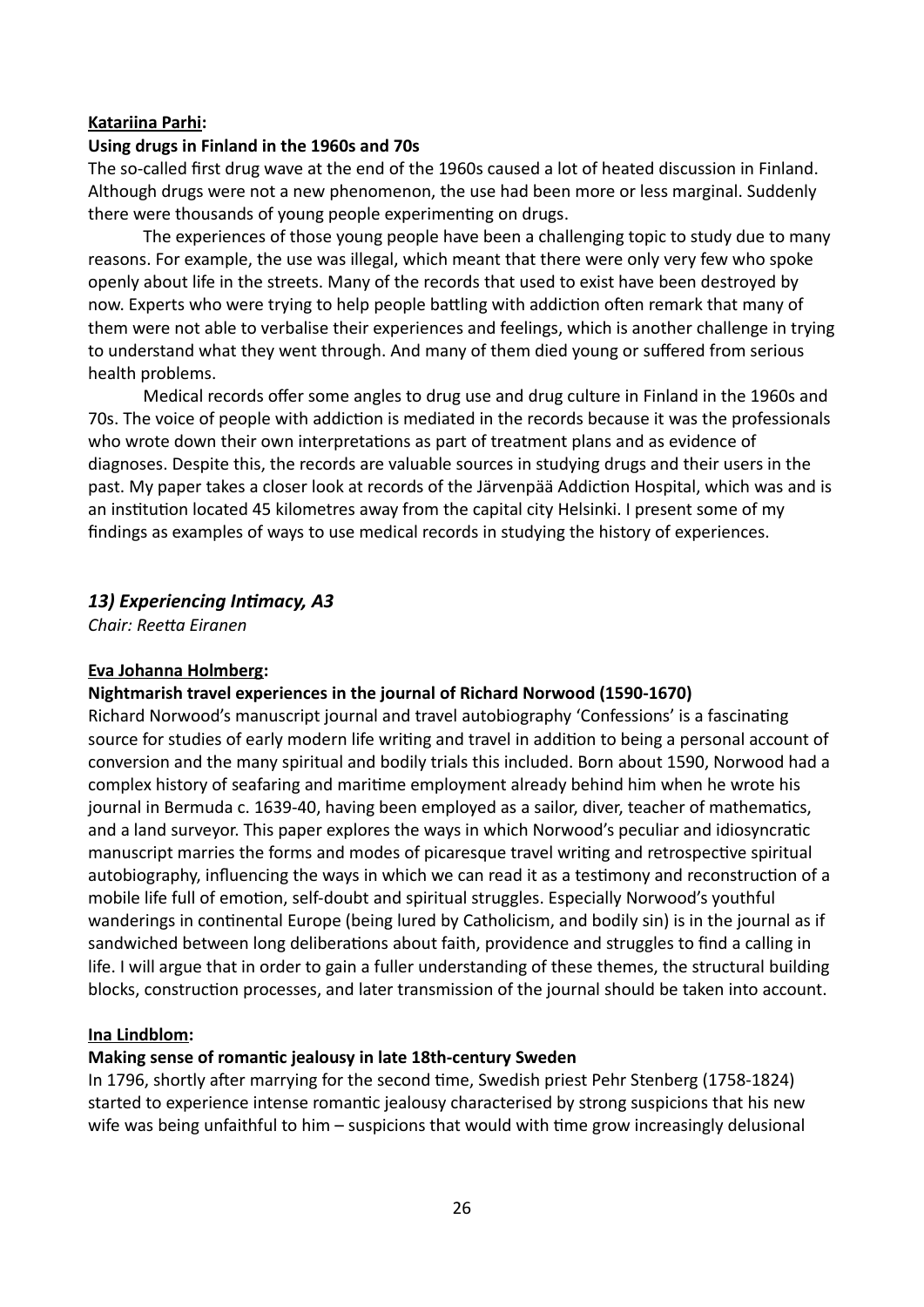**Katariina Parhi:**

**Using drugs in Finland in the 1960s and 70s**

The so-called first drug wave at the end of the 1960s caused a lot of heated discussion in Finland. Although drugs were not a new phenomenon, the use had been more or less marginal. Suddenly there were thousands of young people experimenting on drugs.

The experiences of those young people have been a challenging topic to study due to many reasons. For example, the use was illegal, which meant that there were only very few who spoke openly about life in the streets. Many of the records that used to exist have been destroyed by now. Experts who were trying to help people battling with addiction often remark that many of them were not able to verbalise their experiences and feelings, which is another challenge in trying to understand what they went through. And many of them died young or suffered from serious health problems.

Medical records offer some angles to drug use and drug culture in Finland in the 1960s and 70s. The voice of people with addiction is mediated in the records because it was the professionals who wrote down their own interpretations as part of treatment plans and as evidence of diagnoses. Despite this, the records are valuable sources in studying drugs and their users in the past. My paper takes a closer look at records of the Järvenpää Addiction Hospital, which was and is an institution located 45 kilometres away from the capital city Helsinki. I present some of my findings as examples of ways to use medical records in studying the history of experiences.

## *13) Experiencing Intimacy, A3*

*Chair: Reetta Eiranen*

**Eva Johanna Holmberg:**

**Nightmarish travel experiences in the journal of Richard Norwood (1590-1670)**

Richard Norwood's manuscript journal and travel autobiography 'Confessions' is a fascinating source for studies of early modern life writing and travel in addition to being a personal account of conversion and the many spiritual and bodily trials this included. Born about 1590, Norwood had a complex history of seafaring and maritime employment already behind him when he wrote his journal in Bermuda c. 1639-40, having been employed as a sailor, diver, teacher of mathematics, and a land surveyor. This paper explores the ways in which Norwood's peculiar and idiosyncratic manuscript marries the forms and modes of picaresque travel writing and retrospective spiritual autobiography, influencing the ways in which we can read it as a testimony and reconstruction of a mobile life full of emotion, self-doubt and spiritual struggles. Especially Norwood's youthful wanderings in continental Europe (being lured by Catholicism, and bodily sin) is in the journal as if sandwiched between long deliberations about faith, providence and struggles to find a calling in life. I will argue that in order to gain a fuller understanding of these themes, the structural building blocks, construction processes, and later transmission of the journal should be taken into account.

**Ina Lindblom:**

**Making sense of romantic jealousy in late 18th-century Sweden**

In 1796, shortly after marrying for the second time, Swedish priest Pehr Stenberg (1758-1824) started to experience intense romantic jealousy characterised by strong suspicions that his new wife was being unfaithful to him – suspicions that would with time grow increasingly delusional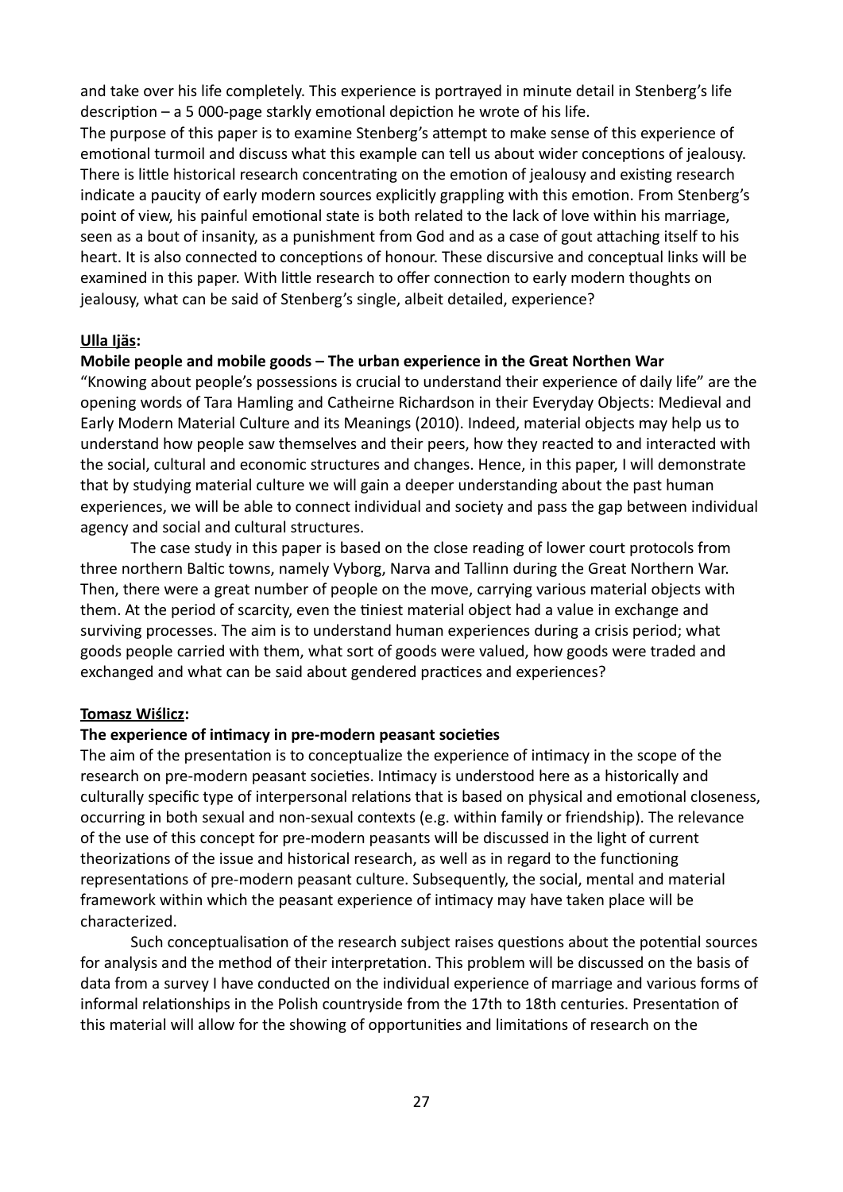and take over his life completely. This experience is portrayed in minute detail in Stenberg's life description – a 5 000-page starkly emotional depiction he wrote of his life.
The purpose of this paper is to examine Stenberg's attempt to make sense of this experience of emotional turmoil and discuss what this example can tell us about wider conceptions of jealousy. There is little historical research concentrating on the emotion of jealousy and existing research indicate a paucity of early modern sources explicitly grappling with this emotion. From Stenberg's point of view, his painful emotional state is both related to the lack of love within his marriage, seen as a bout of insanity, as a punishment from God and as a case of gout attaching itself to his heart. It is also connected to conceptions of honour. These discursive and conceptual links will be examined in this paper. With little research to offer connection to early modern thoughts on jealousy, what can be said of Stenberg's single, albeit detailed, experience?

**Ulla Ijäs:**

**Mobile people and mobile goods – The urban experience in the Great Northen War**

"Knowing about people's possessions is crucial to understand their experience of daily life" are the opening words of Tara Hamling and Catheirne Richardson in their Everyday Objects: Medieval and Early Modern Material Culture and its Meanings (2010). Indeed, material objects may help us to understand how people saw themselves and their peers, how they reacted to and interacted with the social, cultural and economic structures and changes. Hence, in this paper, I will demonstrate that by studying material culture we will gain a deeper understanding about the past human experiences, we will be able to connect individual and society and pass the gap between individual agency and social and cultural structures.

The case study in this paper is based on the close reading of lower court protocols from three northern Baltic towns, namely Vyborg, Narva and Tallinn during the Great Northern War. Then, there were a great number of people on the move, carrying various material objects with them. At the period of scarcity, even the tiniest material object had a value in exchange and surviving processes. The aim is to understand human experiences during a crisis period; what goods people carried with them, what sort of goods were valued, how goods were traded and exchanged and what can be said about gendered practices and experiences?

**Tomasz Wiślicz:**

**The experience of intimacy in pre-modern peasant societies**

The aim of the presentation is to conceptualize the experience of intimacy in the scope of the research on pre-modern peasant societies. Intimacy is understood here as a historically and culturally specific type of interpersonal relations that is based on physical and emotional closeness, occurring in both sexual and non-sexual contexts (e.g. within family or friendship). The relevance of the use of this concept for pre-modern peasants will be discussed in the light of current theorizations of the issue and historical research, as well as in regard to the functioning representations of pre-modern peasant culture. Subsequently, the social, mental and material framework within which the peasant experience of intimacy may have taken place will be characterized.

Such conceptualisation of the research subject raises questions about the potential sources for analysis and the method of their interpretation. This problem will be discussed on the basis of data from a survey I have conducted on the individual experience of marriage and various forms of informal relationships in the Polish countryside from the 17th to 18th centuries. Presentation of this material will allow for the showing of opportunities and limitations of research on the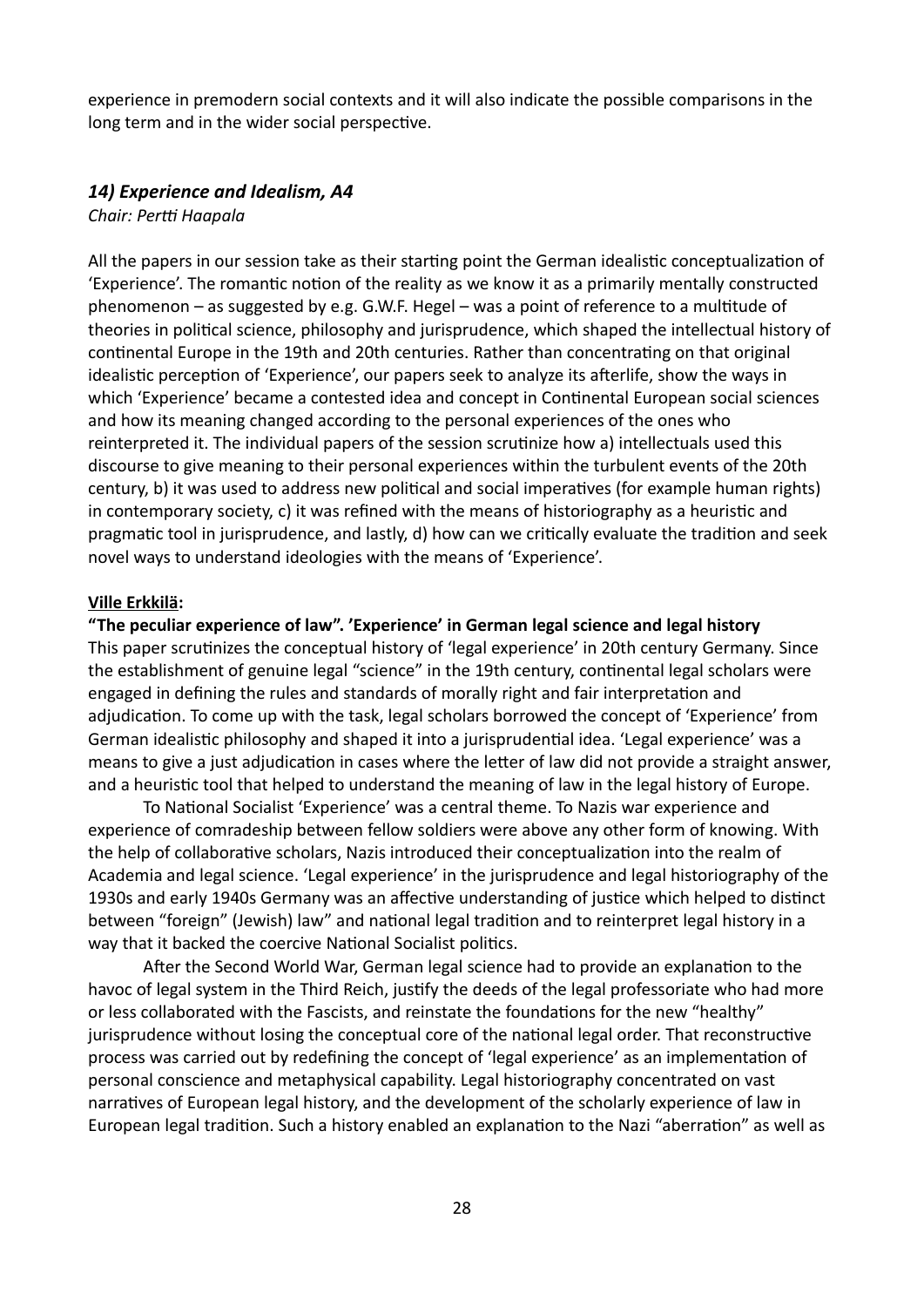experience in premodern social contexts and it will also indicate the possible comparisons in the long term and in the wider social perspective.

### *14) Experience and Idealism, A4*

*Chair: Pertti Haapala*

All the papers in our session take as their starting point the German idealistic conceptualization of 'Experience'. The romantic notion of the reality as we know it as a primarily mentally constructed phenomenon – as suggested by e.g. G.W.F. Hegel – was a point of reference to a multitude of theories in political science, philosophy and jurisprudence, which shaped the intellectual history of continental Europe in the 19th and 20th centuries. Rather than concentrating on that original idealistic perception of 'Experience', our papers seek to analyze its afterlife, show the ways in which 'Experience' became a contested idea and concept in Continental European social sciences and how its meaning changed according to the personal experiences of the ones who reinterpreted it. The individual papers of the session scrutinize how a) intellectuals used this discourse to give meaning to their personal experiences within the turbulent events of the 20th century, b) it was used to address new political and social imperatives (for example human rights) in contemporary society, c) it was refined with the means of historiography as a heuristic and pragmatic tool in jurisprudence, and lastly, d) how can we critically evaluate the tradition and seek novel ways to understand ideologies with the means of 'Experience'.

**Ville Erkkilä:**

**"The peculiar experience of law". 'Experience' in German legal science and legal history**

This paper scrutinizes the conceptual history of 'legal experience' in 20th century Germany. Since the establishment of genuine legal "science" in the 19th century, continental legal scholars were engaged in defining the rules and standards of morally right and fair interpretation and adjudication. To come up with the task, legal scholars borrowed the concept of 'Experience' from German idealistic philosophy and shaped it into a jurisprudential idea. 'Legal experience' was a means to give a just adjudication in cases where the letter of law did not provide a straight answer, and a heuristic tool that helped to understand the meaning of law in the legal history of Europe.

To National Socialist 'Experience' was a central theme. To Nazis war experience and experience of comradeship between fellow soldiers were above any other form of knowing. With the help of collaborative scholars, Nazis introduced their conceptualization into the realm of Academia and legal science. 'Legal experience' in the jurisprudence and legal historiography of the 1930s and early 1940s Germany was an affective understanding of justice which helped to distinct between "foreign" (Jewish) law" and national legal tradition and to reinterpret legal history in a way that it backed the coercive National Socialist politics.

After the Second World War, German legal science had to provide an explanation to the havoc of legal system in the Third Reich, justify the deeds of the legal professoriate who had more or less collaborated with the Fascists, and reinstate the foundations for the new "healthy" jurisprudence without losing the conceptual core of the national legal order. That reconstructive process was carried out by redefining the concept of 'legal experience' as an implementation of personal conscience and metaphysical capability. Legal historiography concentrated on vast narratives of European legal history, and the development of the scholarly experience of law in European legal tradition. Such a history enabled an explanation to the Nazi "aberration" as well as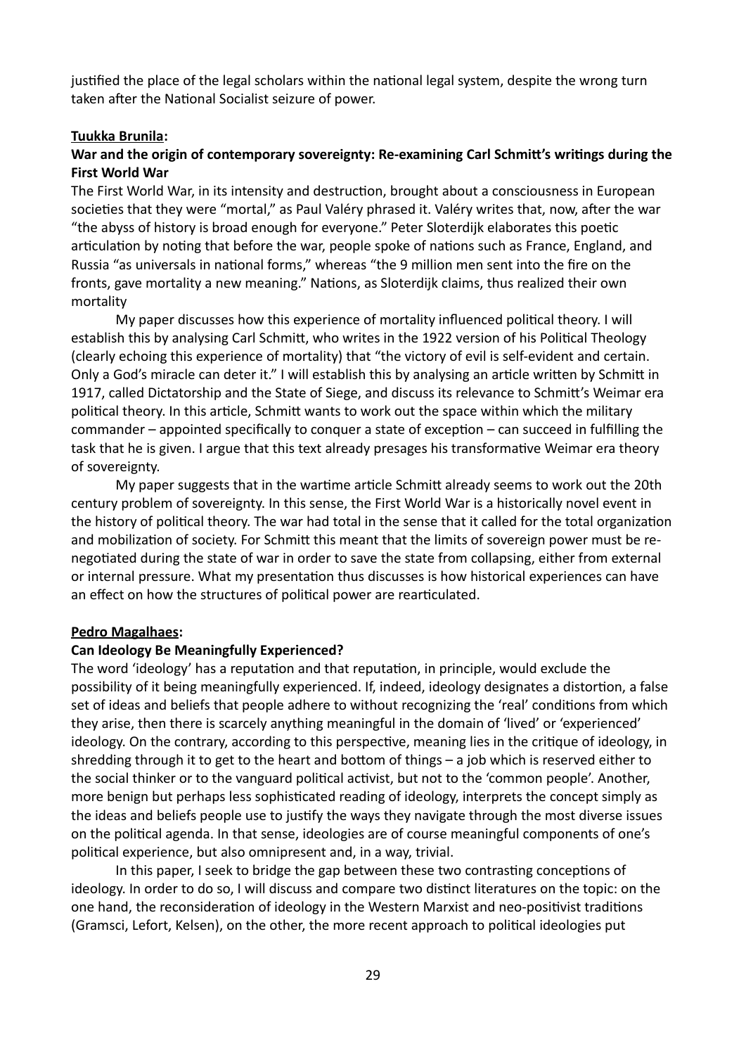justified the place of the legal scholars within the national legal system, despite the wrong turn taken after the National Socialist seizure of power.

**Tuukka Brunila:**

**War and the origin of contemporary sovereignty: Re-examining Carl Schmitt's writings during the First World War**

The First World War, in its intensity and destruction, brought about a consciousness in European societies that they were "mortal," as Paul Valéry phrased it. Valéry writes that, now, after the war "the abyss of history is broad enough for everyone." Peter Sloterdijk elaborates this poetic articulation by noting that before the war, people spoke of nations such as France, England, and Russia "as universals in national forms," whereas "the 9 million men sent into the fire on the fronts, gave mortality a new meaning." Nations, as Sloterdijk claims, thus realized their own mortality

My paper discusses how this experience of mortality influenced political theory. I will establish this by analysing Carl Schmitt, who writes in the 1922 version of his Political Theology (clearly echoing this experience of mortality) that "the victory of evil is self-evident and certain. Only a God's miracle can deter it." I will establish this by analysing an article written by Schmitt in 1917, called Dictatorship and the State of Siege, and discuss its relevance to Schmitt's Weimar era political theory. In this article, Schmitt wants to work out the space within which the military commander – appointed specifically to conquer a state of exception – can succeed in fulfilling the task that he is given. I argue that this text already presages his transformative Weimar era theory of sovereignty.

My paper suggests that in the wartime article Schmitt already seems to work out the 20th century problem of sovereignty. In this sense, the First World War is a historically novel event in the history of political theory. The war had total in the sense that it called for the total organization and mobilization of society. For Schmitt this meant that the limits of sovereign power must be re-negotiated during the state of war in order to save the state from collapsing, either from external or internal pressure. What my presentation thus discusses is how historical experiences can have an effect on how the structures of political power are rearticulated.

**Pedro Magalhaes:**

**Can Ideology Be Meaningfully Experienced?**

The word 'ideology' has a reputation and that reputation, in principle, would exclude the possibility of it being meaningfully experienced. If, indeed, ideology designates a distortion, a false set of ideas and beliefs that people adhere to without recognizing the 'real' conditions from which they arise, then there is scarcely anything meaningful in the domain of 'lived' or 'experienced' ideology. On the contrary, according to this perspective, meaning lies in the critique of ideology, in shredding through it to get to the heart and bottom of things – a job which is reserved either to the social thinker or to the vanguard political activist, but not to the 'common people'. Another, more benign but perhaps less sophisticated reading of ideology, interprets the concept simply as the ideas and beliefs people use to justify the ways they navigate through the most diverse issues on the political agenda. In that sense, ideologies are of course meaningful components of one's political experience, but also omnipresent and, in a way, trivial.

In this paper, I seek to bridge the gap between these two contrasting conceptions of ideology. In order to do so, I will discuss and compare two distinct literatures on the topic: on the one hand, the reconsideration of ideology in the Western Marxist and neo-positivist traditions (Gramsci, Lefort, Kelsen), on the other, the more recent approach to political ideologies put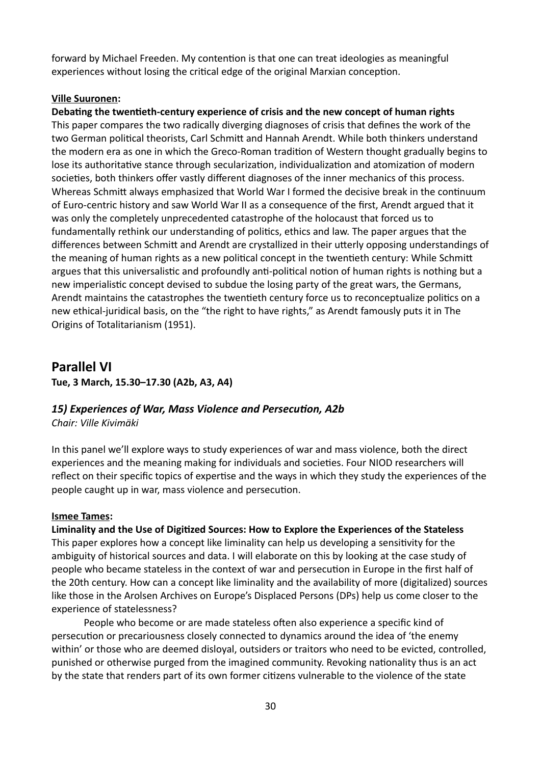forward by Michael Freeden. My contention is that one can treat ideologies as meaningful experiences without losing the critical edge of the original Marxian conception.

**Ville Suuronen:**

**Debating the twentieth-century experience of crisis and the new concept of human rights**

This paper compares the two radically diverging diagnoses of crisis that defines the work of the two German political theorists, Carl Schmitt and Hannah Arendt. While both thinkers understand the modern era as one in which the Greco-Roman tradition of Western thought gradually begins to lose its authoritative stance through secularization, individualization and atomization of modern societies, both thinkers offer vastly different diagnoses of the inner mechanics of this process. Whereas Schmitt always emphasized that World War I formed the decisive break in the continuum of Euro-centric history and saw World War II as a consequence of the first, Arendt argued that it was only the completely unprecedented catastrophe of the holocaust that forced us to fundamentally rethink our understanding of politics, ethics and law. The paper argues that the differences between Schmitt and Arendt are crystallized in their utterly opposing understandings of the meaning of human rights as a new political concept in the twentieth century: While Schmitt argues that this universalistic and profoundly anti-political notion of human rights is nothing but a new imperialistic concept devised to subdue the losing party of the great wars, the Germans, Arendt maintains the catastrophes the twentieth century force us to reconceptualize politics on a new ethical-juridical basis, on the "the right to have rights," as Arendt famously puts it in The Origins of Totalitarianism (1951).

## Parallel VI

**Tue, 3 March, 15.30–17.30 (A2b, A3, A4)**

### *15) Experiences of War, Mass Violence and Persecution, A2b*

*Chair: Ville Kivimäki*

In this panel we'll explore ways to study experiences of war and mass violence, both the direct experiences and the meaning making for individuals and societies. Four NIOD researchers will reflect on their specific topics of expertise and the ways in which they study the experiences of the people caught up in war, mass violence and persecution.

**Ismee Tames:**

**Liminality and the Use of Digitized Sources: How to Explore the Experiences of the Stateless**

This paper explores how a concept like liminality can help us developing a sensitivity for the ambiguity of historical sources and data. I will elaborate on this by looking at the case study of people who became stateless in the context of war and persecution in Europe in the first half of the 20th century. How can a concept like liminality and the availability of more (digitalized) sources like those in the Arolsen Archives on Europe's Displaced Persons (DPs) help us come closer to the experience of statelessness?

People who become or are made stateless often also experience a specific kind of persecution or precariousness closely connected to dynamics around the idea of 'the enemy within' or those who are deemed disloyal, outsiders or traitors who need to be evicted, controlled, punished or otherwise purged from the imagined community. Revoking nationality thus is an act by the state that renders part of its own former citizens vulnerable to the violence of the state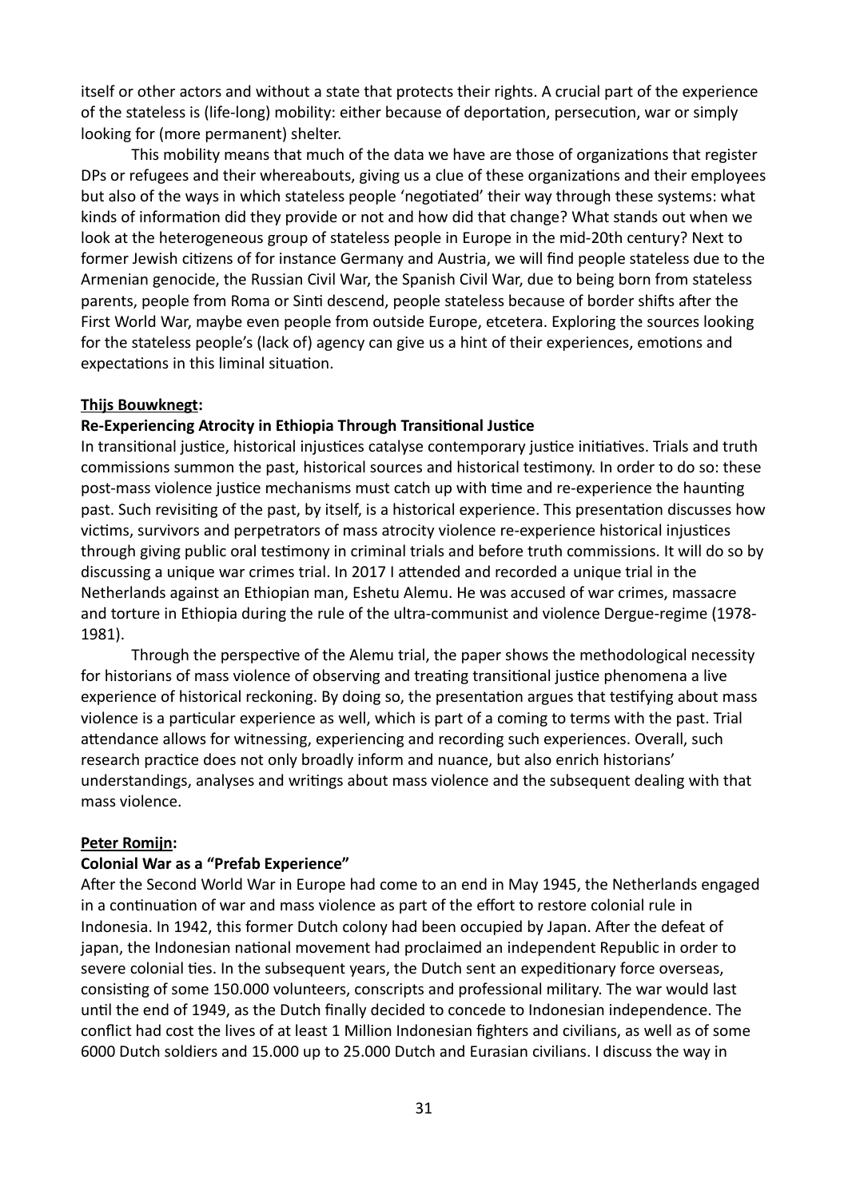itself or other actors and without a state that protects their rights. A crucial part of the experience of the stateless is (life-long) mobility: either because of deportation, persecution, war or simply looking for (more permanent) shelter.

This mobility means that much of the data we have are those of organizations that register DPs or refugees and their whereabouts, giving us a clue of these organizations and their employees but also of the ways in which stateless people 'negotiated' their way through these systems: what kinds of information did they provide or not and how did that change? What stands out when we look at the heterogeneous group of stateless people in Europe in the mid-20th century? Next to former Jewish citizens of for instance Germany and Austria, we will find people stateless due to the Armenian genocide, the Russian Civil War, the Spanish Civil War, due to being born from stateless parents, people from Roma or Sinti descend, people stateless because of border shifts after the First World War, maybe even people from outside Europe, etcetera. Exploring the sources looking for the stateless people's (lack of) agency can give us a hint of their experiences, emotions and expectations in this liminal situation.

**Thijs Bouwknegt:**

**Re-Experiencing Atrocity in Ethiopia Through Transitional Justice**

In transitional justice, historical injustices catalyse contemporary justice initiatives. Trials and truth commissions summon the past, historical sources and historical testimony. In order to do so: these post-mass violence justice mechanisms must catch up with time and re-experience the haunting past. Such revisiting of the past, by itself, is a historical experience. This presentation discusses how victims, survivors and perpetrators of mass atrocity violence re-experience historical injustices through giving public oral testimony in criminal trials and before truth commissions. It will do so by discussing a unique war crimes trial. In 2017 I attended and recorded a unique trial in the Netherlands against an Ethiopian man, Eshetu Alemu. He was accused of war crimes, massacre and torture in Ethiopia during the rule of the ultra-communist and violence Dergue-regime (1978-1981).

Through the perspective of the Alemu trial, the paper shows the methodological necessity for historians of mass violence of observing and treating transitional justice phenomena a live experience of historical reckoning. By doing so, the presentation argues that testifying about mass violence is a particular experience as well, which is part of a coming to terms with the past. Trial attendance allows for witnessing, experiencing and recording such experiences. Overall, such research practice does not only broadly inform and nuance, but also enrich historians' understandings, analyses and writings about mass violence and the subsequent dealing with that mass violence.

**Peter Romijn:**

**Colonial War as a "Prefab Experience"**

After the Second World War in Europe had come to an end in May 1945, the Netherlands engaged in a continuation of war and mass violence as part of the effort to restore colonial rule in Indonesia. In 1942, this former Dutch colony had been occupied by Japan. After the defeat of japan, the Indonesian national movement had proclaimed an independent Republic in order to severe colonial ties. In the subsequent years, the Dutch sent an expeditionary force overseas, consisting of some 150.000 volunteers, conscripts and professional military. The war would last until the end of 1949, as the Dutch finally decided to concede to Indonesian independence. The conflict had cost the lives of at least 1 Million Indonesian fighters and civilians, as well as of some 6000 Dutch soldiers and 15.000 up to 25.000 Dutch and Eurasian civilians. I discuss the way in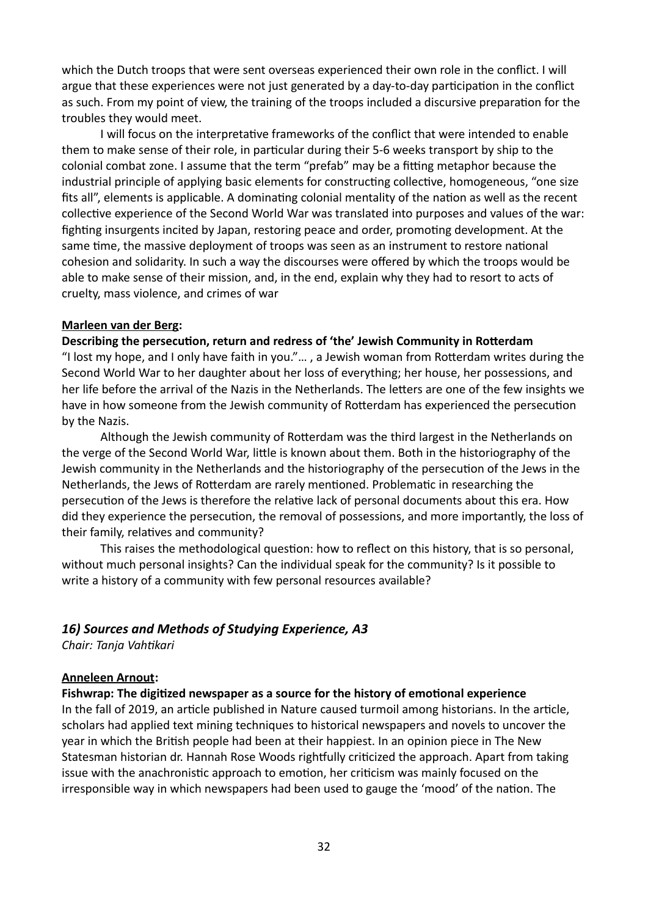which the Dutch troops that were sent overseas experienced their own role in the conflict. I will argue that these experiences were not just generated by a day-to-day participation in the conflict as such. From my point of view, the training of the troops included a discursive preparation for the troubles they would meet.

I will focus on the interpretative frameworks of the conflict that were intended to enable them to make sense of their role, in particular during their 5-6 weeks transport by ship to the colonial combat zone. I assume that the term "prefab" may be a fitting metaphor because the industrial principle of applying basic elements for constructing collective, homogeneous, "one size fits all", elements is applicable. A dominating colonial mentality of the nation as well as the recent collective experience of the Second World War was translated into purposes and values of the war: fighting insurgents incited by Japan, restoring peace and order, promoting development. At the same time, the massive deployment of troops was seen as an instrument to restore national cohesion and solidarity. In such a way the discourses were offered by which the troops would be able to make sense of their mission, and, in the end, explain why they had to resort to acts of cruelty, mass violence, and crimes of war

**Marleen van der Berg:**

**Describing the persecution, return and redress of 'the' Jewish Community in Rotterdam**

"I lost my hope, and I only have faith in you."… , a Jewish woman from Rotterdam writes during the Second World War to her daughter about her loss of everything; her house, her possessions, and her life before the arrival of the Nazis in the Netherlands. The letters are one of the few insights we have in how someone from the Jewish community of Rotterdam has experienced the persecution by the Nazis.

Although the Jewish community of Rotterdam was the third largest in the Netherlands on the verge of the Second World War, little is known about them. Both in the historiography of the Jewish community in the Netherlands and the historiography of the persecution of the Jews in the Netherlands, the Jews of Rotterdam are rarely mentioned. Problematic in researching the persecution of the Jews is therefore the relative lack of personal documents about this era. How did they experience the persecution, the removal of possessions, and more importantly, the loss of their family, relatives and community?

This raises the methodological question: how to reflect on this history, that is so personal, without much personal insights? Can the individual speak for the community? Is it possible to write a history of a community with few personal resources available?

### *16) Sources and Methods of Studying Experience, A3*

*Chair: Tanja Vahtikari*

**Anneleen Arnout:**

**Fishwrap: The digitized newspaper as a source for the history of emotional experience**

In the fall of 2019, an article published in Nature caused turmoil among historians. In the article, scholars had applied text mining techniques to historical newspapers and novels to uncover the year in which the British people had been at their happiest. In an opinion piece in The New Statesman historian dr. Hannah Rose Woods rightfully criticized the approach. Apart from taking issue with the anachronistic approach to emotion, her criticism was mainly focused on the irresponsible way in which newspapers had been used to gauge the 'mood' of the nation. The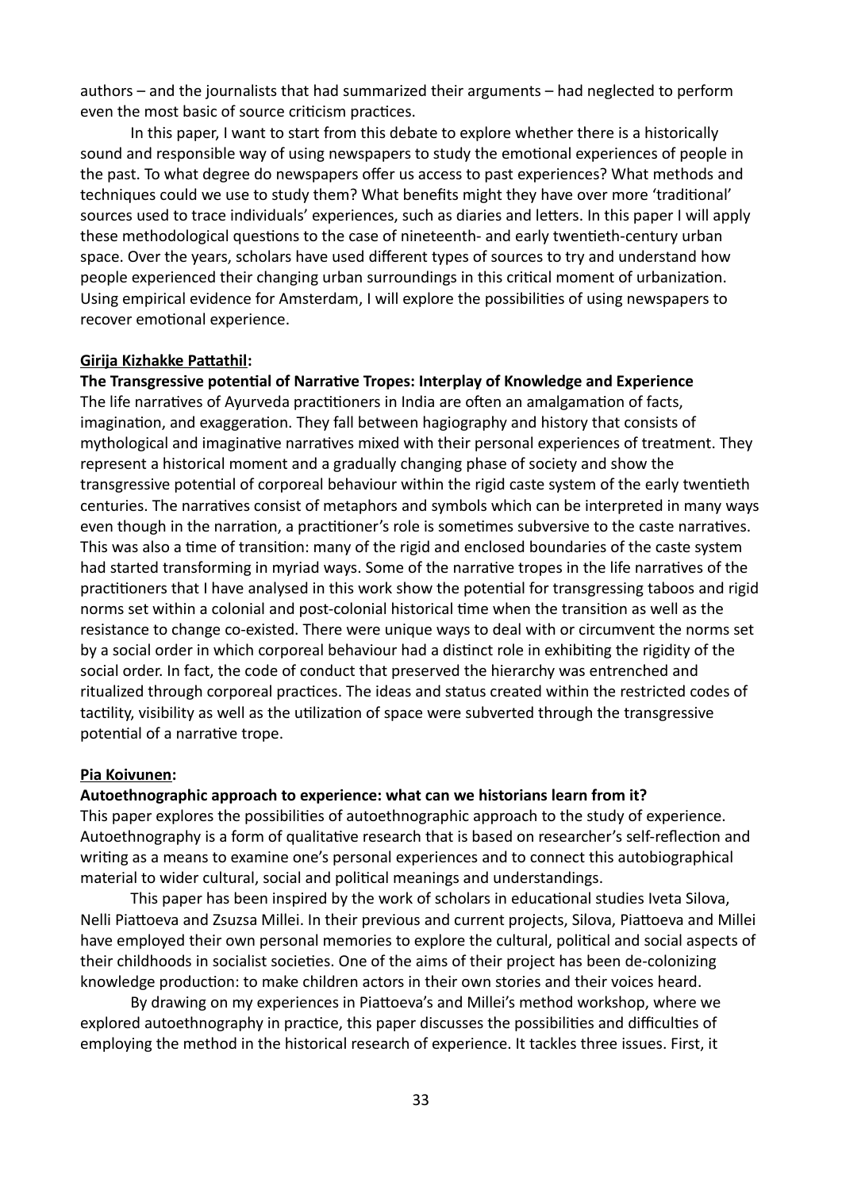authors – and the journalists that had summarized their arguments – had neglected to perform even the most basic of source criticism practices.

In this paper, I want to start from this debate to explore whether there is a historically sound and responsible way of using newspapers to study the emotional experiences of people in the past. To what degree do newspapers offer us access to past experiences? What methods and techniques could we use to study them? What benefits might they have over more 'traditional' sources used to trace individuals' experiences, such as diaries and letters. In this paper I will apply these methodological questions to the case of nineteenth- and early twentieth-century urban space. Over the years, scholars have used different types of sources to try and understand how people experienced their changing urban surroundings in this critical moment of urbanization. Using empirical evidence for Amsterdam, I will explore the possibilities of using newspapers to recover emotional experience.

**Girija Kizhakke Pattathil:**

**The Transgressive potential of Narrative Tropes: Interplay of Knowledge and Experience**

The life narratives of Ayurveda practitioners in India are often an amalgamation of facts, imagination, and exaggeration. They fall between hagiography and history that consists of mythological and imaginative narratives mixed with their personal experiences of treatment. They represent a historical moment and a gradually changing phase of society and show the transgressive potential of corporeal behaviour within the rigid caste system of the early twentieth centuries. The narratives consist of metaphors and symbols which can be interpreted in many ways even though in the narration, a practitioner's role is sometimes subversive to the caste narratives. This was also a time of transition: many of the rigid and enclosed boundaries of the caste system had started transforming in myriad ways. Some of the narrative tropes in the life narratives of the practitioners that I have analysed in this work show the potential for transgressing taboos and rigid norms set within a colonial and post-colonial historical time when the transition as well as the resistance to change co-existed. There were unique ways to deal with or circumvent the norms set by a social order in which corporeal behaviour had a distinct role in exhibiting the rigidity of the social order. In fact, the code of conduct that preserved the hierarchy was entrenched and ritualized through corporeal practices. The ideas and status created within the restricted codes of tactility, visibility as well as the utilization of space were subverted through the transgressive potential of a narrative trope.

**Pia Koivunen:**

**Autoethnographic approach to experience: what can we historians learn from it?**

This paper explores the possibilities of autoethnographic approach to the study of experience. Autoethnography is a form of qualitative research that is based on researcher's self-reflection and writing as a means to examine one's personal experiences and to connect this autobiographical material to wider cultural, social and political meanings and understandings.

This paper has been inspired by the work of scholars in educational studies Iveta Silova, Nelli Piattoeva and Zsuzsa Millei. In their previous and current projects, Silova, Piattoeva and Millei have employed their own personal memories to explore the cultural, political and social aspects of their childhoods in socialist societies. One of the aims of their project has been de-colonizing knowledge production: to make children actors in their own stories and their voices heard.

By drawing on my experiences in Piattoeva's and Millei's method workshop, where we explored autoethnography in practice, this paper discusses the possibilities and difficulties of employing the method in the historical research of experience. It tackles three issues. First, it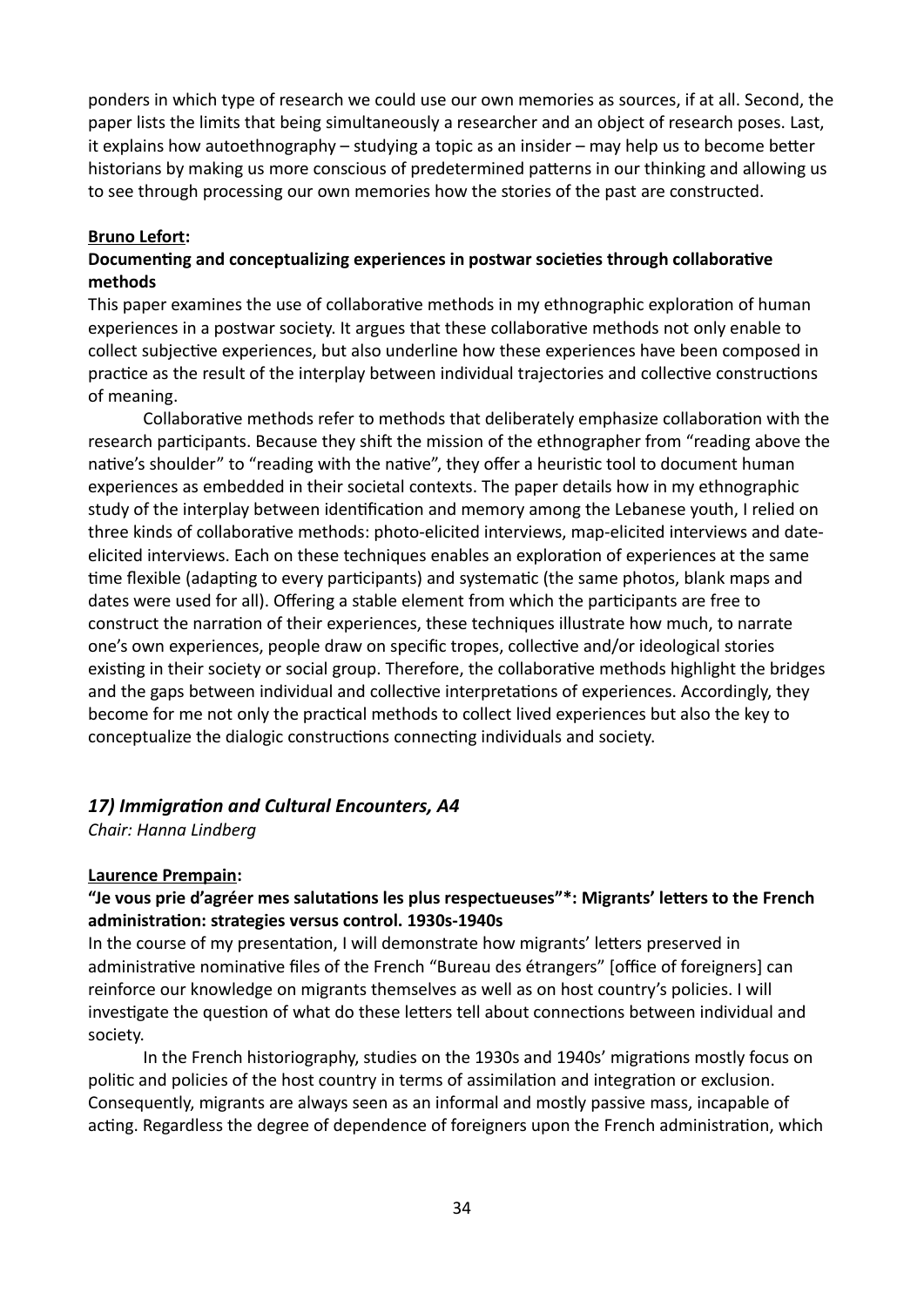ponders in which type of research we could use our own memories as sources, if at all. Second, the paper lists the limits that being simultaneously a researcher and an object of research poses. Last, it explains how autoethnography – studying a topic as an insider – may help us to become better historians by making us more conscious of predetermined patterns in our thinking and allowing us to see through processing our own memories how the stories of the past are constructed.

**Bruno Lefort:**

**Documenting and conceptualizing experiences in postwar societies through collaborative methods**

This paper examines the use of collaborative methods in my ethnographic exploration of human experiences in a postwar society. It argues that these collaborative methods not only enable to collect subjective experiences, but also underline how these experiences have been composed in practice as the result of the interplay between individual trajectories and collective constructions of meaning.

Collaborative methods refer to methods that deliberately emphasize collaboration with the research participants. Because they shift the mission of the ethnographer from "reading above the native's shoulder" to "reading with the native", they offer a heuristic tool to document human experiences as embedded in their societal contexts. The paper details how in my ethnographic study of the interplay between identification and memory among the Lebanese youth, I relied on three kinds of collaborative methods: photo-elicited interviews, map-elicited interviews and date-elicited interviews. Each on these techniques enables an exploration of experiences at the same time flexible (adapting to every participants) and systematic (the same photos, blank maps and dates were used for all). Offering a stable element from which the participants are free to construct the narration of their experiences, these techniques illustrate how much, to narrate one's own experiences, people draw on specific tropes, collective and/or ideological stories existing in their society or social group. Therefore, the collaborative methods highlight the bridges and the gaps between individual and collective interpretations of experiences. Accordingly, they become for me not only the practical methods to collect lived experiences but also the key to conceptualize the dialogic constructions connecting individuals and society.

## *17) Immigration and Cultural Encounters, A4*

*Chair: Hanna Lindberg*

**Laurence Prempain:**

**"Je vous prie d'agréer mes salutations les plus respectueuses"\*: Migrants' letters to the French administration: strategies versus control. 1930s-1940s**

In the course of my presentation, I will demonstrate how migrants' letters preserved in administrative nominative files of the French "Bureau des étrangers" [office of foreigners] can reinforce our knowledge on migrants themselves as well as on host country's policies. I will investigate the question of what do these letters tell about connections between individual and society.

In the French historiography, studies on the 1930s and 1940s' migrations mostly focus on politic and policies of the host country in terms of assimilation and integration or exclusion. Consequently, migrants are always seen as an informal and mostly passive mass, incapable of acting. Regardless the degree of dependence of foreigners upon the French administration, which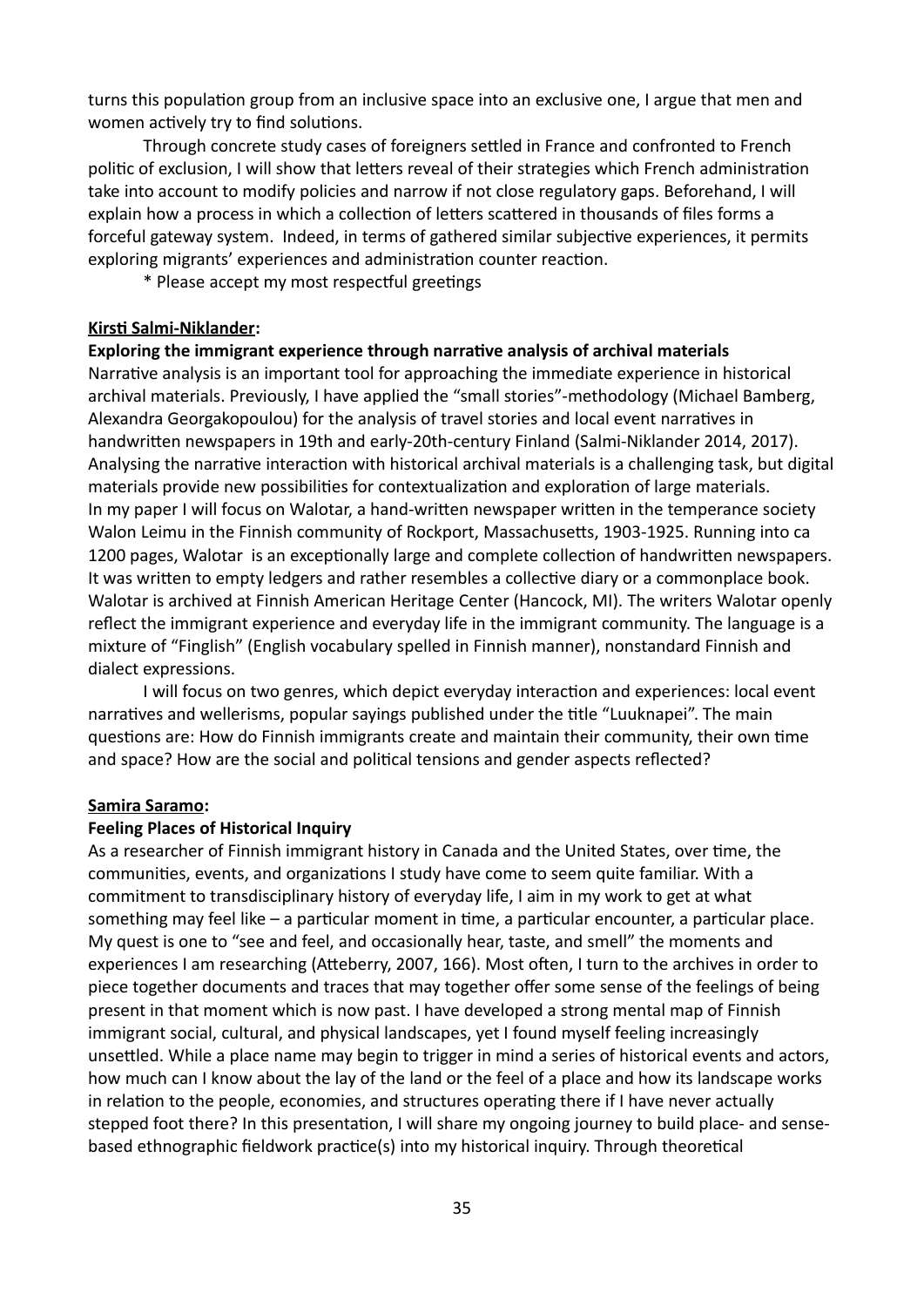turns this population group from an inclusive space into an exclusive one, I argue that men and women actively try to find solutions.

Through concrete study cases of foreigners settled in France and confronted to French politic of exclusion, I will show that letters reveal of their strategies which French administration take into account to modify policies and narrow if not close regulatory gaps. Beforehand, I will explain how a process in which a collection of letters scattered in thousands of files forms a forceful gateway system. Indeed, in terms of gathered similar subjective experiences, it permits exploring migrants' experiences and administration counter reaction.

\* Please accept my most respectful greetings

**Kirsti Salmi-Niklander:**

**Exploring the immigrant experience through narrative analysis of archival materials**

Narrative analysis is an important tool for approaching the immediate experience in historical archival materials. Previously, I have applied the "small stories"-methodology (Michael Bamberg, Alexandra Georgakopoulou) for the analysis of travel stories and local event narratives in handwritten newspapers in 19th and early-20th-century Finland (Salmi-Niklander 2014, 2017). Analysing the narrative interaction with historical archival materials is a challenging task, but digital materials provide new possibilities for contextualization and exploration of large materials. In my paper I will focus on Walotar, a hand-written newspaper written in the temperance society Walon Leimu in the Finnish community of Rockport, Massachusetts, 1903-1925. Running into ca 1200 pages, Walotar is an exceptionally large and complete collection of handwritten newspapers. It was written to empty ledgers and rather resembles a collective diary or a commonplace book. Walotar is archived at Finnish American Heritage Center (Hancock, MI). The writers Walotar openly reflect the immigrant experience and everyday life in the immigrant community. The language is a mixture of "Finglish" (English vocabulary spelled in Finnish manner), nonstandard Finnish and dialect expressions.

I will focus on two genres, which depict everyday interaction and experiences: local event narratives and wellerisms, popular sayings published under the title "Luuknapei". The main questions are: How do Finnish immigrants create and maintain their community, their own time and space? How are the social and political tensions and gender aspects reflected?

**Samira Saramo:**

**Feeling Places of Historical Inquiry**

As a researcher of Finnish immigrant history in Canada and the United States, over time, the communities, events, and organizations I study have come to seem quite familiar. With a commitment to transdisciplinary history of everyday life, I aim in my work to get at what something may feel like – a particular moment in time, a particular encounter, a particular place. My quest is one to "see and feel, and occasionally hear, taste, and smell" the moments and experiences I am researching (Atteberry, 2007, 166). Most often, I turn to the archives in order to piece together documents and traces that may together offer some sense of the feelings of being present in that moment which is now past. I have developed a strong mental map of Finnish immigrant social, cultural, and physical landscapes, yet I found myself feeling increasingly unsettled. While a place name may begin to trigger in mind a series of historical events and actors, how much can I know about the lay of the land or the feel of a place and how its landscape works in relation to the people, economies, and structures operating there if I have never actually stepped foot there? In this presentation, I will share my ongoing journey to build place- and sense-based ethnographic fieldwork practice(s) into my historical inquiry. Through theoretical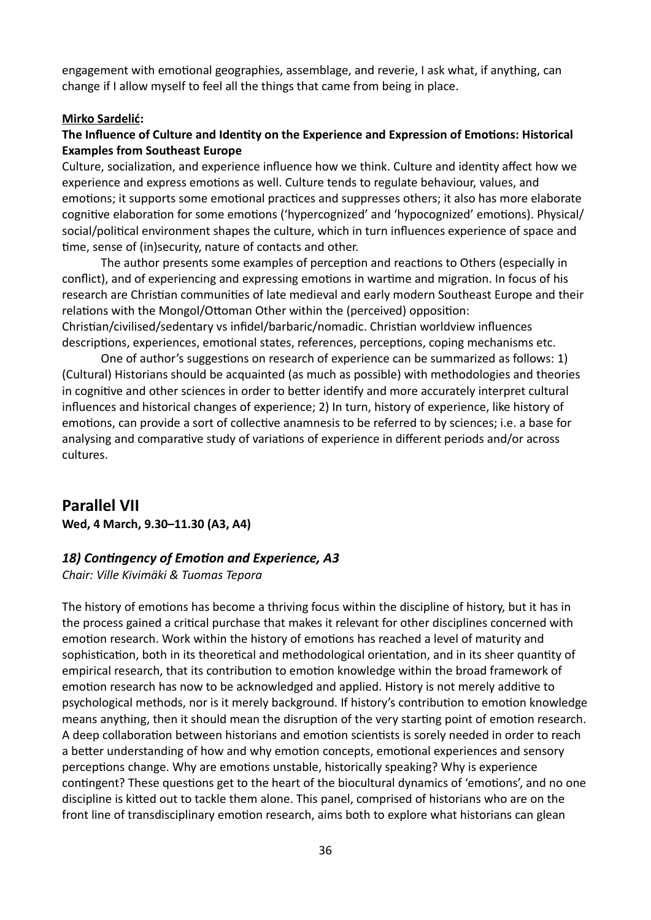engagement with emotional geographies, assemblage, and reverie, I ask what, if anything, can change if I allow myself to feel all the things that came from being in place.

**Mirko Sardelić:**

**The Influence of Culture and Identity on the Experience and Expression of Emotions: Historical Examples from Southeast Europe**

Culture, socialization, and experience influence how we think. Culture and identity affect how we experience and express emotions as well. Culture tends to regulate behaviour, values, and emotions; it supports some emotional practices and suppresses others; it also has more elaborate cognitive elaboration for some emotions ('hypercognized' and 'hypocognized' emotions). Physical/ social/political environment shapes the culture, which in turn influences experience of space and time, sense of (in)security, nature of contacts and other.

The author presents some examples of perception and reactions to Others (especially in conflict), and of experiencing and expressing emotions in wartime and migration. In focus of his research are Christian communities of late medieval and early modern Southeast Europe and their relations with the Mongol/Ottoman Other within the (perceived) opposition: Christian/civilised/sedentary vs infidel/barbaric/nomadic. Christian worldview influences descriptions, experiences, emotional states, references, perceptions, coping mechanisms etc.

One of author's suggestions on research of experience can be summarized as follows: 1) (Cultural) Historians should be acquainted (as much as possible) with methodologies and theories in cognitive and other sciences in order to better identify and more accurately interpret cultural influences and historical changes of experience; 2) In turn, history of experience, like history of emotions, can provide a sort of collective anamnesis to be referred to by sciences; i.e. a base for analysing and comparative study of variations of experience in different periods and/or across cultures.

## Parallel VII

**Wed, 4 March, 9.30–11.30 (A3, A4)**

### *18) Contingency of Emotion and Experience, A3*

*Chair: Ville Kivimäki & Tuomas Tepora*

The history of emotions has become a thriving focus within the discipline of history, but it has in the process gained a critical purchase that makes it relevant for other disciplines concerned with emotion research. Work within the history of emotions has reached a level of maturity and sophistication, both in its theoretical and methodological orientation, and in its sheer quantity of empirical research, that its contribution to emotion knowledge within the broad framework of emotion research has now to be acknowledged and applied. History is not merely additive to psychological methods, nor is it merely background. If history's contribution to emotion knowledge means anything, then it should mean the disruption of the very starting point of emotion research. A deep collaboration between historians and emotion scientists is sorely needed in order to reach a better understanding of how and why emotion concepts, emotional experiences and sensory perceptions change. Why are emotions unstable, historically speaking? Why is experience contingent? These questions get to the heart of the biocultural dynamics of 'emotions', and no one discipline is kitted out to tackle them alone. This panel, comprised of historians who are on the front line of transdisciplinary emotion research, aims both to explore what historians can glean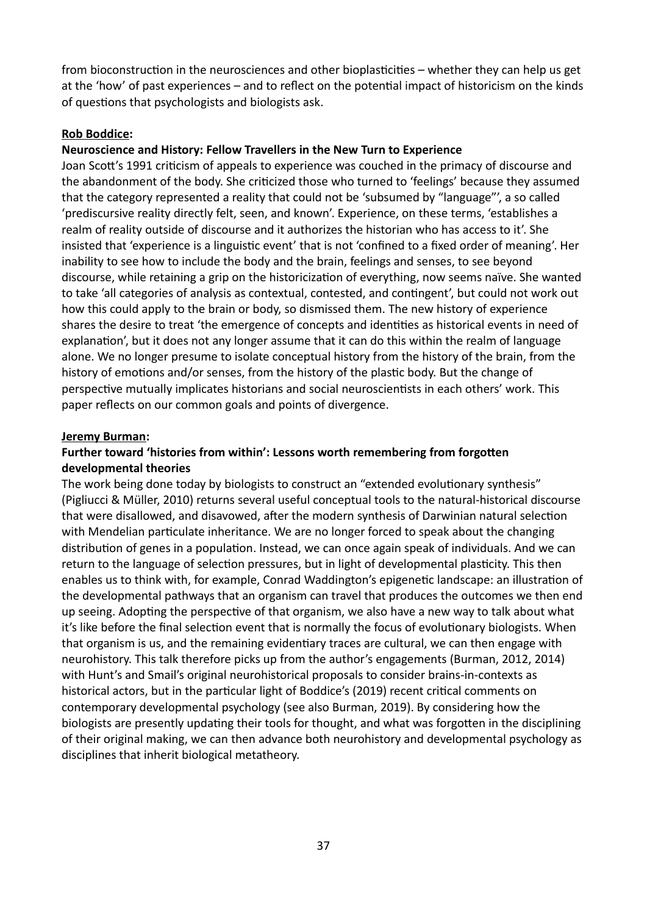from bioconstruction in the neurosciences and other bioplasticities – whether they can help us get at the 'how' of past experiences – and to reflect on the potential impact of historicism on the kinds of questions that psychologists and biologists ask.

**Rob Boddice:**

**Neuroscience and History: Fellow Travellers in the New Turn to Experience**

Joan Scott's 1991 criticism of appeals to experience was couched in the primacy of discourse and the abandonment of the body. She criticized those who turned to 'feelings' because they assumed that the category represented a reality that could not be 'subsumed by "language"', a so called 'prediscursive reality directly felt, seen, and known'. Experience, on these terms, 'establishes a realm of reality outside of discourse and it authorizes the historian who has access to it'. She insisted that 'experience is a linguistic event' that is not 'confined to a fixed order of meaning'. Her inability to see how to include the body and the brain, feelings and senses, to see beyond discourse, while retaining a grip on the historicization of everything, now seems naïve. She wanted to take 'all categories of analysis as contextual, contested, and contingent', but could not work out how this could apply to the brain or body, so dismissed them. The new history of experience shares the desire to treat 'the emergence of concepts and identities as historical events in need of explanation', but it does not any longer assume that it can do this within the realm of language alone. We no longer presume to isolate conceptual history from the history of the brain, from the history of emotions and/or senses, from the history of the plastic body. But the change of perspective mutually implicates historians and social neuroscientists in each others' work. This paper reflects on our common goals and points of divergence.

**Jeremy Burman:**

**Further toward 'histories from within': Lessons worth remembering from forgotten developmental theories**

The work being done today by biologists to construct an "extended evolutionary synthesis" (Pigliucci & Müller, 2010) returns several useful conceptual tools to the natural-historical discourse that were disallowed, and disavowed, after the modern synthesis of Darwinian natural selection with Mendelian particulate inheritance. We are no longer forced to speak about the changing distribution of genes in a population. Instead, we can once again speak of individuals. And we can return to the language of selection pressures, but in light of developmental plasticity. This then enables us to think with, for example, Conrad Waddington's epigenetic landscape: an illustration of the developmental pathways that an organism can travel that produces the outcomes we then end up seeing. Adopting the perspective of that organism, we also have a new way to talk about what it's like before the final selection event that is normally the focus of evolutionary biologists. When that organism is us, and the remaining evidentiary traces are cultural, we can then engage with neurohistory. This talk therefore picks up from the author's engagements (Burman, 2012, 2014) with Hunt's and Smail's original neurohistorical proposals to consider brains-in-contexts as historical actors, but in the particular light of Boddice's (2019) recent critical comments on contemporary developmental psychology (see also Burman, 2019). By considering how the biologists are presently updating their tools for thought, and what was forgotten in the disciplining of their original making, we can then advance both neurohistory and developmental psychology as disciplines that inherit biological metatheory.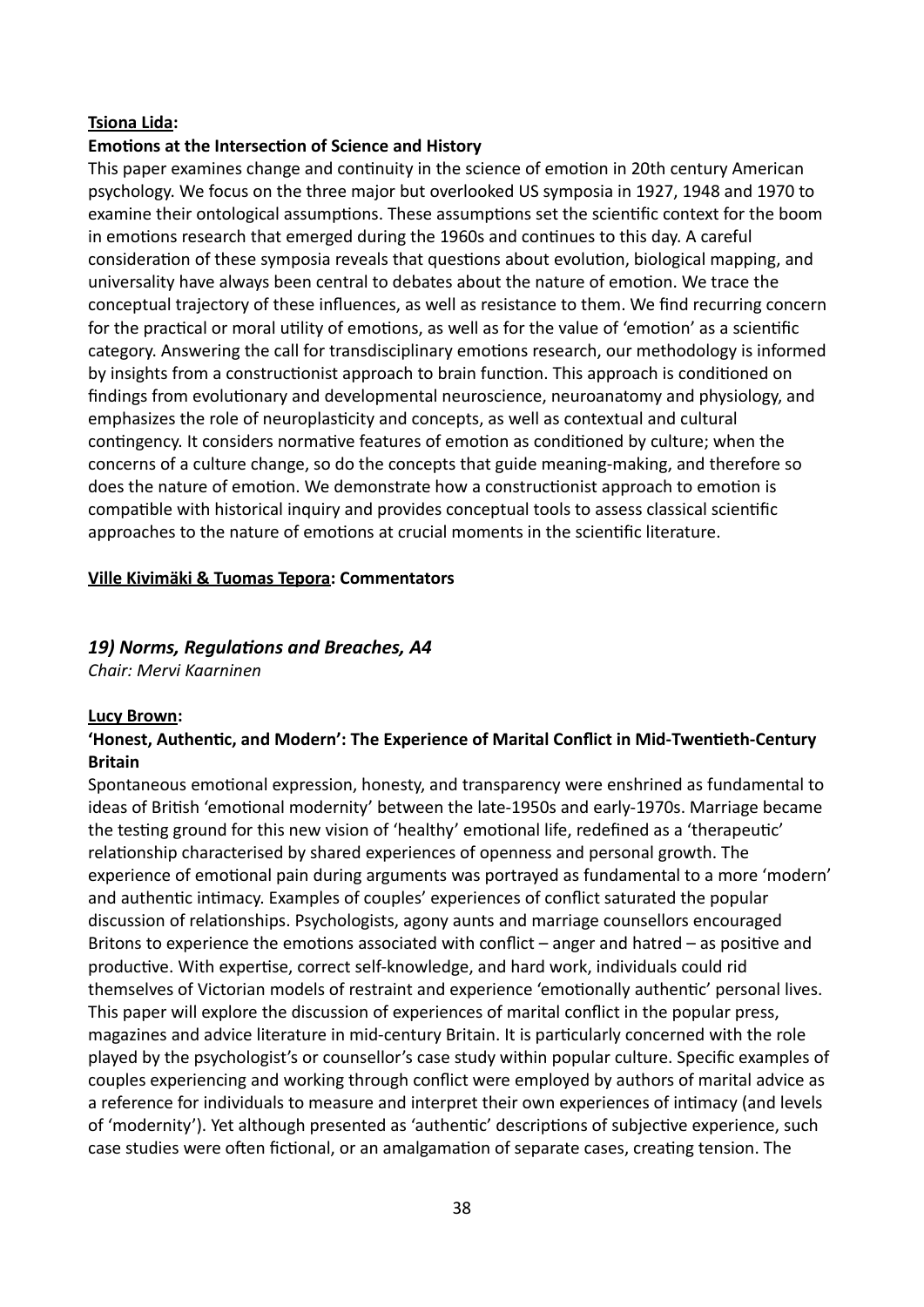**Tsiona Lida:**

**Emotions at the Intersection of Science and History**

This paper examines change and continuity in the science of emotion in 20th century American psychology. We focus on the three major but overlooked US symposia in 1927, 1948 and 1970 to examine their ontological assumptions. These assumptions set the scientific context for the boom in emotions research that emerged during the 1960s and continues to this day. A careful consideration of these symposia reveals that questions about evolution, biological mapping, and universality have always been central to debates about the nature of emotion. We trace the conceptual trajectory of these influences, as well as resistance to them. We find recurring concern for the practical or moral utility of emotions, as well as for the value of 'emotion' as a scientific category. Answering the call for transdisciplinary emotions research, our methodology is informed by insights from a constructionist approach to brain function. This approach is conditioned on findings from evolutionary and developmental neuroscience, neuroanatomy and physiology, and emphasizes the role of neuroplasticity and concepts, as well as contextual and cultural contingency. It considers normative features of emotion as conditioned by culture; when the concerns of a culture change, so do the concepts that guide meaning-making, and therefore so does the nature of emotion. We demonstrate how a constructionist approach to emotion is compatible with historical inquiry and provides conceptual tools to assess classical scientific approaches to the nature of emotions at crucial moments in the scientific literature.

**Ville Kivimäki & Tuomas Tepora: Commentators**

## *19) Norms, Regulations and Breaches, A4*

*Chair: Mervi Kaarninen*

**Lucy Brown:**

**'Honest, Authentic, and Modern': The Experience of Marital Conflict in Mid-Twentieth-Century Britain**

Spontaneous emotional expression, honesty, and transparency were enshrined as fundamental to ideas of British 'emotional modernity' between the late-1950s and early-1970s. Marriage became the testing ground for this new vision of 'healthy' emotional life, redefined as a 'therapeutic' relationship characterised by shared experiences of openness and personal growth. The experience of emotional pain during arguments was portrayed as fundamental to a more 'modern' and authentic intimacy. Examples of couples' experiences of conflict saturated the popular discussion of relationships. Psychologists, agony aunts and marriage counsellors encouraged Britons to experience the emotions associated with conflict – anger and hatred – as positive and productive. With expertise, correct self-knowledge, and hard work, individuals could rid themselves of Victorian models of restraint and experience 'emotionally authentic' personal lives. This paper will explore the discussion of experiences of marital conflict in the popular press, magazines and advice literature in mid-century Britain. It is particularly concerned with the role played by the psychologist's or counsellor's case study within popular culture. Specific examples of couples experiencing and working through conflict were employed by authors of marital advice as a reference for individuals to measure and interpret their own experiences of intimacy (and levels of 'modernity'). Yet although presented as 'authentic' descriptions of subjective experience, such case studies were often fictional, or an amalgamation of separate cases, creating tension. The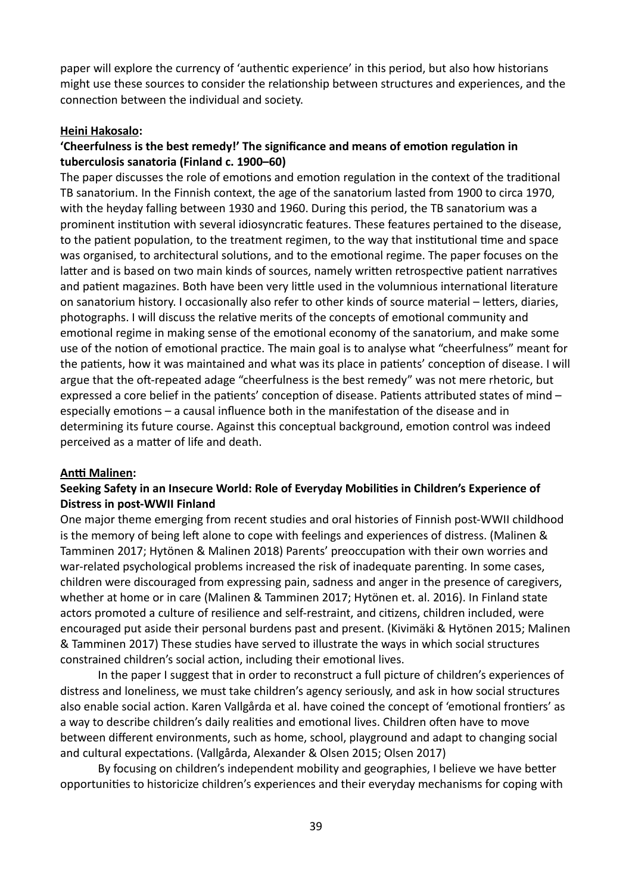paper will explore the currency of 'authentic experience' in this period, but also how historians might use these sources to consider the relationship between structures and experiences, and the connection between the individual and society.

**Heini Hakosalo:**

**'Cheerfulness is the best remedy!' The significance and means of emotion regulation in tuberculosis sanatoria (Finland c. 1900–60)**

The paper discusses the role of emotions and emotion regulation in the context of the traditional TB sanatorium. In the Finnish context, the age of the sanatorium lasted from 1900 to circa 1970, with the heyday falling between 1930 and 1960. During this period, the TB sanatorium was a prominent institution with several idiosyncratic features. These features pertained to the disease, to the patient population, to the treatment regimen, to the way that institutional time and space was organised, to architectural solutions, and to the emotional regime. The paper focuses on the latter and is based on two main kinds of sources, namely written retrospective patient narratives and patient magazines. Both have been very little used in the voluminious international literature on sanatorium history. I occasionally also refer to other kinds of source material – letters, diaries, photographs. I will discuss the relative merits of the concepts of emotional community and emotional regime in making sense of the emotional economy of the sanatorium, and make some use of the notion of emotional practice. The main goal is to analyse what "cheerfulness" meant for the patients, how it was maintained and what was its place in patients' conception of disease. I will argue that the oft-repeated adage "cheerfulness is the best remedy" was not mere rhetoric, but expressed a core belief in the patients' conception of disease. Patients attributed states of mind – especially emotions – a causal influence both in the manifestation of the disease and in determining its future course. Against this conceptual background, emotion control was indeed perceived as a matter of life and death.

**Antti Malinen:**

**Seeking Safety in an Insecure World: Role of Everyday Mobilities in Children's Experience of Distress in post-WWII Finland**

One major theme emerging from recent studies and oral histories of Finnish post-WWII childhood is the memory of being left alone to cope with feelings and experiences of distress. (Malinen & Tamminen 2017; Hytönen & Malinen 2018) Parents' preoccupation with their own worries and war-related psychological problems increased the risk of inadequate parenting. In some cases, children were discouraged from expressing pain, sadness and anger in the presence of caregivers, whether at home or in care (Malinen & Tamminen 2017; Hytönen et. al. 2016). In Finland state actors promoted a culture of resilience and self-restraint, and citizens, children included, were encouraged put aside their personal burdens past and present. (Kivimäki & Hytönen 2015; Malinen & Tamminen 2017) These studies have served to illustrate the ways in which social structures constrained children's social action, including their emotional lives.

In the paper I suggest that in order to reconstruct a full picture of children's experiences of distress and loneliness, we must take children's agency seriously, and ask in how social structures also enable social action. Karen Vallgårda et al. have coined the concept of 'emotional frontiers' as a way to describe children's daily realities and emotional lives. Children often have to move between different environments, such as home, school, playground and adapt to changing social and cultural expectations. (Vallgårda, Alexander & Olsen 2015; Olsen 2017)

By focusing on children's independent mobility and geographies, I believe we have better opportunities to historicize children's experiences and their everyday mechanisms for coping with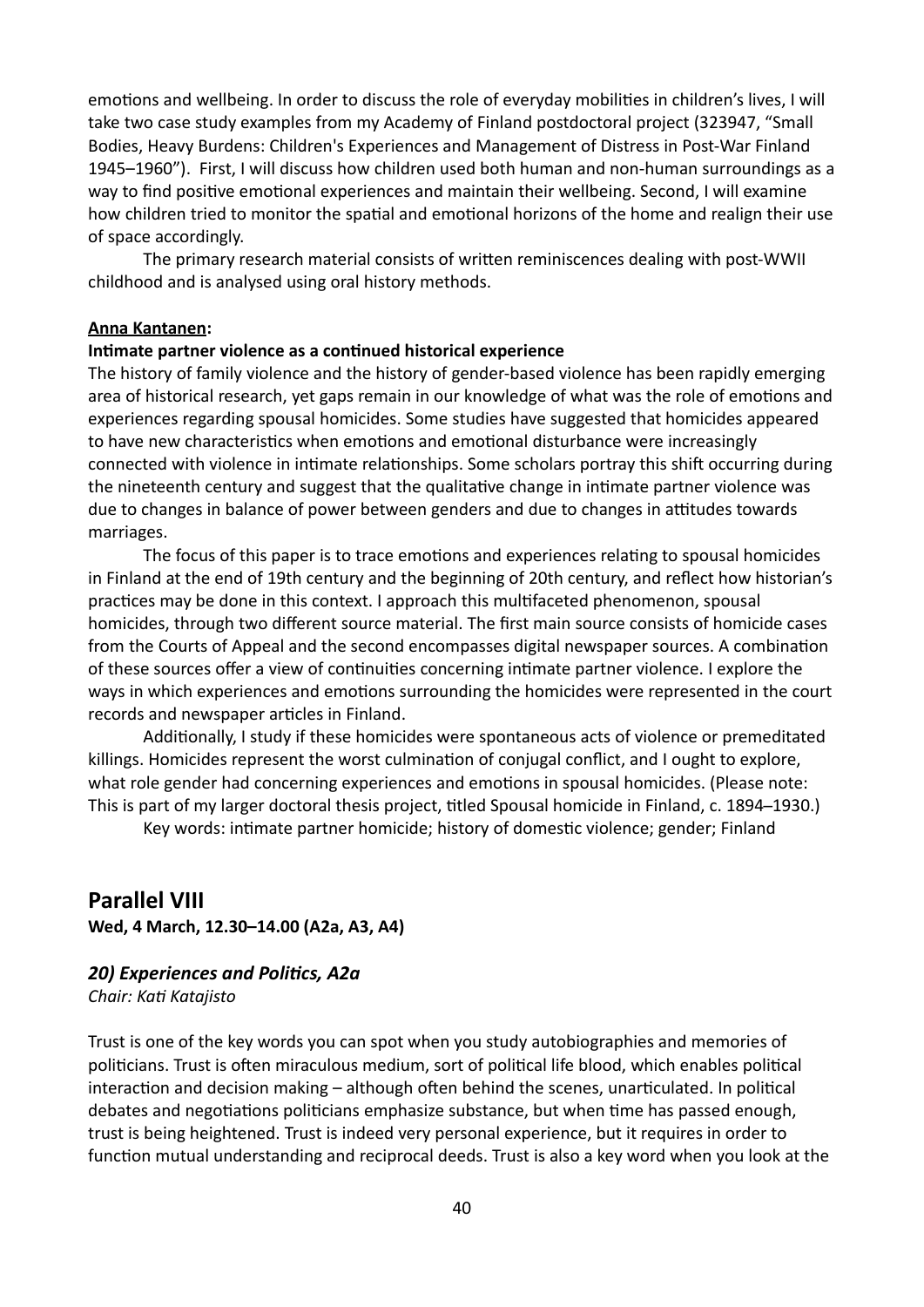emotions and wellbeing. In order to discuss the role of everyday mobilities in children's lives, I will take two case study examples from my Academy of Finland postdoctoral project (323947, "Small Bodies, Heavy Burdens: Children's Experiences and Management of Distress in Post-War Finland 1945–1960"). First, I will discuss how children used both human and non-human surroundings as a way to find positive emotional experiences and maintain their wellbeing. Second, I will examine how children tried to monitor the spatial and emotional horizons of the home and realign their use of space accordingly.

The primary research material consists of written reminiscences dealing with post-WWII childhood and is analysed using oral history methods.

**Anna Kantanen:**

**Intimate partner violence as a continued historical experience**

The history of family violence and the history of gender-based violence has been rapidly emerging area of historical research, yet gaps remain in our knowledge of what was the role of emotions and experiences regarding spousal homicides. Some studies have suggested that homicides appeared to have new characteristics when emotions and emotional disturbance were increasingly connected with violence in intimate relationships. Some scholars portray this shift occurring during the nineteenth century and suggest that the qualitative change in intimate partner violence was due to changes in balance of power between genders and due to changes in attitudes towards marriages.

The focus of this paper is to trace emotions and experiences relating to spousal homicides in Finland at the end of 19th century and the beginning of 20th century, and reflect how historian's practices may be done in this context. I approach this multifaceted phenomenon, spousal homicides, through two different source material. The first main source consists of homicide cases from the Courts of Appeal and the second encompasses digital newspaper sources. A combination of these sources offer a view of continuities concerning intimate partner violence. I explore the ways in which experiences and emotions surrounding the homicides were represented in the court records and newspaper articles in Finland.

Additionally, I study if these homicides were spontaneous acts of violence or premeditated killings. Homicides represent the worst culmination of conjugal conflict, and I ought to explore, what role gender had concerning experiences and emotions in spousal homicides. (Please note: This is part of my larger doctoral thesis project, titled Spousal homicide in Finland, c. 1894–1930.)

Key words: intimate partner homicide; history of domestic violence; gender; Finland

## Parallel VIII

**Wed, 4 March, 12.30–14.00 (A2a, A3, A4)**

### *20) Experiences and Politics, A2a*

*Chair: Kati Katajisto*

Trust is one of the key words you can spot when you study autobiographies and memories of politicians. Trust is often miraculous medium, sort of political life blood, which enables political interaction and decision making – although often behind the scenes, unarticulated. In political debates and negotiations politicians emphasize substance, but when time has passed enough, trust is being heightened. Trust is indeed very personal experience, but it requires in order to function mutual understanding and reciprocal deeds. Trust is also a key word when you look at the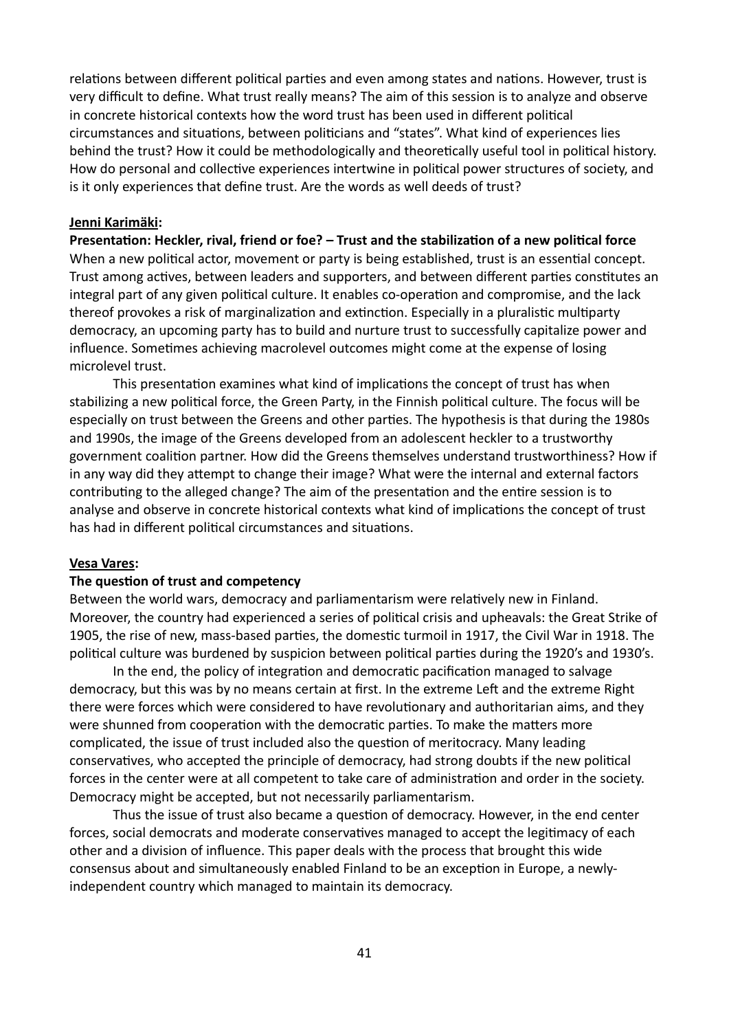relations between different political parties and even among states and nations. However, trust is very difficult to define. What trust really means? The aim of this session is to analyze and observe in concrete historical contexts how the word trust has been used in different political circumstances and situations, between politicians and "states". What kind of experiences lies behind the trust? How it could be methodologically and theoretically useful tool in political history. How do personal and collective experiences intertwine in political power structures of society, and is it only experiences that define trust. Are the words as well deeds of trust?

**Jenni Karimäki:**

**Presentation: Heckler, rival, friend or foe? – Trust and the stabilization of a new political force**

When a new political actor, movement or party is being established, trust is an essential concept. Trust among actives, between leaders and supporters, and between different parties constitutes an integral part of any given political culture. It enables co-operation and compromise, and the lack thereof provokes a risk of marginalization and extinction. Especially in a pluralistic multiparty democracy, an upcoming party has to build and nurture trust to successfully capitalize power and influence. Sometimes achieving macrolevel outcomes might come at the expense of losing microlevel trust.

This presentation examines what kind of implications the concept of trust has when stabilizing a new political force, the Green Party, in the Finnish political culture. The focus will be especially on trust between the Greens and other parties. The hypothesis is that during the 1980s and 1990s, the image of the Greens developed from an adolescent heckler to a trustworthy government coalition partner. How did the Greens themselves understand trustworthiness? How if in any way did they attempt to change their image? What were the internal and external factors contributing to the alleged change? The aim of the presentation and the entire session is to analyse and observe in concrete historical contexts what kind of implications the concept of trust has had in different political circumstances and situations.

**Vesa Vares:**

**The question of trust and competency**

Between the world wars, democracy and parliamentarism were relatively new in Finland. Moreover, the country had experienced a series of political crisis and upheavals: the Great Strike of 1905, the rise of new, mass-based parties, the domestic turmoil in 1917, the Civil War in 1918. The political culture was burdened by suspicion between political parties during the 1920's and 1930's.

In the end, the policy of integration and democratic pacification managed to salvage democracy, but this was by no means certain at first. In the extreme Left and the extreme Right there were forces which were considered to have revolutionary and authoritarian aims, and they were shunned from cooperation with the democratic parties. To make the matters more complicated, the issue of trust included also the question of meritocracy. Many leading conservatives, who accepted the principle of democracy, had strong doubts if the new political forces in the center were at all competent to take care of administration and order in the society. Democracy might be accepted, but not necessarily parliamentarism.

Thus the issue of trust also became a question of democracy. However, in the end center forces, social democrats and moderate conservatives managed to accept the legitimacy of each other and a division of influence. This paper deals with the process that brought this wide consensus about and simultaneously enabled Finland to be an exception in Europe, a newly-independent country which managed to maintain its democracy.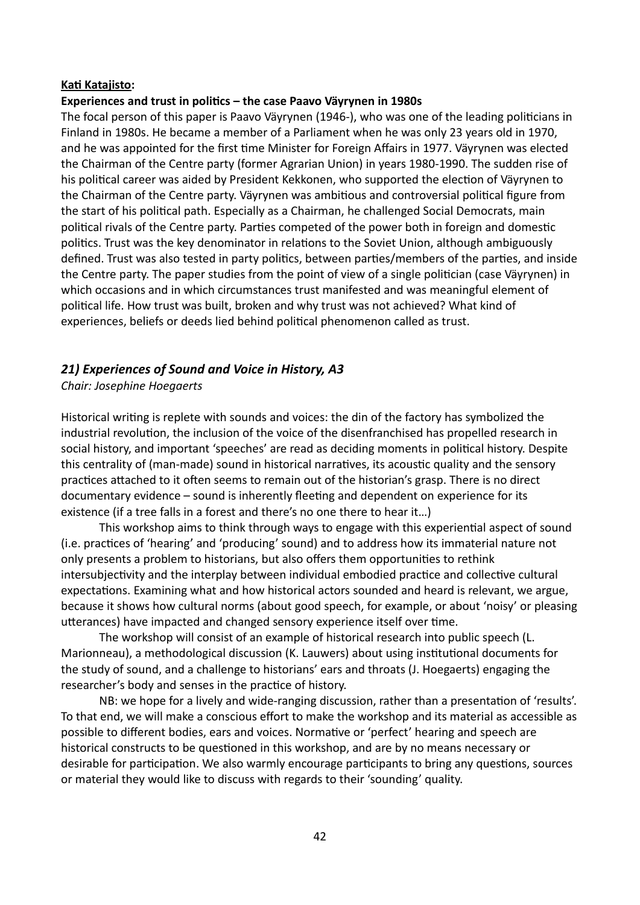**Kati Katajisto:**

**Experiences and trust in politics – the case Paavo Väyrynen in 1980s**

The focal person of this paper is Paavo Väyrynen (1946-), who was one of the leading politicians in Finland in 1980s. He became a member of a Parliament when he was only 23 years old in 1970, and he was appointed for the first time Minister for Foreign Affairs in 1977. Väyrynen was elected the Chairman of the Centre party (former Agrarian Union) in years 1980-1990. The sudden rise of his political career was aided by President Kekkonen, who supported the election of Väyrynen to the Chairman of the Centre party. Väyrynen was ambitious and controversial political figure from the start of his political path. Especially as a Chairman, he challenged Social Democrats, main political rivals of the Centre party. Parties competed of the power both in foreign and domestic politics. Trust was the key denominator in relations to the Soviet Union, although ambiguously defined. Trust was also tested in party politics, between parties/members of the parties, and inside the Centre party. The paper studies from the point of view of a single politician (case Väyrynen) in which occasions and in which circumstances trust manifested and was meaningful element of political life. How trust was built, broken and why trust was not achieved? What kind of experiences, beliefs or deeds lied behind political phenomenon called as trust.

## *21) Experiences of Sound and Voice in History, A3*

*Chair: Josephine Hoegaerts*

Historical writing is replete with sounds and voices: the din of the factory has symbolized the industrial revolution, the inclusion of the voice of the disenfranchised has propelled research in social history, and important 'speeches' are read as deciding moments in political history. Despite this centrality of (man-made) sound in historical narratives, its acoustic quality and the sensory practices attached to it often seems to remain out of the historian's grasp. There is no direct documentary evidence – sound is inherently fleeting and dependent on experience for its existence (if a tree falls in a forest and there's no one there to hear it…)

This workshop aims to think through ways to engage with this experiential aspect of sound (i.e. practices of 'hearing' and 'producing' sound) and to address how its immaterial nature not only presents a problem to historians, but also offers them opportunities to rethink intersubjectivity and the interplay between individual embodied practice and collective cultural expectations. Examining what and how historical actors sounded and heard is relevant, we argue, because it shows how cultural norms (about good speech, for example, or about 'noisy' or pleasing utterances) have impacted and changed sensory experience itself over time.

The workshop will consist of an example of historical research into public speech (L. Marionneau), a methodological discussion (K. Lauwers) about using institutional documents for the study of sound, and a challenge to historians' ears and throats (J. Hoegaerts) engaging the researcher's body and senses in the practice of history.

NB: we hope for a lively and wide-ranging discussion, rather than a presentation of 'results'. To that end, we will make a conscious effort to make the workshop and its material as accessible as possible to different bodies, ears and voices. Normative or 'perfect' hearing and speech are historical constructs to be questioned in this workshop, and are by no means necessary or desirable for participation. We also warmly encourage participants to bring any questions, sources or material they would like to discuss with regards to their 'sounding' quality.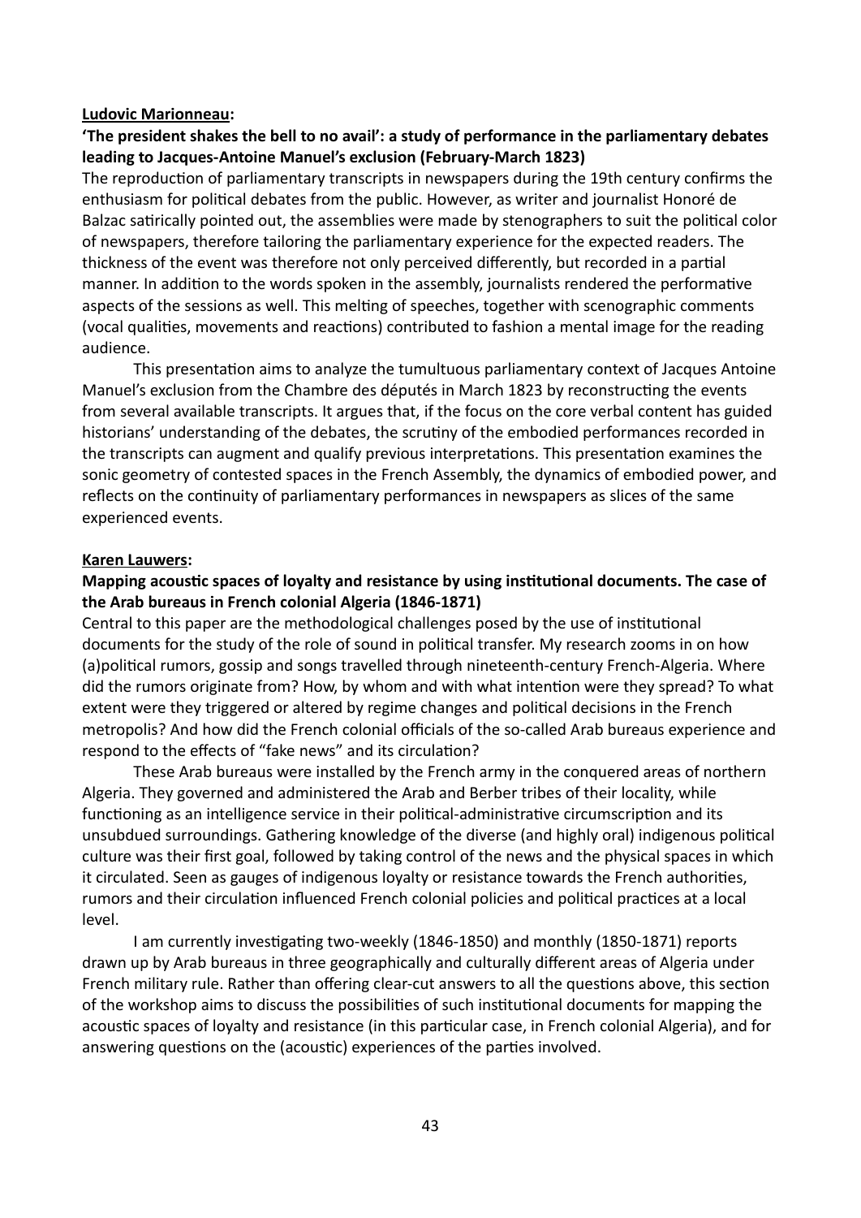**<u>Ludovic Marionneau</u>:**

**'The president shakes the bell to no avail': a study of performance in the parliamentary debates leading to Jacques-Antoine Manuel's exclusion (February-March 1823)**

The reproduction of parliamentary transcripts in newspapers during the 19th century confirms the enthusiasm for political debates from the public. However, as writer and journalist Honoré de Balzac satirically pointed out, the assemblies were made by stenographers to suit the political color of newspapers, therefore tailoring the parliamentary experience for the expected readers. The thickness of the event was therefore not only perceived differently, but recorded in a partial manner. In addition to the words spoken in the assembly, journalists rendered the performative aspects of the sessions as well. This melting of speeches, together with scenographic comments (vocal qualities, movements and reactions) contributed to fashion a mental image for the reading audience.

This presentation aims to analyze the tumultuous parliamentary context of Jacques Antoine Manuel's exclusion from the Chambre des députés in March 1823 by reconstructing the events from several available transcripts. It argues that, if the focus on the core verbal content has guided historians' understanding of the debates, the scrutiny of the embodied performances recorded in the transcripts can augment and qualify previous interpretations. This presentation examines the sonic geometry of contested spaces in the French Assembly, the dynamics of embodied power, and reflects on the continuity of parliamentary performances in newspapers as slices of the same experienced events.

**<u>Karen Lauwers</u>:**

**Mapping acoustic spaces of loyalty and resistance by using institutional documents. The case of the Arab bureaus in French colonial Algeria (1846-1871)**

Central to this paper are the methodological challenges posed by the use of institutional documents for the study of the role of sound in political transfer. My research zooms in on how (a)political rumors, gossip and songs travelled through nineteenth-century French-Algeria. Where did the rumors originate from? How, by whom and with what intention were they spread? To what extent were they triggered or altered by regime changes and political decisions in the French metropolis? And how did the French colonial officials of the so-called Arab bureaus experience and respond to the effects of "fake news" and its circulation?

These Arab bureaus were installed by the French army in the conquered areas of northern Algeria. They governed and administered the Arab and Berber tribes of their locality, while functioning as an intelligence service in their political-administrative circumscription and its unsubdued surroundings. Gathering knowledge of the diverse (and highly oral) indigenous political culture was their first goal, followed by taking control of the news and the physical spaces in which it circulated. Seen as gauges of indigenous loyalty or resistance towards the French authorities, rumors and their circulation influenced French colonial policies and political practices at a local level.

I am currently investigating two-weekly (1846-1850) and monthly (1850-1871) reports drawn up by Arab bureaus in three geographically and culturally different areas of Algeria under French military rule. Rather than offering clear-cut answers to all the questions above, this section of the workshop aims to discuss the possibilities of such institutional documents for mapping the acoustic spaces of loyalty and resistance (in this particular case, in French colonial Algeria), and for answering questions on the (acoustic) experiences of the parties involved.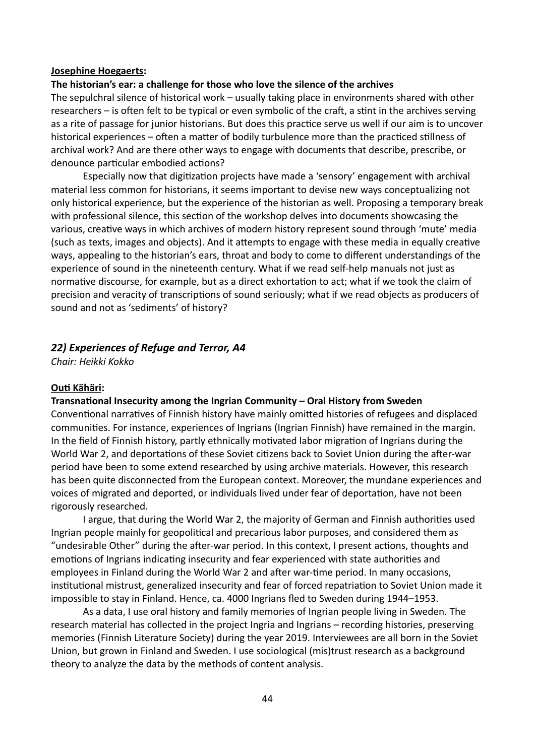**Josephine Hoegaerts:**

**The historian's ear: a challenge for those who love the silence of the archives**

The sepulchral silence of historical work – usually taking place in environments shared with other researchers – is often felt to be typical or even symbolic of the craft, a stint in the archives serving as a rite of passage for junior historians. But does this practice serve us well if our aim is to uncover historical experiences – often a matter of bodily turbulence more than the practiced stillness of archival work? And are there other ways to engage with documents that describe, prescribe, or denounce particular embodied actions?

Especially now that digitization projects have made a 'sensory' engagement with archival material less common for historians, it seems important to devise new ways conceptualizing not only historical experience, but the experience of the historian as well. Proposing a temporary break with professional silence, this section of the workshop delves into documents showcasing the various, creative ways in which archives of modern history represent sound through 'mute' media (such as texts, images and objects). And it attempts to engage with these media in equally creative ways, appealing to the historian's ears, throat and body to come to different understandings of the experience of sound in the nineteenth century. What if we read self-help manuals not just as normative discourse, for example, but as a direct exhortation to act; what if we took the claim of precision and veracity of transcriptions of sound seriously; what if we read objects as producers of sound and not as 'sediments' of history?

## *22) Experiences of Refuge and Terror, A4*

*Chair: Heikki Kokko*

**Outi Kähäri:**

**Transnational Insecurity among the Ingrian Community – Oral History from Sweden**

Conventional narratives of Finnish history have mainly omitted histories of refugees and displaced communities. For instance, experiences of Ingrians (Ingrian Finnish) have remained in the margin. In the field of Finnish history, partly ethnically motivated labor migration of Ingrians during the World War 2, and deportations of these Soviet citizens back to Soviet Union during the after-war period have been to some extend researched by using archive materials. However, this research has been quite disconnected from the European context. Moreover, the mundane experiences and voices of migrated and deported, or individuals lived under fear of deportation, have not been rigorously researched.

I argue, that during the World War 2, the majority of German and Finnish authorities used Ingrian people mainly for geopolitical and precarious labor purposes, and considered them as "undesirable Other" during the after-war period. In this context, I present actions, thoughts and emotions of Ingrians indicating insecurity and fear experienced with state authorities and employees in Finland during the World War 2 and after war-time period. In many occasions, institutional mistrust, generalized insecurity and fear of forced repatriation to Soviet Union made it impossible to stay in Finland. Hence, ca. 4000 Ingrians fled to Sweden during 1944–1953.

As a data, I use oral history and family memories of Ingrian people living in Sweden. The research material has collected in the project Ingria and Ingrians – recording histories, preserving memories (Finnish Literature Society) during the year 2019. Interviewees are all born in the Soviet Union, but grown in Finland and Sweden. I use sociological (mis)trust research as a background theory to analyze the data by the methods of content analysis.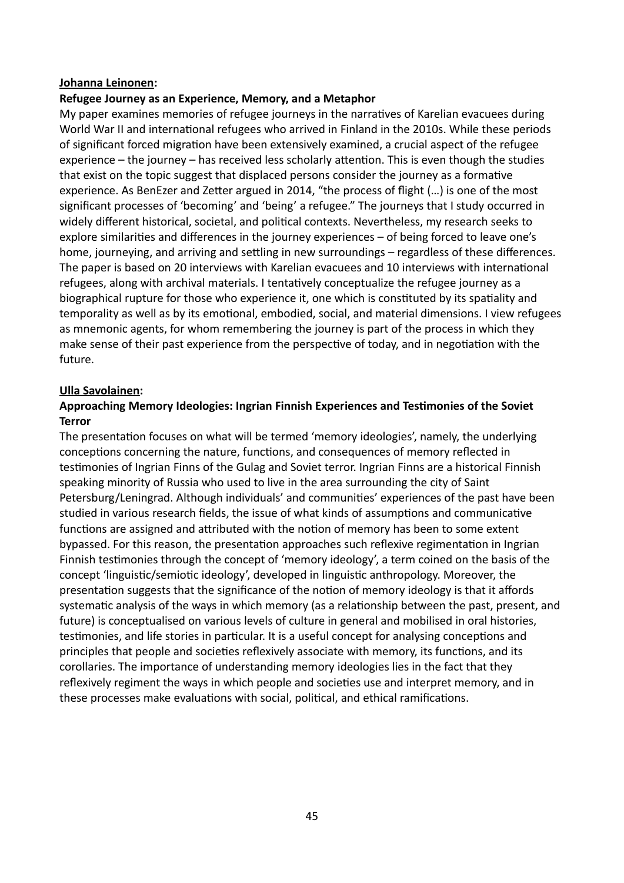**Johanna Leinonen:**

**Refugee Journey as an Experience, Memory, and a Metaphor**

My paper examines memories of refugee journeys in the narratives of Karelian evacuees during World War II and international refugees who arrived in Finland in the 2010s. While these periods of significant forced migration have been extensively examined, a crucial aspect of the refugee experience – the journey – has received less scholarly attention. This is even though the studies that exist on the topic suggest that displaced persons consider the journey as a formative experience. As BenEzer and Zetter argued in 2014, "the process of flight (…) is one of the most significant processes of 'becoming' and 'being' a refugee." The journeys that I study occurred in widely different historical, societal, and political contexts. Nevertheless, my research seeks to explore similarities and differences in the journey experiences – of being forced to leave one's home, journeying, and arriving and settling in new surroundings – regardless of these differences. The paper is based on 20 interviews with Karelian evacuees and 10 interviews with international refugees, along with archival materials. I tentatively conceptualize the refugee journey as a biographical rupture for those who experience it, one which is constituted by its spatiality and temporality as well as by its emotional, embodied, social, and material dimensions. I view refugees as mnemonic agents, for whom remembering the journey is part of the process in which they make sense of their past experience from the perspective of today, and in negotiation with the future.

**Ulla Savolainen:**

**Approaching Memory Ideologies: Ingrian Finnish Experiences and Testimonies of the Soviet Terror**

The presentation focuses on what will be termed 'memory ideologies', namely, the underlying conceptions concerning the nature, functions, and consequences of memory reflected in testimonies of Ingrian Finns of the Gulag and Soviet terror. Ingrian Finns are a historical Finnish speaking minority of Russia who used to live in the area surrounding the city of Saint Petersburg/Leningrad. Although individuals' and communities' experiences of the past have been studied in various research fields, the issue of what kinds of assumptions and communicative functions are assigned and attributed with the notion of memory has been to some extent bypassed. For this reason, the presentation approaches such reflexive regimentation in Ingrian Finnish testimonies through the concept of 'memory ideology', a term coined on the basis of the concept 'linguistic/semiotic ideology', developed in linguistic anthropology. Moreover, the presentation suggests that the significance of the notion of memory ideology is that it affords systematic analysis of the ways in which memory (as a relationship between the past, present, and future) is conceptualised on various levels of culture in general and mobilised in oral histories, testimonies, and life stories in particular. It is a useful concept for analysing conceptions and principles that people and societies reflexively associate with memory, its functions, and its corollaries. The importance of understanding memory ideologies lies in the fact that they reflexively regiment the ways in which people and societies use and interpret memory, and in these processes make evaluations with social, political, and ethical ramifications.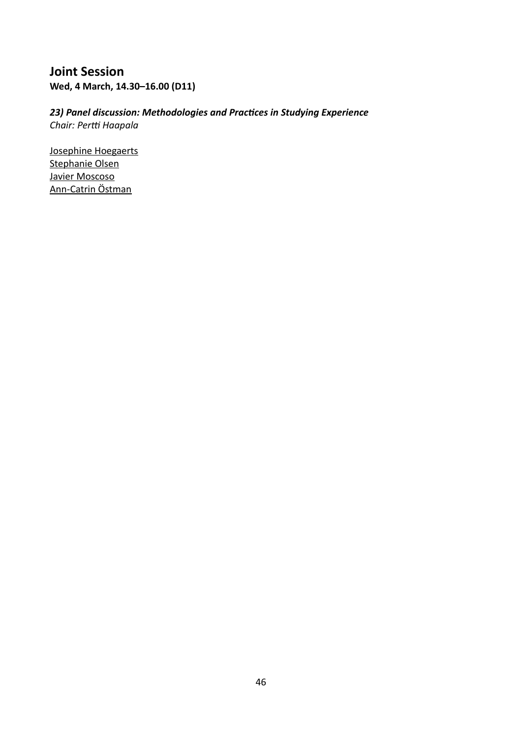## Joint Session

**Wed, 4 March, 14.30–16.00 (D11)**

***23) Panel discussion: Methodologies and Practices in Studying Experience***
*Chair: Pertti Haapala*

Josephine Hoegaerts
Stephanie Olsen
Javier Moscoso
Ann-Catrin Östman